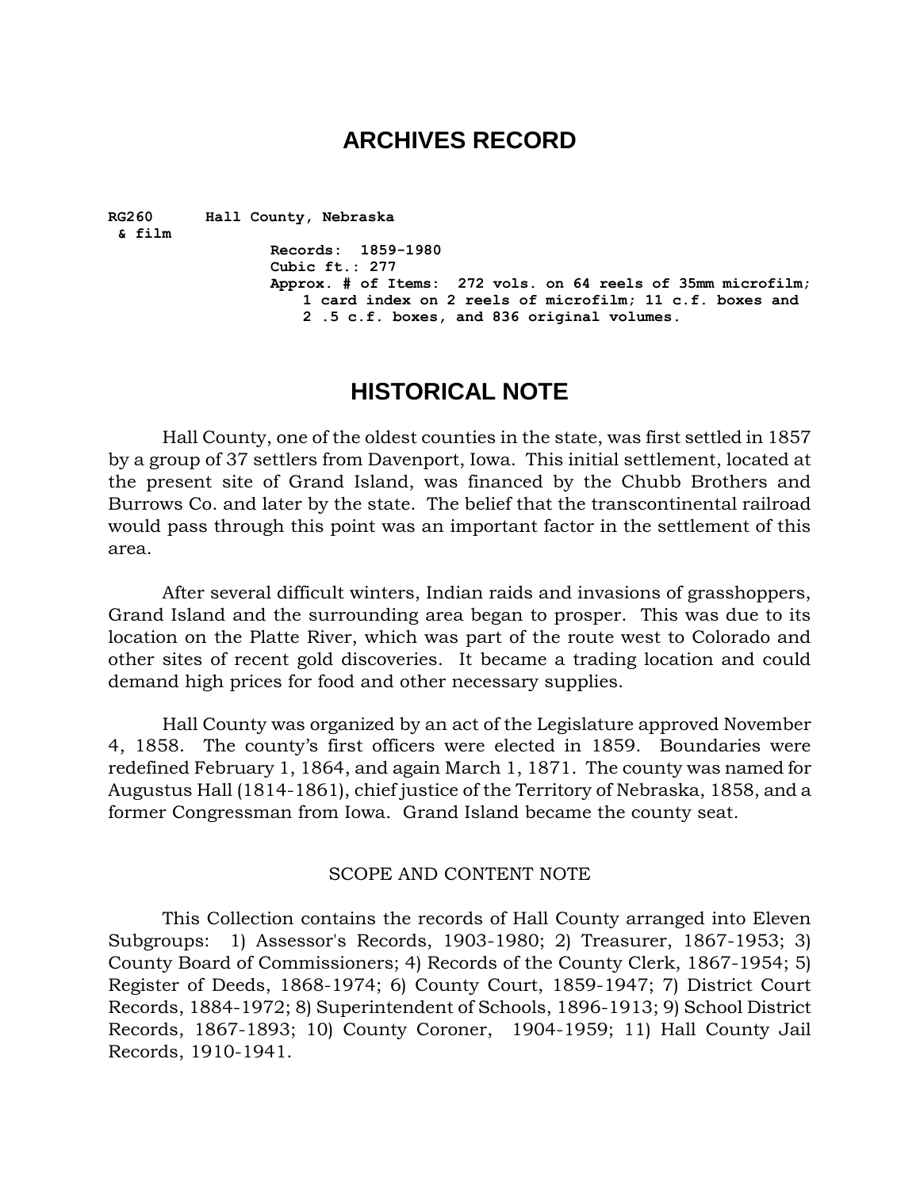# ARCHIVES RECORD

**RG260 & film** **Hall County, Nebraska**

**Records: 1859-1980**
**Cubic ft.: 277**
**Approx. # of Items: 272 vols. on 64 reels of 35mm microfilm; 1 card index on 2 reels of microfilm; 11 c.f. boxes and 2 .5 c.f. boxes, and 836 original volumes.**

# HISTORICAL NOTE

Hall County, one of the oldest counties in the state, was first settled in 1857 by a group of 37 settlers from Davenport, Iowa. This initial settlement, located at the present site of Grand Island, was financed by the Chubb Brothers and Burrows Co. and later by the state. The belief that the transcontinental railroad would pass through this point was an important factor in the settlement of this area.

After several difficult winters, Indian raids and invasions of grasshoppers, Grand Island and the surrounding area began to prosper. This was due to its location on the Platte River, which was part of the route west to Colorado and other sites of recent gold discoveries. It became a trading location and could demand high prices for food and other necessary supplies.

Hall County was organized by an act of the Legislature approved November 4, 1858. The county's first officers were elected in 1859. Boundaries were redefined February 1, 1864, and again March 1, 1871. The county was named for Augustus Hall (1814-1861), chief justice of the Territory of Nebraska, 1858, and a former Congressman from Iowa. Grand Island became the county seat.

## SCOPE AND CONTENT NOTE

This Collection contains the records of Hall County arranged into Eleven Subgroups: 1) Assessor's Records, 1903-1980; 2) Treasurer, 1867-1953; 3) County Board of Commissioners; 4) Records of the County Clerk, 1867-1954; 5) Register of Deeds, 1868-1974; 6) County Court, 1859-1947; 7) District Court Records, 1884-1972; 8) Superintendent of Schools, 1896-1913; 9) School District Records, 1867-1893; 10) County Coroner, 1904-1959; 11) Hall County Jail Records, 1910-1941.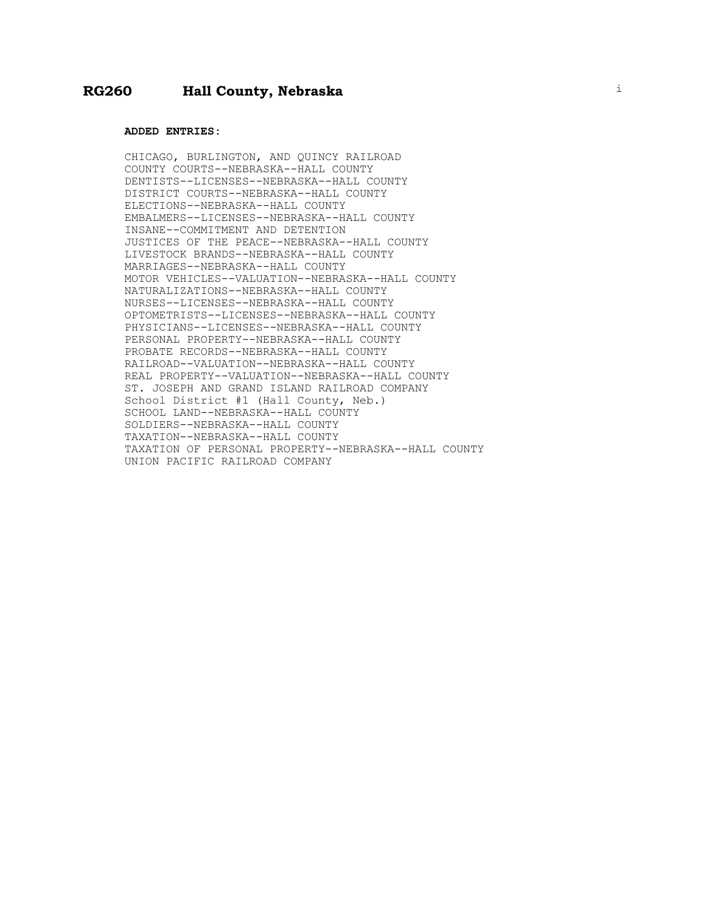# RG260 Hall County, Nebraska

**ADDED ENTRIES:**

CHICAGO, BURLINGTON, AND QUINCY RAILROAD
COUNTY COURTS--NEBRASKA--HALL COUNTY
DENTISTS--LICENSES--NEBRASKA--HALL COUNTY
DISTRICT COURTS--NEBRASKA--HALL COUNTY
ELECTIONS--NEBRASKA--HALL COUNTY
EMBALMERS--LICENSES--NEBRASKA--HALL COUNTY
INSANE--COMMITMENT AND DETENTION
JUSTICES OF THE PEACE--NEBRASKA--HALL COUNTY
LIVESTOCK BRANDS--NEBRASKA--HALL COUNTY
MARRIAGES--NEBRASKA--HALL COUNTY
MOTOR VEHICLES--VALUATION--NEBRASKA--HALL COUNTY
NATURALIZATIONS--NEBRASKA--HALL COUNTY
NURSES--LICENSES--NEBRASKA--HALL COUNTY
OPTOMETRISTS--LICENSES--NEBRASKA--HALL COUNTY
PHYSICIANS--LICENSES--NEBRASKA--HALL COUNTY
PERSONAL PROPERTY--NEBRASKA--HALL COUNTY
PROBATE RECORDS--NEBRASKA--HALL COUNTY
RAILROAD--VALUATION--NEBRASKA--HALL COUNTY
REAL PROPERTY--VALUATION--NEBRASKA--HALL COUNTY
ST. JOSEPH AND GRAND ISLAND RAILROAD COMPANY
School District #1 (Hall County, Neb.)
SCHOOL LAND--NEBRASKA--HALL COUNTY
SOLDIERS--NEBRASKA--HALL COUNTY
TAXATION--NEBRASKA--HALL COUNTY
TAXATION OF PERSONAL PROPERTY--NEBRASKA--HALL COUNTY
UNION PACIFIC RAILROAD COMPANY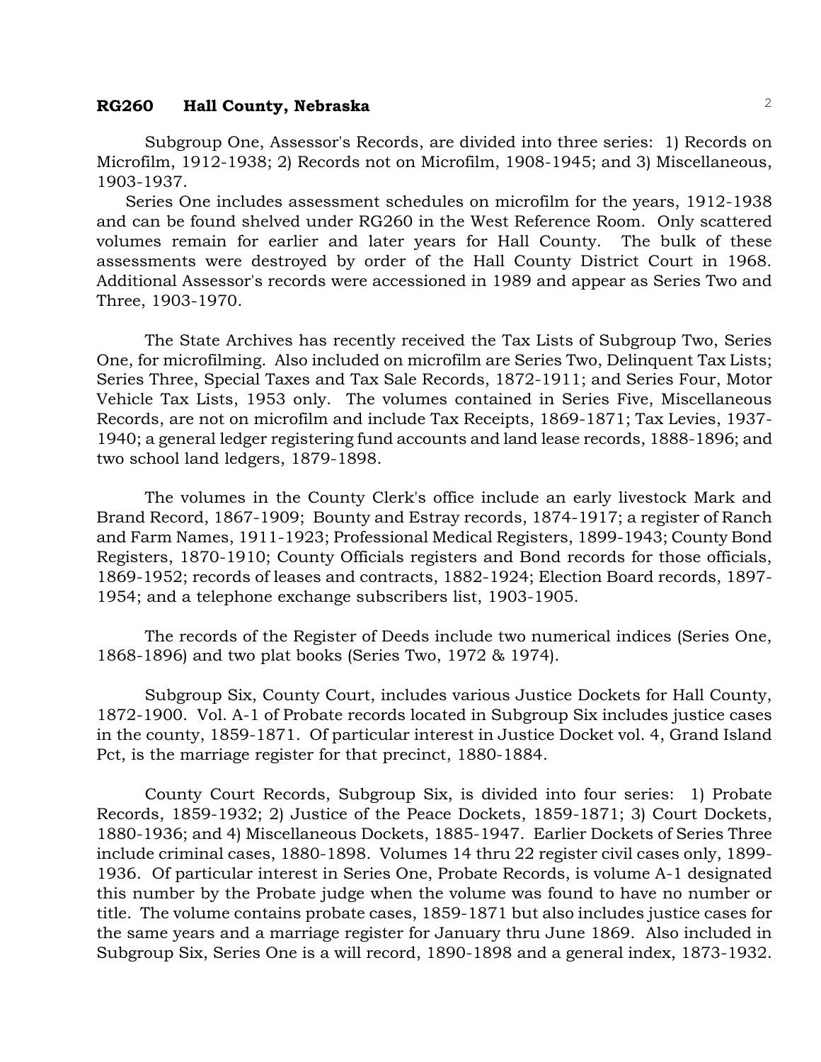Subgroup One, Assessor's Records, are divided into three series: 1) Records on Microfilm, 1912-1938; 2) Records not on Microfilm, 1908-1945; and 3) Miscellaneous, 1903-1937.

Series One includes assessment schedules on microfilm for the years, 1912-1938 and can be found shelved under RG260 in the West Reference Room. Only scattered volumes remain for earlier and later years for Hall County. The bulk of these assessments were destroyed by order of the Hall County District Court in 1968. Additional Assessor's records were accessioned in 1989 and appear as Series Two and Three, 1903-1970.

The State Archives has recently received the Tax Lists of Subgroup Two, Series One, for microfilming. Also included on microfilm are Series Two, Delinquent Tax Lists; Series Three, Special Taxes and Tax Sale Records, 1872-1911; and Series Four, Motor Vehicle Tax Lists, 1953 only. The volumes contained in Series Five, Miscellaneous Records, are not on microfilm and include Tax Receipts, 1869-1871; Tax Levies, 1937-1940; a general ledger registering fund accounts and land lease records, 1888-1896; and two school land ledgers, 1879-1898.

The volumes in the County Clerk's office include an early livestock Mark and Brand Record, 1867-1909; Bounty and Estray records, 1874-1917; a register of Ranch and Farm Names, 1911-1923; Professional Medical Registers, 1899-1943; County Bond Registers, 1870-1910; County Officials registers and Bond records for those officials, 1869-1952; records of leases and contracts, 1882-1924; Election Board records, 1897-1954; and a telephone exchange subscribers list, 1903-1905.

The records of the Register of Deeds include two numerical indices (Series One, 1868-1896) and two plat books (Series Two, 1972 & 1974).

Subgroup Six, County Court, includes various Justice Dockets for Hall County, 1872-1900. Vol. A-1 of Probate records located in Subgroup Six includes justice cases in the county, 1859-1871. Of particular interest in Justice Docket vol. 4, Grand Island Pct, is the marriage register for that precinct, 1880-1884.

County Court Records, Subgroup Six, is divided into four series: 1) Probate Records, 1859-1932; 2) Justice of the Peace Dockets, 1859-1871; 3) Court Dockets, 1880-1936; and 4) Miscellaneous Dockets, 1885-1947. Earlier Dockets of Series Three include criminal cases, 1880-1898. Volumes 14 thru 22 register civil cases only, 1899-1936. Of particular interest in Series One, Probate Records, is volume A-1 designated this number by the Probate judge when the volume was found to have no number or title. The volume contains probate cases, 1859-1871 but also includes justice cases for the same years and a marriage register for January thru June 1869. Also included in Subgroup Six, Series One is a will record, 1890-1898 and a general index, 1873-1932.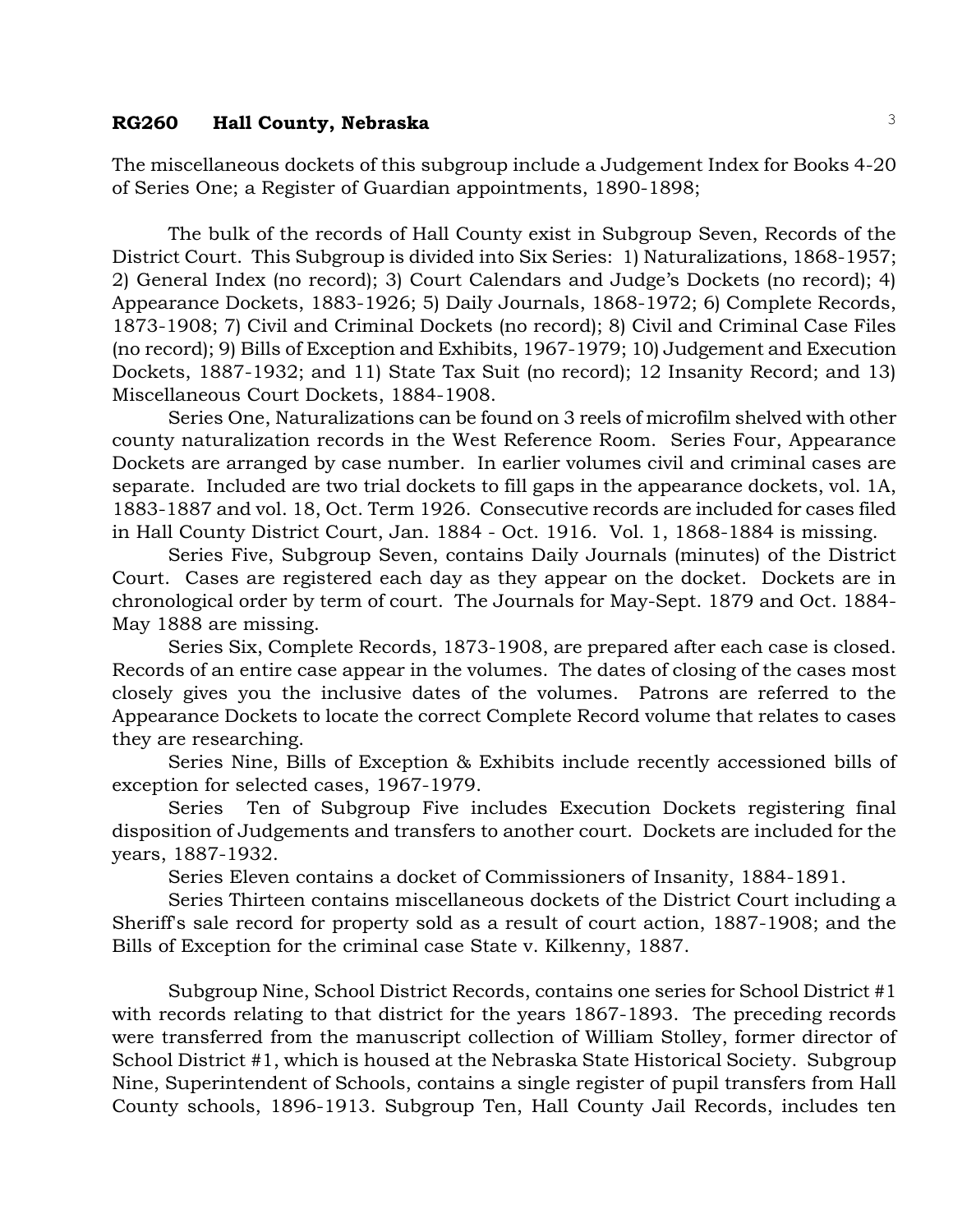The miscellaneous dockets of this subgroup include a Judgement Index for Books 4-20 of Series One; a Register of Guardian appointments, 1890-1898;

The bulk of the records of Hall County exist in Subgroup Seven, Records of the District Court. This Subgroup is divided into Six Series: 1) Naturalizations, 1868-1957; 2) General Index (no record); 3) Court Calendars and Judge's Dockets (no record); 4) Appearance Dockets, 1883-1926; 5) Daily Journals, 1868-1972; 6) Complete Records, 1873-1908; 7) Civil and Criminal Dockets (no record); 8) Civil and Criminal Case Files (no record); 9) Bills of Exception and Exhibits, 1967-1979; 10) Judgement and Execution Dockets, 1887-1932; and 11) State Tax Suit (no record); 12 Insanity Record; and 13) Miscellaneous Court Dockets, 1884-1908.

Series One, Naturalizations can be found on 3 reels of microfilm shelved with other county naturalization records in the West Reference Room. Series Four, Appearance Dockets are arranged by case number. In earlier volumes civil and criminal cases are separate. Included are two trial dockets to fill gaps in the appearance dockets, vol. 1A, 1883-1887 and vol. 18, Oct. Term 1926. Consecutive records are included for cases filed in Hall County District Court, Jan. 1884 - Oct. 1916. Vol. 1, 1868-1884 is missing.

Series Five, Subgroup Seven, contains Daily Journals (minutes) of the District Court. Cases are registered each day as they appear on the docket. Dockets are in chronological order by term of court. The Journals for May-Sept. 1879 and Oct. 1884-May 1888 are missing.

Series Six, Complete Records, 1873-1908, are prepared after each case is closed. Records of an entire case appear in the volumes. The dates of closing of the cases most closely gives you the inclusive dates of the volumes. Patrons are referred to the Appearance Dockets to locate the correct Complete Record volume that relates to cases they are researching.

Series Nine, Bills of Exception & Exhibits include recently accessioned bills of exception for selected cases, 1967-1979.

Series Ten of Subgroup Five includes Execution Dockets registering final disposition of Judgements and transfers to another court. Dockets are included for the years, 1887-1932.

Series Eleven contains a docket of Commissioners of Insanity, 1884-1891.

Series Thirteen contains miscellaneous dockets of the District Court including a Sheriff's sale record for property sold as a result of court action, 1887-1908; and the Bills of Exception for the criminal case State v. Kilkenny, 1887.

Subgroup Nine, School District Records, contains one series for School District #1 with records relating to that district for the years 1867-1893. The preceding records were transferred from the manuscript collection of William Stolley, former director of School District #1, which is housed at the Nebraska State Historical Society. Subgroup Nine, Superintendent of Schools, contains a single register of pupil transfers from Hall County schools, 1896-1913. Subgroup Ten, Hall County Jail Records, includes ten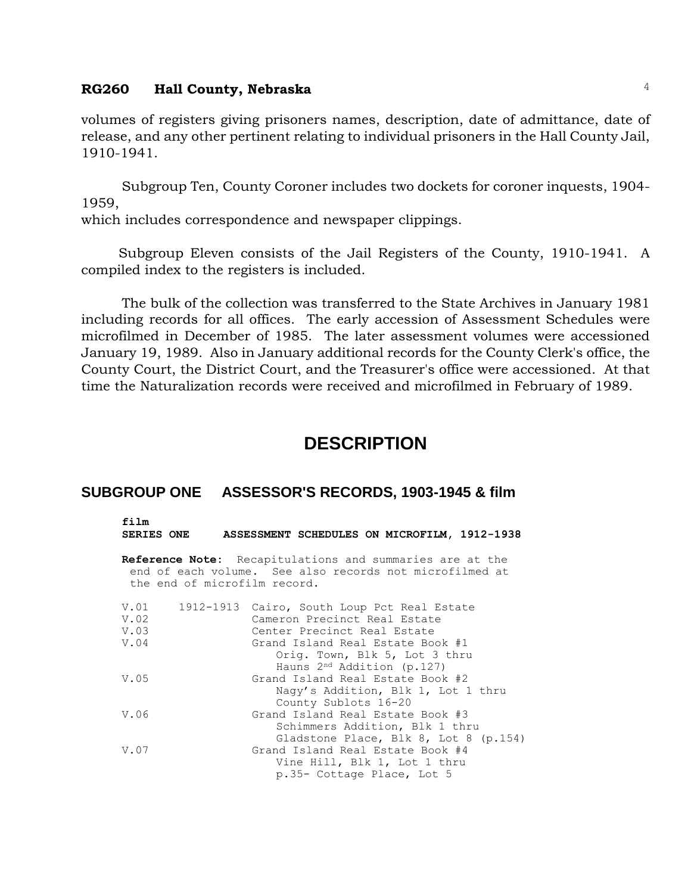volumes of registers giving prisoners names, description, date of admittance, date of release, and any other pertinent relating to individual prisoners in the Hall County Jail, 1910-1941.

Subgroup Ten, County Coroner includes two dockets for coroner inquests, 1904-1959, which includes correspondence and newspaper clippings.

Subgroup Eleven consists of the Jail Registers of the County, 1910-1941. A compiled index to the registers is included.

The bulk of the collection was transferred to the State Archives in January 1981 including records for all offices. The early accession of Assessment Schedules were microfilmed in December of 1985. The later assessment volumes were accessioned January 19, 1989. Also in January additional records for the County Clerk's office, the County Court, the District Court, and the Treasurer's office were accessioned. At that time the Naturalization records were received and microfilmed in February of 1989.

# DESCRIPTION

## SUBGROUP ONE ASSESSOR'S RECORDS, 1903-1945 & film

**film**
**SERIES ONE ASSESSMENT SCHEDULES ON MICROFILM, 1912-1938**

**Reference Note:** Recapitulations and summaries are at the end of each volume. See also records not microfilmed at the end of microfilm record.

| | | |
|---|---|---|
| V.01 | 1912-1913 | Cairo, South Loup Pct Real Estate |
| V.02 | | Cameron Precinct Real Estate |
| V.03 | | Center Precinct Real Estate |
| V.04 | | Grand Island Real Estate Book #1<br>Orig. Town, Blk 5, Lot 3 thru<br>Hauns 2nd Addition (p.127) |
| V.05 | | Grand Island Real Estate Book #2<br>Nagy's Addition, Blk 1, Lot 1 thru<br>County Sublots 16-20 |
| V.06 | | Grand Island Real Estate Book #3<br>Schimmers Addition, Blk 1 thru<br>Gladstone Place, Blk 8, Lot 8 (p.154) |
| V.07 | | Grand Island Real Estate Book #4<br>Vine Hill, Blk 1, Lot 1 thru<br>p.35- Cottage Place, Lot 5 |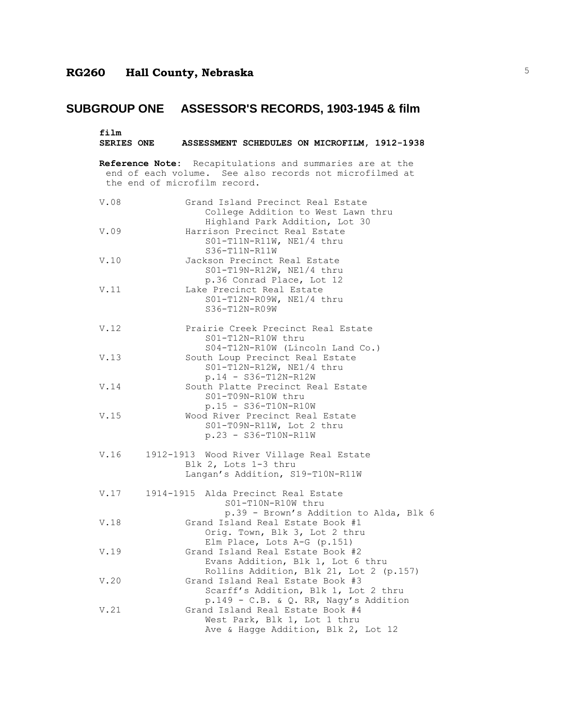# RG260 Hall County, Nebraska

## SUBGROUP ONE ASSESSOR'S RECORDS, 1903-1945 & film

### film
### SERIES ONE ASSESSMENT SCHEDULES ON MICROFILM, 1912-1938

**Reference Note:** Recapitulations and summaries are at the end of each volume. See also records not microfilmed at the end of microfilm record.

| Volume | Dates | Description |
|---|---|---|
| V.08 | | Grand Island Precinct Real Estate<br>College Addition to West Lawn thru<br>Highland Park Addition, Lot 30 |
| V.09 | | Harrison Precinct Real Estate<br>S01-T11N-R11W, NE1/4 thru<br>S36-T11N-R11W |
| V.10 | | Jackson Precinct Real Estate<br>S01-T19N-R12W, NE1/4 thru<br>p.36 Conrad Place, Lot 12 |
| V.11 | | Lake Precinct Real Estate<br>S01-T12N-R09W, NE1/4 thru<br>S36-T12N-R09W |
| V.12 | | Prairie Creek Precinct Real Estate<br>S01-T12N-R10W thru<br>S04-T12N-R10W (Lincoln Land Co.) |
| V.13 | | South Loup Precinct Real Estate<br>S01-T12N-R12W, NE1/4 thru<br>p.14 - S36-T12N-R12W |
| V.14 | | South Platte Precinct Real Estate<br>S01-T09N-R10W thru<br>p.15 - S36-T10N-R10W |
| V.15 | | Wood River Precinct Real Estate<br>S01-T09N-R11W, Lot 2 thru<br>p.23 - S36-T10N-R11W |
| V.16 | 1912-1913 | Wood River Village Real Estate<br>Blk 2, Lots 1-3 thru<br>Langan's Addition, S19-T10N-R11W |
| V.17 | 1914-1915 | Alda Precinct Real Estate<br>S01-T10N-R10W thru<br>p.39 - Brown's Addition to Alda, Blk 6 |
| V.18 | | Grand Island Real Estate Book #1<br>Orig. Town, Blk 3, Lot 2 thru<br>Elm Place, Lots A-G (p.151) |
| V.19 | | Grand Island Real Estate Book #2<br>Evans Addition, Blk 1, Lot 6 thru<br>Rollins Addition, Blk 21, Lot 2 (p.157) |
| V.20 | | Grand Island Real Estate Book #3<br>Scarff's Addition, Blk 1, Lot 2 thru<br>p.149 - C.B. & Q. RR, Nagy's Addition |
| V.21 | | Grand Island Real Estate Book #4<br>West Park, Blk 1, Lot 1 thru<br>Ave & Hagge Addition, Blk 2, Lot 12 |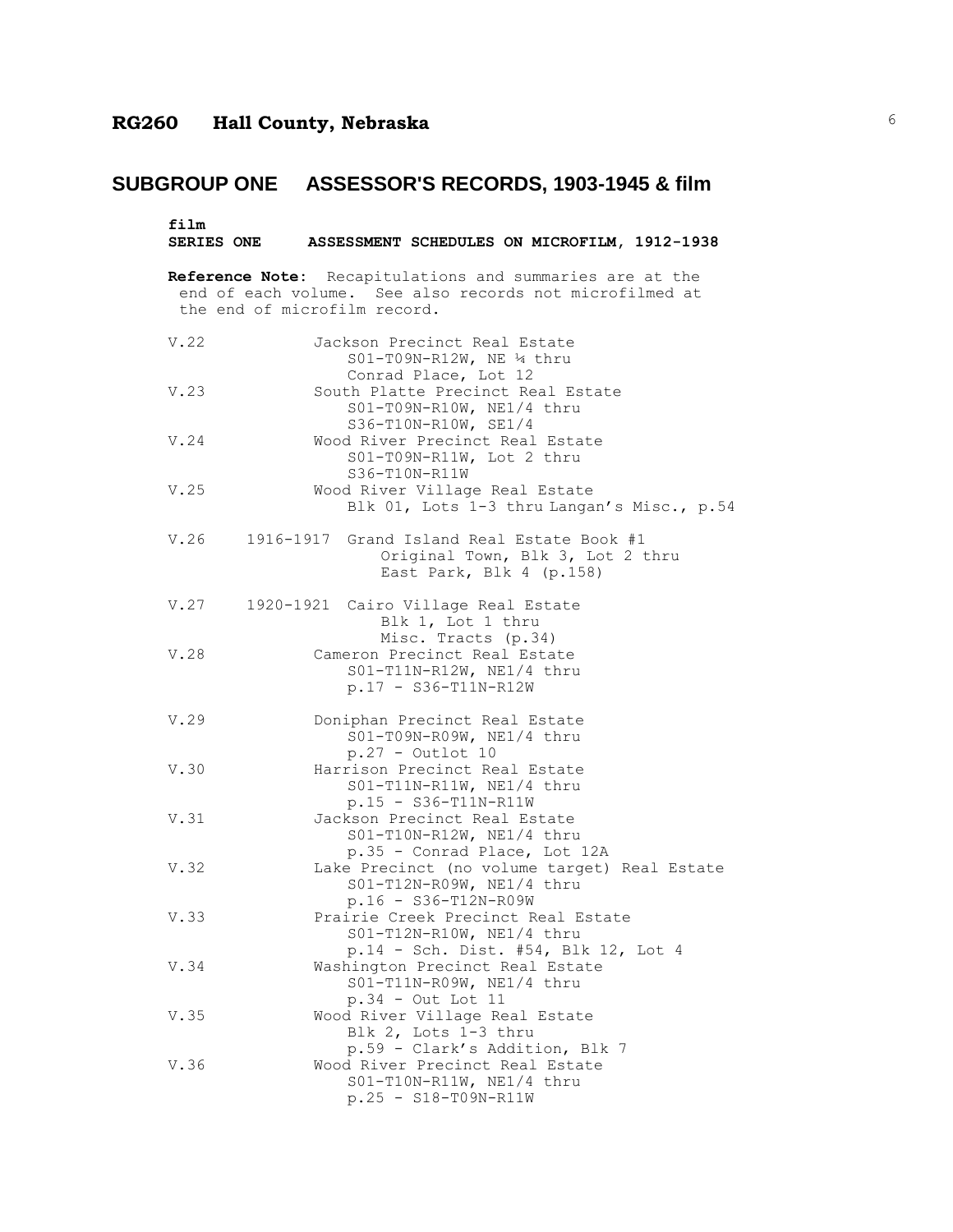# RG260 Hall County, Nebraska

## SUBGROUP ONE ASSESSOR'S RECORDS, 1903-1945 & film

**film**
**SERIES ONE ASSESSMENT SCHEDULES ON MICROFILM, 1912-1938**

**Reference Note:** Recapitulations and summaries are at the end of each volume. See also records not microfilmed at the end of microfilm record.

| Volume | Dates | Description |
|---|---|---|
| V.22 | | Jackson Precinct Real Estate<br>S01-T09N-R12W, NE ¼ thru<br>Conrad Place, Lot 12 |
| V.23 | | South Platte Precinct Real Estate<br>S01-T09N-R10W, NE1/4 thru<br>S36-T10N-R10W, SE1/4 |
| V.24 | | Wood River Precinct Real Estate<br>S01-T09N-R11W, Lot 2 thru<br>S36-T10N-R11W |
| V.25 | | Wood River Village Real Estate<br>Blk 01, Lots 1-3 thru Langan's Misc., p.54 |
| V.26 | 1916-1917 | Grand Island Real Estate Book #1<br>Original Town, Blk 3, Lot 2 thru<br>East Park, Blk 4 (p.158) |
| V.27 | 1920-1921 | Cairo Village Real Estate<br>Blk 1, Lot 1 thru<br>Misc. Tracts (p.34) |
| V.28 | | Cameron Precinct Real Estate<br>S01-T11N-R12W, NE1/4 thru<br>p.17 - S36-T11N-R12W |
| V.29 | | Doniphan Precinct Real Estate<br>S01-T09N-R09W, NE1/4 thru<br>p.27 - Outlot 10 |
| V.30 | | Harrison Precinct Real Estate<br>S01-T11N-R11W, NE1/4 thru<br>p.15 - S36-T11N-R11W |
| V.31 | | Jackson Precinct Real Estate<br>S01-T10N-R12W, NE1/4 thru<br>p.35 - Conrad Place, Lot 12A |
| V.32 | | Lake Precinct (no volume target) Real Estate<br>S01-T12N-R09W, NE1/4 thru<br>p.16 - S36-T12N-R09W |
| V.33 | | Prairie Creek Precinct Real Estate<br>S01-T12N-R10W, NE1/4 thru<br>p.14 - Sch. Dist. #54, Blk 12, Lot 4 |
| V.34 | | Washington Precinct Real Estate<br>S01-T11N-R09W, NE1/4 thru<br>p.34 - Out Lot 11 |
| V.35 | | Wood River Village Real Estate<br>Blk 2, Lots 1-3 thru<br>p.59 - Clark's Addition, Blk 7 |
| V.36 | | Wood River Precinct Real Estate<br>S01-T10N-R11W, NE1/4 thru<br>p.25 - S18-T09N-R11W |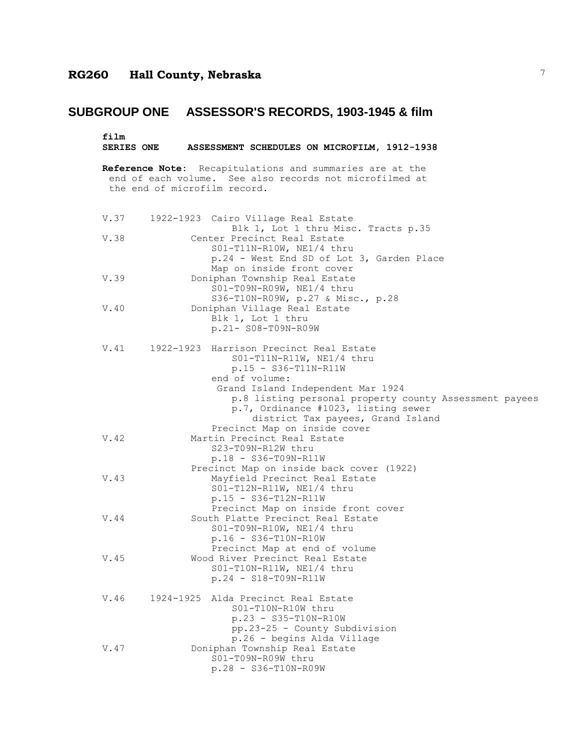## RG260 Hall County, Nebraska

# SUBGROUP ONE ASSESSOR'S RECORDS, 1903-1945 & film

**film**
**SERIES ONE ASSESSMENT SCHEDULES ON MICROFILM, 1912-1938**

**Reference Note:** Recapitulations and summaries are at the end of each volume. See also records not microfilmed at the end of microfilm record.

```
V.37    1922-1923  Cairo Village Real Estate
                        Blk 1, Lot 1 thru Misc. Tracts p.35
V.38               Center Precinct Real Estate
                       S01-T11N-R10W, NE1/4 thru
                       p.24 - West End SD of Lot 3, Garden Place
                       Map on inside front cover
V.39               Doniphan Township Real Estate
                       S01-T09N-R09W, NE1/4 thru
                       S36-T10N-R09W, p.27 & Misc., p.28
V.40               Doniphan Village Real Estate
                       Blk 1, Lot 1 thru
                       p.21- S08-T09N-R09W

V.41    1922-1923  Harrison Precinct Real Estate
                        S01-T11N-R11W, NE1/4 thru
                        p.15 - S36-T11N-R11W
                    end of volume:
                     Grand Island Independent Mar 1924
                        p.8 listing personal property county Assessment payees
                        p.7, Ordinance #1023, listing sewer
                            district Tax payees, Grand Island
                    Precinct Map on inside cover
V.42               Martin Precinct Real Estate
                       S23-T09N-R12W thru
                       p.18 - S36-T09N-R11W
                   Precinct Map on inside back cover (1922)
V.43                   Mayfield Precinct Real Estate
                       S01-T12N-R11W, NE1/4 thru
                       p.15 - S36-T12N-R11W
                       Precinct Map on inside front cover
V.44               South Platte Precinct Real Estate
                       S01-T09N-R10W, NE1/4 thru
                       p.16 - S36-T10N-R10W
                       Precinct Map at end of volume
V.45               Wood River Precinct Real Estate
                       S01-T10N-R11W, NE1/4 thru
                       p.24 - S18-T09N-R11W

V.46    1924-1925  Alda Precinct Real Estate
                        S01-T10N-R10W thru
                        p.23 - S35-T10N-R10W
                        pp.23-25 - County Subdivision
                        p.26 - begins Alda Village
V.47               Doniphan Township Real Estate
                       S01-T09N-R09W thru
                       p.28 - S36-T10N-R09W
```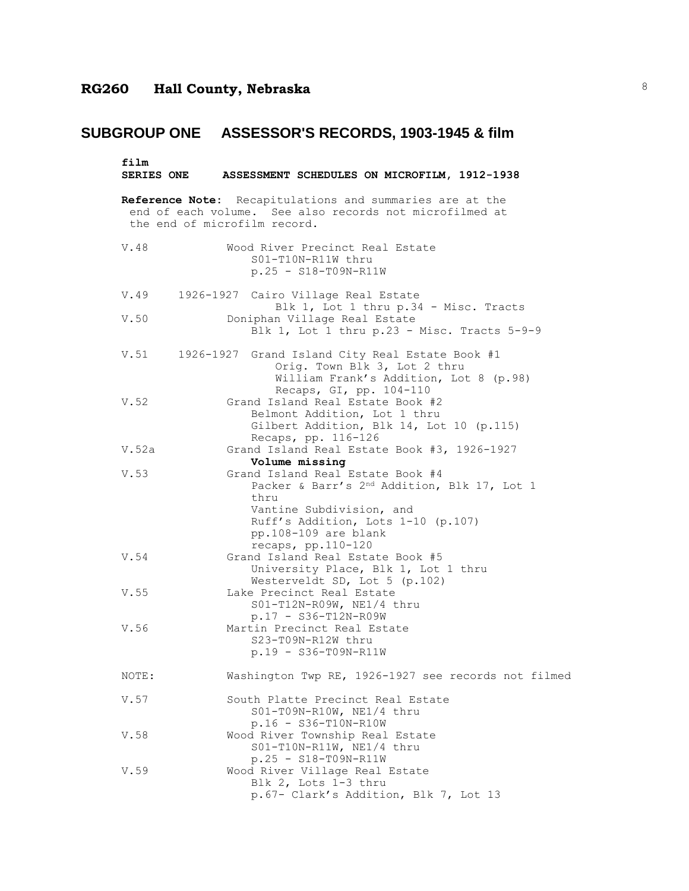## RG260 Hall County, Nebraska

# SUBGROUP ONE ASSESSOR'S RECORDS, 1903-1945 & film

**film**
**SERIES ONE ASSESSMENT SCHEDULES ON MICROFILM, 1912-1938**

**Reference Note**: Recapitulations and summaries are at the end of each volume. See also records not microfilmed at the end of microfilm record.

V.48 Wood River Precinct Real Estate
S01-T10N-R11W thru
p.25 - S18-T09N-R11W

V.49 1926-1927 Cairo Village Real Estate
Blk 1, Lot 1 thru p.34 - Misc. Tracts

V.50 Doniphan Village Real Estate
Blk 1, Lot 1 thru p.23 - Misc. Tracts 5-9-9

V.51 1926-1927 Grand Island City Real Estate Book #1
Orig. Town Blk 3, Lot 2 thru
William Frank's Addition, Lot 8 (p.98)
Recaps, GI, pp. 104-110

V.52 Grand Island Real Estate Book #2
Belmont Addition, Lot 1 thru
Gilbert Addition, Blk 14, Lot 10 (p.115)
Recaps, pp. 116-126

V.52a Grand Island Real Estate Book #3, 1926-1927
**Volume missing**

V.53 Grand Island Real Estate Book #4
Packer & Barr's 2nd Addition, Blk 17, Lot 1 thru
Vantine Subdivision, and
Ruff's Addition, Lots 1-10 (p.107)
pp.108-109 are blank
recaps, pp.110-120

V.54 Grand Island Real Estate Book #5
University Place, Blk 1, Lot 1 thru
Westerveldt SD, Lot 5 (p.102)

V.55 Lake Precinct Real Estate
S01-T12N-R09W, NE1/4 thru
p.17 - S36-T12N-R09W

V.56 Martin Precinct Real Estate
S23-T09N-R12W thru
p.19 - S36-T09N-R11W

NOTE: Washington Twp RE, 1926-1927 see records not filmed

V.57 South Platte Precinct Real Estate
S01-T09N-R10W, NE1/4 thru
p.16 - S36-T10N-R10W

V.58 Wood River Township Real Estate
S01-T10N-R11W, NE1/4 thru
p.25 - S18-T09N-R11W

V.59 Wood River Village Real Estate
Blk 2, Lots 1-3 thru
p.67- Clark's Addition, Blk 7, Lot 13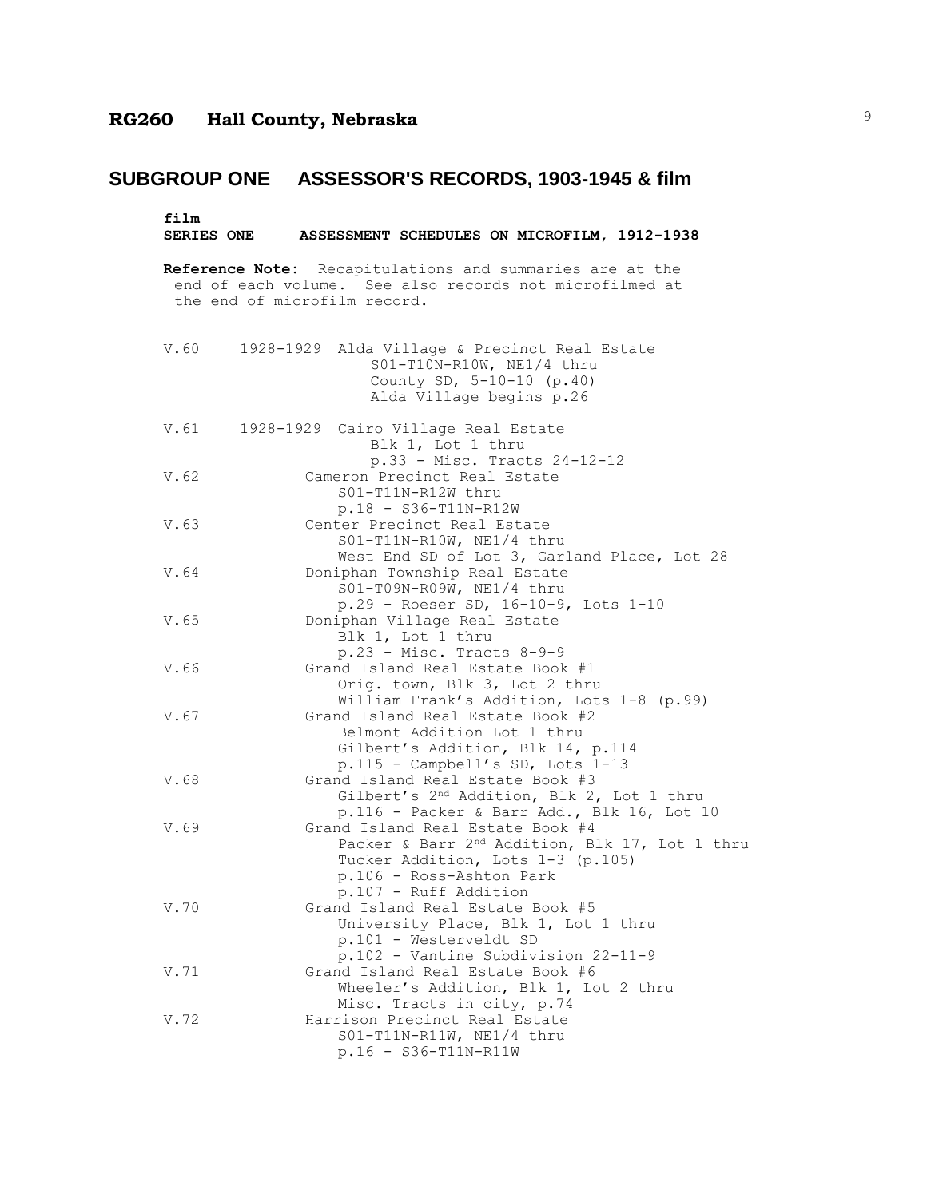## SUBGROUP ONE ASSESSOR'S RECORDS, 1903-1945 & film

**film**
**SERIES ONE ASSESSMENT SCHEDULES ON MICROFILM, 1912-1938**

**Reference Note:** Recapitulations and summaries are at the end of each volume. See also records not microfilmed at the end of microfilm record.

```
V.60    1928-1929  Alda Village & Precinct Real Estate
                        S01-T10N-R10W, NE1/4 thru
                        County SD, 5-10-10 (p.40)
                        Alda Village begins p.26

V.61    1928-1929  Cairo Village Real Estate
                        Blk 1, Lot 1 thru
                        p.33 - Misc. Tracts 24-12-12
V.62               Cameron Precinct Real Estate
                        S01-T11N-R12W thru
                        p.18 - S36-T11N-R12W
V.63               Center Precinct Real Estate
                        S01-T11N-R10W, NE1/4 thru
                        West End SD of Lot 3, Garland Place, Lot 28
V.64               Doniphan Township Real Estate
                        S01-T09N-R09W, NE1/4 thru
                        p.29 - Roeser SD, 16-10-9, Lots 1-10
V.65               Doniphan Village Real Estate
                        Blk 1, Lot 1 thru
                        p.23 - Misc. Tracts 8-9-9
V.66               Grand Island Real Estate Book #1
                        Orig. town, Blk 3, Lot 2 thru
                        William Frank's Addition, Lots 1-8 (p.99)
V.67               Grand Island Real Estate Book #2
                        Belmont Addition Lot 1 thru
                        Gilbert's Addition, Blk 14, p.114
                        p.115 - Campbell's SD, Lots 1-13
V.68               Grand Island Real Estate Book #3
                        Gilbert's 2nd Addition, Blk 2, Lot 1 thru
                        p.116 - Packer & Barr Add., Blk 16, Lot 10
V.69               Grand Island Real Estate Book #4
                        Packer & Barr 2nd Addition, Blk 17, Lot 1 thru
                        Tucker Addition, Lots 1-3 (p.105)
                        p.106 - Ross-Ashton Park
                        p.107 - Ruff Addition
V.70               Grand Island Real Estate Book #5
                        University Place, Blk 1, Lot 1 thru
                        p.101 - Westerveldt SD
                        p.102 - Vantine Subdivision 22-11-9
V.71               Grand Island Real Estate Book #6
                        Wheeler's Addition, Blk 1, Lot 2 thru
                        Misc. Tracts in city, p.74
V.72               Harrison Precinct Real Estate
                        S01-T11N-R11W, NE1/4 thru
                        p.16 - S36-T11N-R11W
```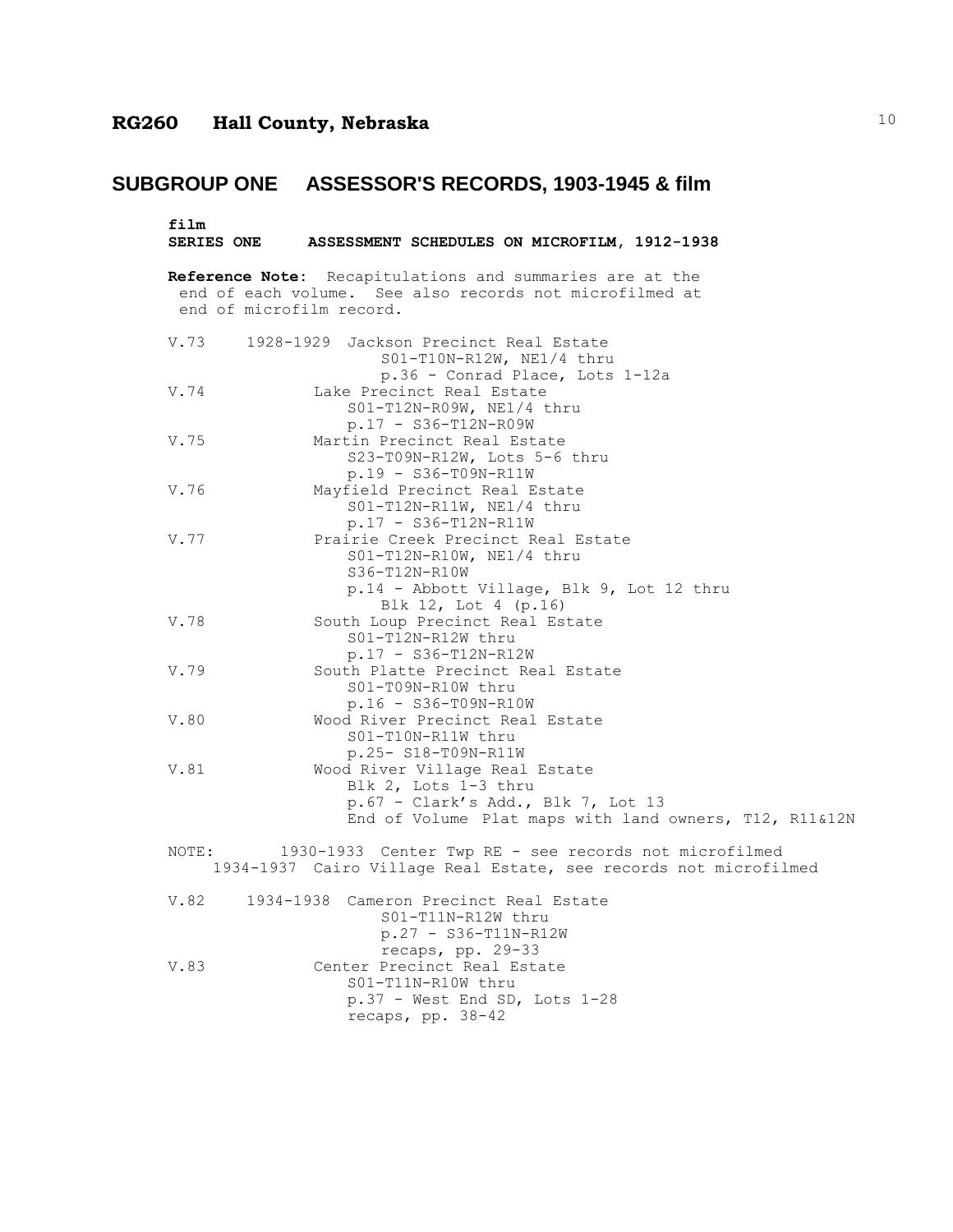## RG260 Hall County, Nebraska

# SUBGROUP ONE ASSESSOR'S RECORDS, 1903-1945 & film

**film**
**SERIES ONE ASSESSMENT SCHEDULES ON MICROFILM, 1912-1938**

**Reference Note:** Recapitulations and summaries are at the end of each volume. See also records not microfilmed at end of microfilm record.

```
V.73    1928-1929  Jackson Precinct Real Estate
                       S01-T10N-R12W, NE1/4 thru
                       p.36 - Conrad Place, Lots 1-12a
V.74               Lake Precinct Real Estate
                       S01-T12N-R09W, NE1/4 thru
                       p.17 - S36-T12N-R09W
V.75               Martin Precinct Real Estate
                       S23-T09N-R12W, Lots 5-6 thru
                       p.19 - S36-T09N-R11W
V.76               Mayfield Precinct Real Estate
                       S01-T12N-R11W, NE1/4 thru
                       p.17 - S36-T12N-R11W
V.77               Prairie Creek Precinct Real Estate
                       S01-T12N-R10W, NE1/4 thru
                       S36-T12N-R10W
                       p.14 - Abbott Village, Blk 9, Lot 12 thru
                           Blk 12, Lot 4 (p.16)
V.78               South Loup Precinct Real Estate
                       S01-T12N-R12W thru
                       p.17 - S36-T12N-R12W
V.79               South Platte Precinct Real Estate
                       S01-T09N-R10W thru
                       p.16 - S36-T09N-R10W
V.80               Wood River Precinct Real Estate
                       S01-T10N-R11W thru
                       p.25- S18-T09N-R11W
V.81               Wood River Village Real Estate
                       Blk 2, Lots 1-3 thru
                       p.67 - Clark's Add., Blk 7, Lot 13
                       End of Volume  Plat maps with land owners, T12, R11&12N

NOTE:       1930-1933  Center Twp RE - see records not microfilmed
       1934-1937  Cairo Village Real Estate, see records not microfilmed

V.82    1934-1938  Cameron Precinct Real Estate
                       S01-T11N-R12W thru
                       p.27 - S36-T11N-R12W
                       recaps, pp. 29-33
V.83               Center Precinct Real Estate
                       S01-T11N-R10W thru
                       p.37 - West End SD, Lots 1-28
                       recaps, pp. 38-42
```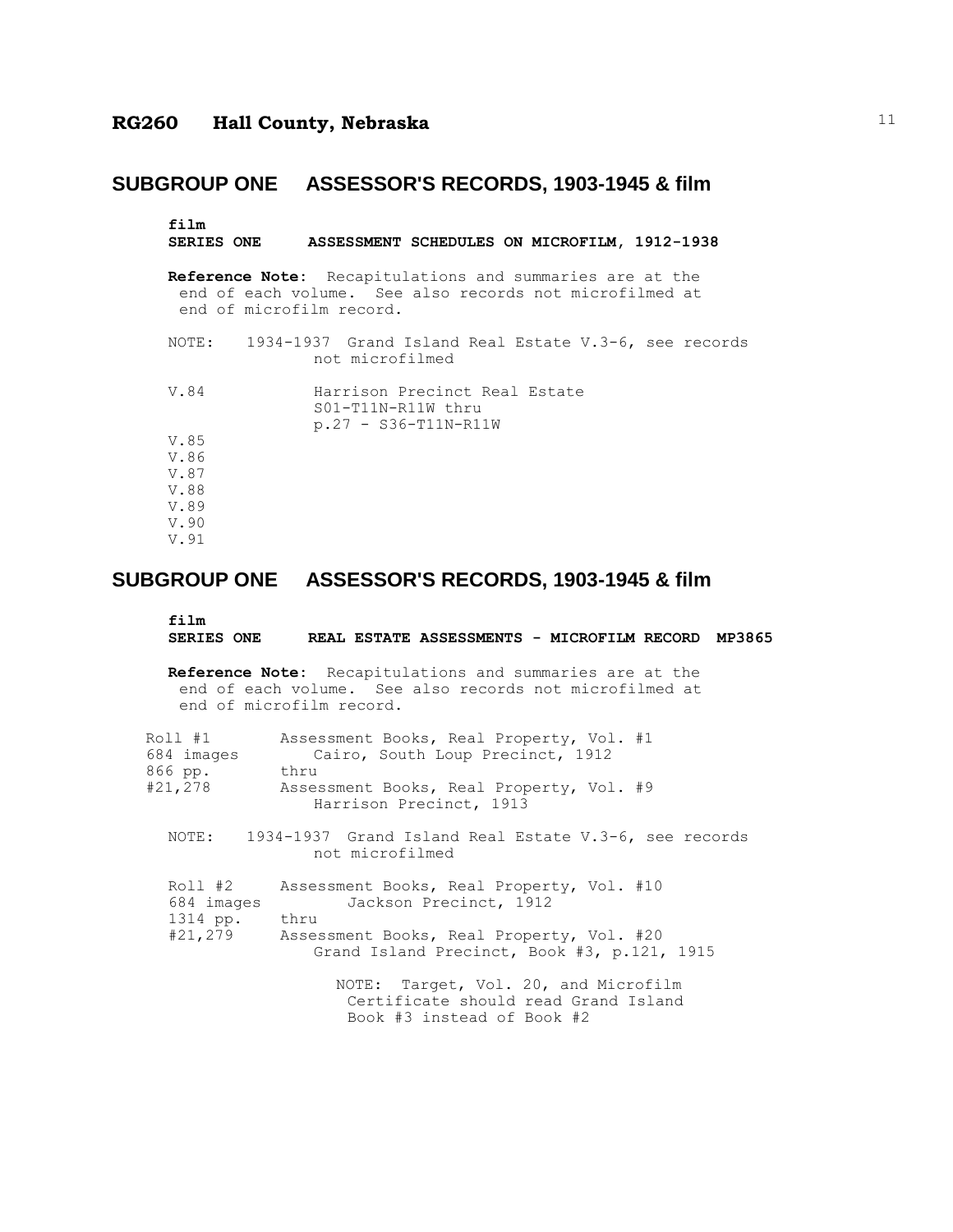## SUBGROUP ONE ASSESSOR'S RECORDS, 1903-1945 & film

**film**
**SERIES ONE ASSESSMENT SCHEDULES ON MICROFILM, 1912-1938**

**Reference Note**: Recapitulations and summaries are at the end of each volume. See also records not microfilmed at end of microfilm record.

NOTE: 1934-1937 Grand Island Real Estate V.3-6, see records not microfilmed

V.84 Harrison Precinct Real Estate
S01-T11N-R11W thru
p.27 - S36-T11N-R11W

V.85
V.86
V.87
V.88
V.89
V.90
V.91

## SUBGROUP ONE ASSESSOR'S RECORDS, 1903-1945 & film

**film**
**SERIES ONE REAL ESTATE ASSESSMENTS - MICROFILM RECORD MP3865**

**Reference Note**: Recapitulations and summaries are at the end of each volume. See also records not microfilmed at end of microfilm record.

Roll #1 — 684 images — 866 pp. — #21,278
Assessment Books, Real Property, Vol. #1
Cairo, South Loup Precinct, 1912
thru
Assessment Books, Real Property, Vol. #9
Harrison Precinct, 1913

NOTE: 1934-1937 Grand Island Real Estate V.3-6, see records not microfilmed

Roll #2 — 684 images — 1314 pp. — #21,279
Assessment Books, Real Property, Vol. #10
Jackson Precinct, 1912
thru
Assessment Books, Real Property, Vol. #20
Grand Island Precinct, Book #3, p.121, 1915

NOTE: Target, Vol. 20, and Microfilm Certificate should read Grand Island Book #3 instead of Book #2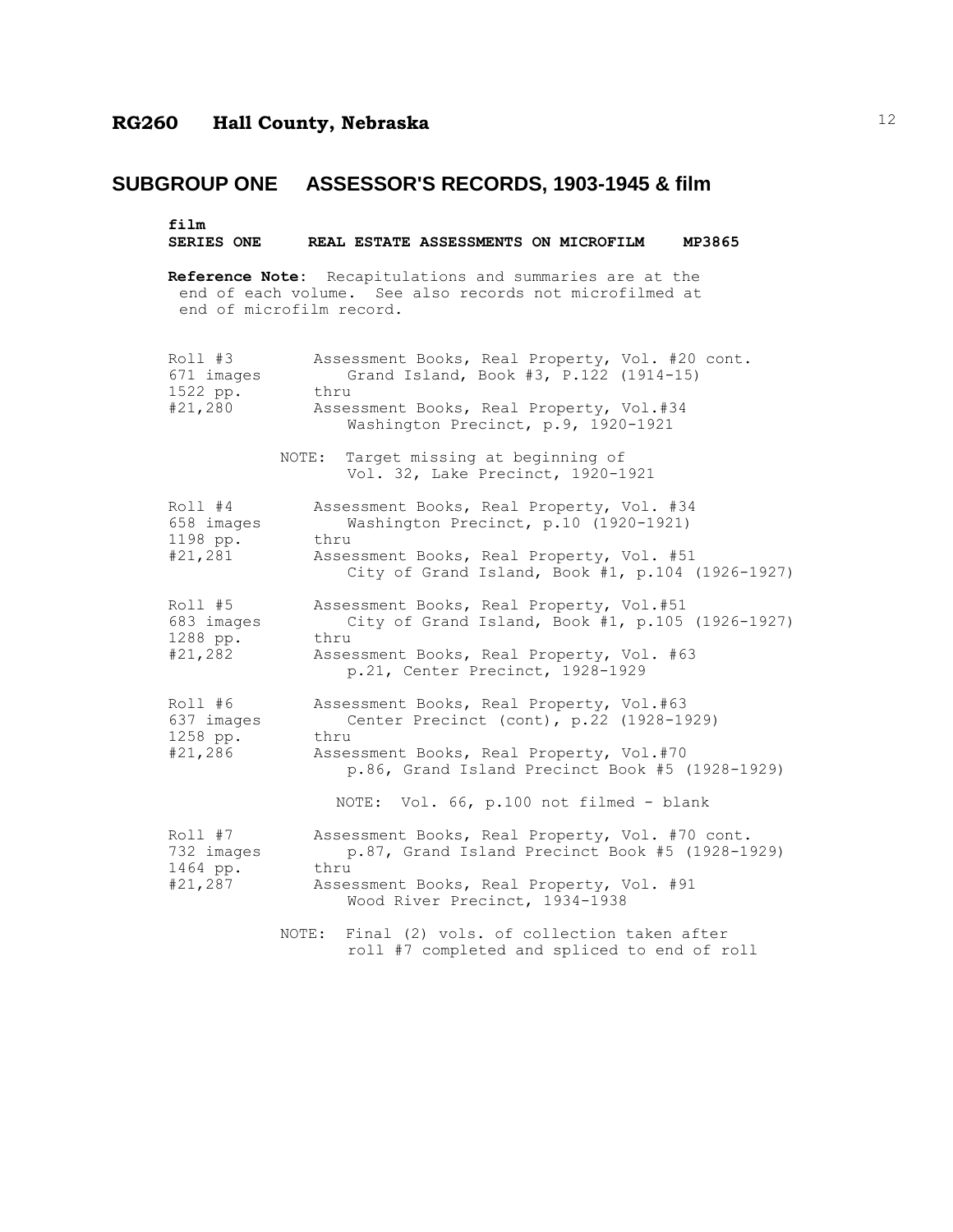# RG260 Hall County, Nebraska

## SUBGROUP ONE ASSESSOR'S RECORDS, 1903-1945 & film

**film**
**SERIES ONE REAL ESTATE ASSESSMENTS ON MICROFILM MP3865**

**Reference Note**: Recapitulations and summaries are at the end of each volume. See also records not microfilmed at end of microfilm record.

| | |
|---|---|
| Roll #3<br>671 images<br>1522 pp.<br>#21,280 | Assessment Books, Real Property, Vol. #20 cont.<br>Grand Island, Book #3, P.122 (1914-15)<br>thru<br>Assessment Books, Real Property, Vol.#34<br>Washington Precinct, p.9, 1920-1921<br><br>NOTE: Target missing at beginning of Vol. 32, Lake Precinct, 1920-1921 |
| Roll #4<br>658 images<br>1198 pp.<br>#21,281 | Assessment Books, Real Property, Vol. #34<br>Washington Precinct, p.10 (1920-1921)<br>thru<br>Assessment Books, Real Property, Vol. #51<br>City of Grand Island, Book #1, p.104 (1926-1927) |
| Roll #5<br>683 images<br>1288 pp.<br>#21,282 | Assessment Books, Real Property, Vol.#51<br>City of Grand Island, Book #1, p.105 (1926-1927)<br>thru<br>Assessment Books, Real Property, Vol. #63<br>p.21, Center Precinct, 1928-1929 |
| Roll #6<br>637 images<br>1258 pp.<br>#21,286 | Assessment Books, Real Property, Vol.#63<br>Center Precinct (cont), p.22 (1928-1929)<br>thru<br>Assessment Books, Real Property, Vol.#70<br>p.86, Grand Island Precinct Book #5 (1928-1929)<br><br>NOTE: Vol. 66, p.100 not filmed - blank |
| Roll #7<br>732 images<br>1464 pp.<br>#21,287 | Assessment Books, Real Property, Vol. #70 cont.<br>p.87, Grand Island Precinct Book #5 (1928-1929)<br>thru<br>Assessment Books, Real Property, Vol. #91<br>Wood River Precinct, 1934-1938<br><br>NOTE: Final (2) vols. of collection taken after roll #7 completed and spliced to end of roll |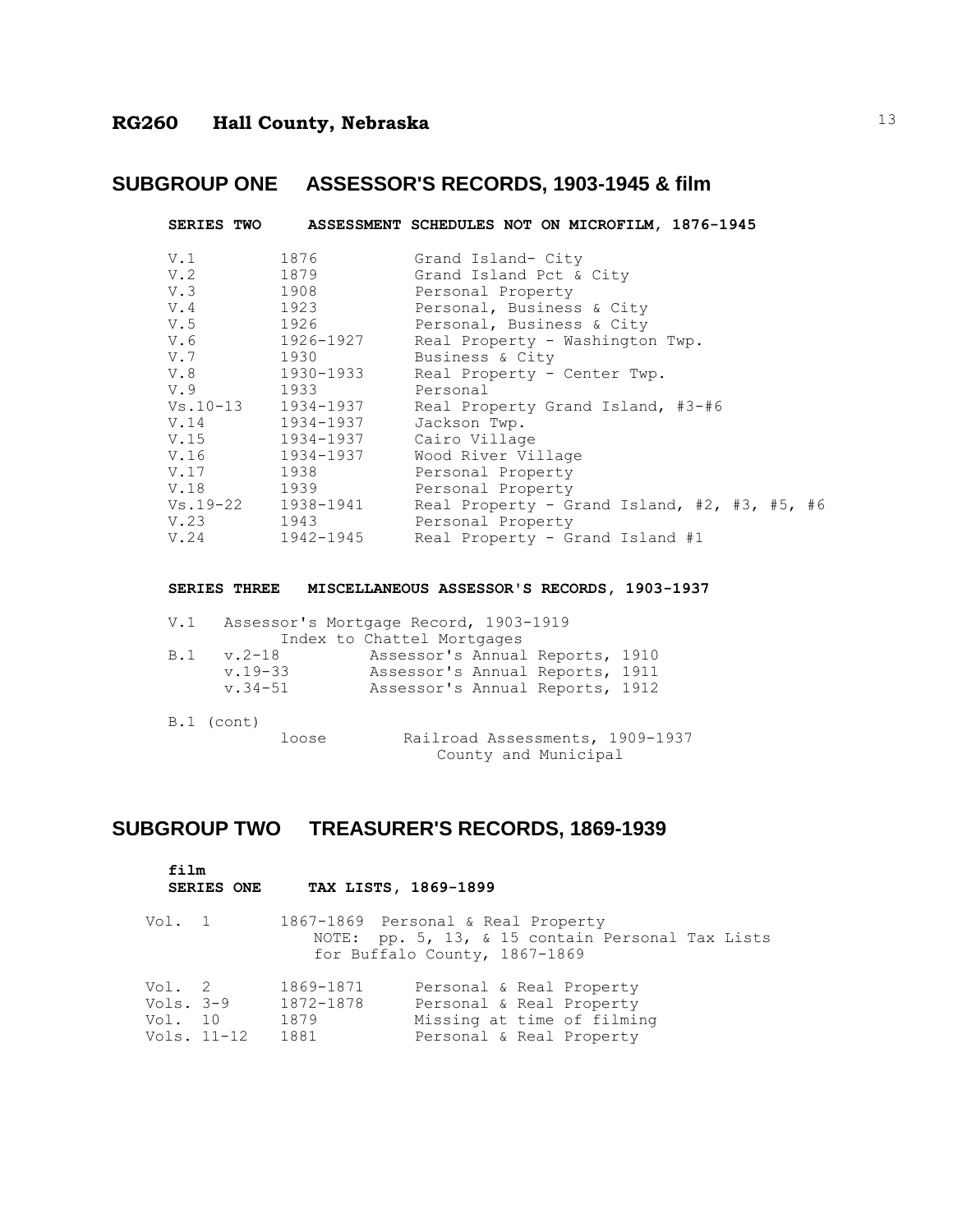## SUBGROUP ONE ASSESSOR'S RECORDS, 1903-1945 & film

**SERIES TWO ASSESSMENT SCHEDULES NOT ON MICROFILM, 1876-1945**

| | | |
|---|---|---|
| V.1 | 1876 | Grand Island- City |
| V.2 | 1879 | Grand Island Pct & City |
| V.3 | 1908 | Personal Property |
| V.4 | 1923 | Personal, Business & City |
| V.5 | 1926 | Personal, Business & City |
| V.6 | 1926-1927 | Real Property - Washington Twp. |
| V.7 | 1930 | Business & City |
| V.8 | 1930-1933 | Real Property - Center Twp. |
| V.9 | 1933 | Personal |
| Vs.10-13 | 1934-1937 | Real Property Grand Island, #3-#6 |
| V.14 | 1934-1937 | Jackson Twp. |
| V.15 | 1934-1937 | Cairo Village |
| V.16 | 1934-1937 | Wood River Village |
| V.17 | 1938 | Personal Property |
| V.18 | 1939 | Personal Property |
| Vs.19-22 | 1938-1941 | Real Property - Grand Island, #2, #3, #5, #6 |
| V.23 | 1943 | Personal Property |
| V.24 | 1942-1945 | Real Property - Grand Island #1 |

**SERIES THREE MISCELLANEOUS ASSESSOR'S RECORDS, 1903-1937**

V.1 Assessor's Mortgage Record, 1903-1919
Index to Chattel Mortgages

| | | |
|---|---|---|
| B.1 | v.2-18 | Assessor's Annual Reports, 1910 |
| | v.19-33 | Assessor's Annual Reports, 1911 |
| | v.34-51 | Assessor's Annual Reports, 1912 |

B.1 (cont)
loose Railroad Assessments, 1909-1937
County and Municipal

## SUBGROUP TWO TREASURER'S RECORDS, 1869-1939

**film**
**SERIES ONE TAX LISTS, 1869-1899**

Vol. 1 1867-1869 Personal & Real Property
NOTE: pp. 5, 13, & 15 contain Personal Tax Lists for Buffalo County, 1867-1869

| | | |
|---|---|---|
| Vol. 2 | 1869-1871 | Personal & Real Property |
| Vols. 3-9 | 1872-1878 | Personal & Real Property |
| Vol. 10 | 1879 | Missing at time of filming |
| Vols. 11-12 | 1881 | Personal & Real Property |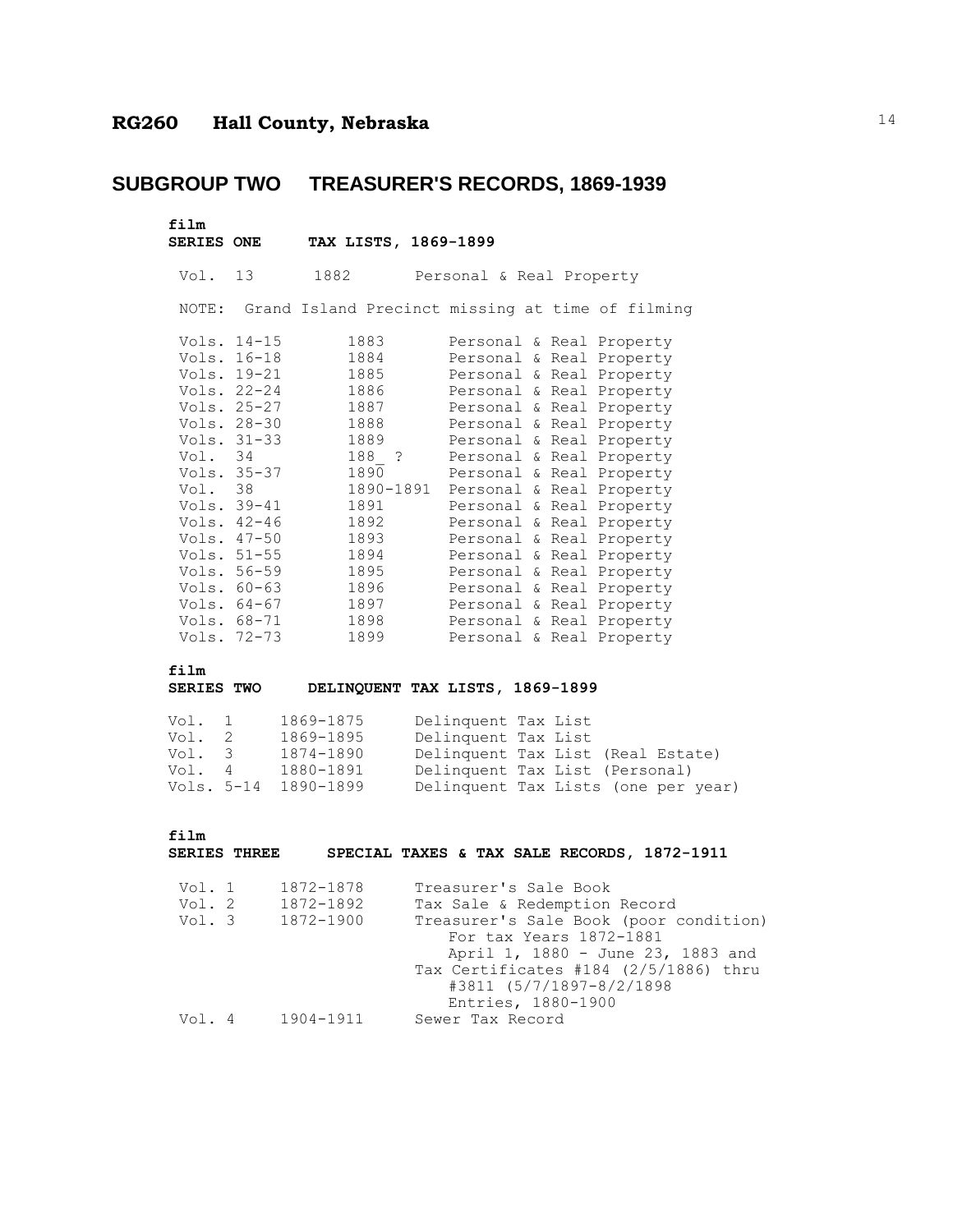**RG260 Hall County, Nebraska**

## SUBGROUP TWO TREASURER'S RECORDS, 1869-1939

**film**
### SERIES ONE TAX LISTS, 1869-1899

| | | |
|---|---|---|
| Vol. 13 | 1882 | Personal & Real Property |

NOTE: Grand Island Precinct missing at time of filming

| | | |
|---|---|---|
| Vols. 14-15 | 1883 | Personal & Real Property |
| Vols. 16-18 | 1884 | Personal & Real Property |
| Vols. 19-21 | 1885 | Personal & Real Property |
| Vols. 22-24 | 1886 | Personal & Real Property |
| Vols. 25-27 | 1887 | Personal & Real Property |
| Vols. 28-30 | 1888 | Personal & Real Property |
| Vols. 31-33 | 1889 | Personal & Real Property |
| Vol. 34 | 188_ ? | Personal & Real Property |
| Vols. 35-37 | 1890 | Personal & Real Property |
| Vol. 38 | 1890-1891 | Personal & Real Property |
| Vols. 39-41 | 1891 | Personal & Real Property |
| Vols. 42-46 | 1892 | Personal & Real Property |
| Vols. 47-50 | 1893 | Personal & Real Property |
| Vols. 51-55 | 1894 | Personal & Real Property |
| Vols. 56-59 | 1895 | Personal & Real Property |
| Vols. 60-63 | 1896 | Personal & Real Property |
| Vols. 64-67 | 1897 | Personal & Real Property |
| Vols. 68-71 | 1898 | Personal & Real Property |
| Vols. 72-73 | 1899 | Personal & Real Property |

**film**
### SERIES TWO DELINQUENT TAX LISTS, 1869-1899

| | | |
|---|---|---|
| Vol. 1 | 1869-1875 | Delinquent Tax List |
| Vol. 2 | 1869-1895 | Delinquent Tax List |
| Vol. 3 | 1874-1890 | Delinquent Tax List (Real Estate) |
| Vol. 4 | 1880-1891 | Delinquent Tax List (Personal) |
| Vols. 5-14 | 1890-1899 | Delinquent Tax Lists (one per year) |

**film**
### SERIES THREE SPECIAL TAXES & TAX SALE RECORDS, 1872-1911

| | | |
|---|---|---|
| Vol. 1 | 1872-1878 | Treasurer's Sale Book |
| Vol. 2 | 1872-1892 | Tax Sale & Redemption Record |
| Vol. 3 | 1872-1900 | Treasurer's Sale Book (poor condition) For tax Years 1872-1881 April 1, 1880 - June 23, 1883 and Tax Certificates #184 (2/5/1886) thru #3811 (5/7/1897-8/2/1898 Entries, 1880-1900 |
| Vol. 4 | 1904-1911 | Sewer Tax Record |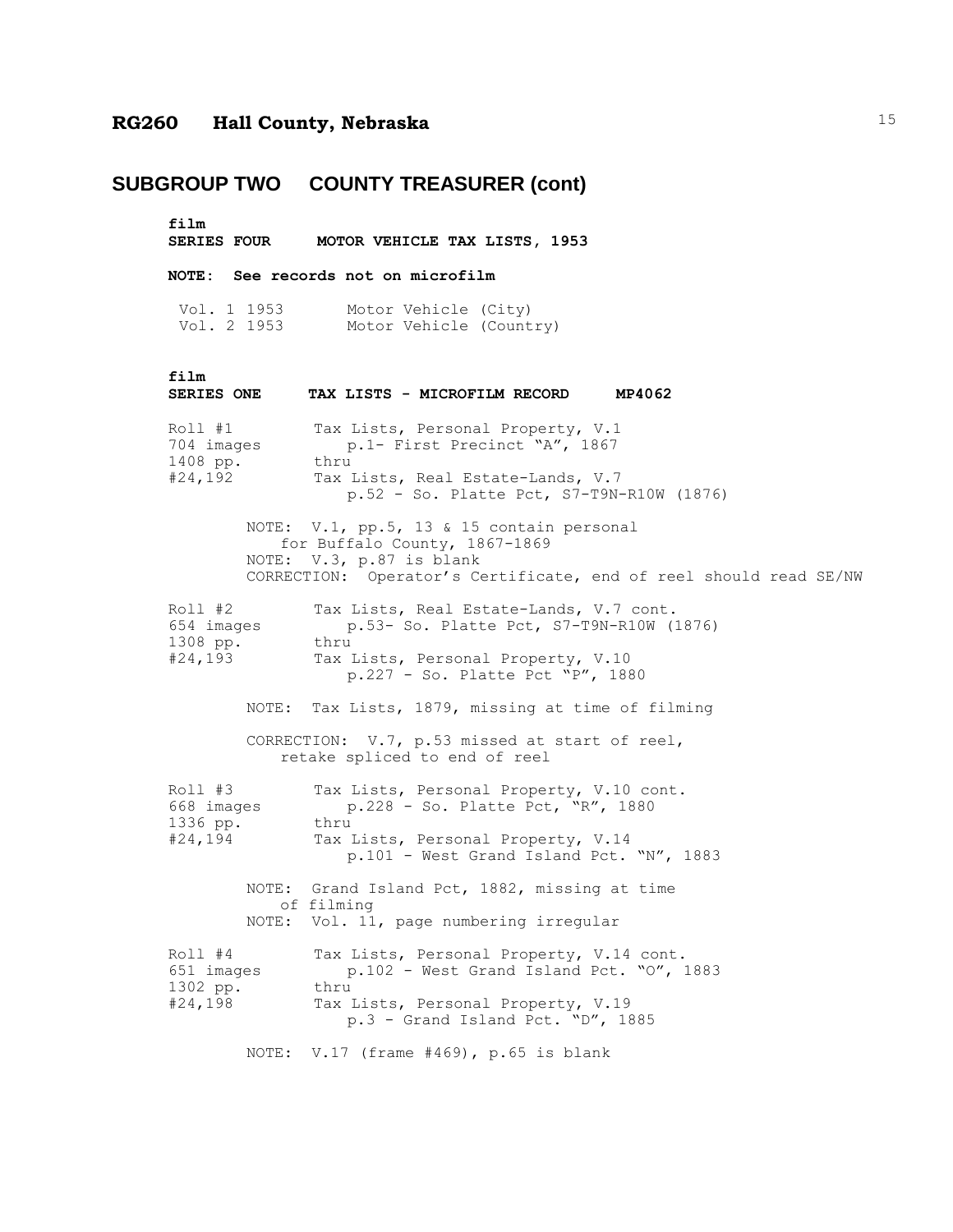# RG260 Hall County, Nebraska

## SUBGROUP TWO COUNTY TREASURER (cont)

**film**
**SERIES FOUR MOTOR VEHICLE TAX LISTS, 1953**

**NOTE: See records not on microfilm**

Vol. 1 1953 Motor Vehicle (City)
Vol. 2 1953 Motor Vehicle (Country)

**film**
**SERIES ONE TAX LISTS - MICROFILM RECORD MP4062**

Roll #1 — 704 images — 1408 pp. — #24,192
Tax Lists, Personal Property, V.1
p.1- First Precinct "A", 1867
thru
Tax Lists, Real Estate-Lands, V.7
p.52 - So. Platte Pct, S7-T9N-R10W (1876)

NOTE: V.1, pp.5, 13 & 15 contain personal for Buffalo County, 1867-1869
NOTE: V.3, p.87 is blank
CORRECTION: Operator's Certificate, end of reel should read SE/NW

Roll #2 — 654 images — 1308 pp. — #24,193
Tax Lists, Real Estate-Lands, V.7 cont.
p.53- So. Platte Pct, S7-T9N-R10W (1876)
thru
Tax Lists, Personal Property, V.10
p.227 - So. Platte Pct "P", 1880

NOTE: Tax Lists, 1879, missing at time of filming

CORRECTION: V.7, p.53 missed at start of reel, retake spliced to end of reel

Roll #3 — 668 images — 1336 pp. — #24,194
Tax Lists, Personal Property, V.10 cont.
p.228 - So. Platte Pct, "R", 1880
thru
Tax Lists, Personal Property, V.14
p.101 - West Grand Island Pct. "N", 1883

NOTE: Grand Island Pct, 1882, missing at time of filming
NOTE: Vol. 11, page numbering irregular

Roll #4 — 651 images — 1302 pp. — #24,198
Tax Lists, Personal Property, V.14 cont.
p.102 - West Grand Island Pct. "O", 1883
thru
Tax Lists, Personal Property, V.19
p.3 - Grand Island Pct. "D", 1885

NOTE: V.17 (frame #469), p.65 is blank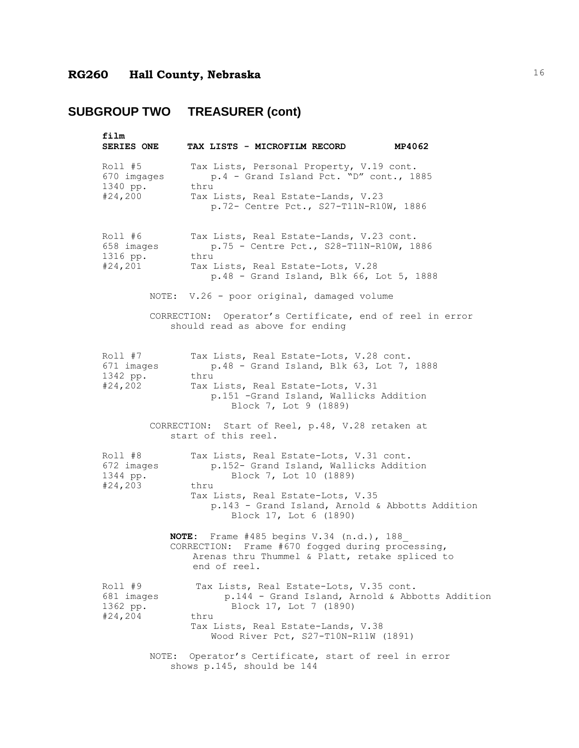# RG260 Hall County, Nebraska

## SUBGROUP TWO TREASURER (cont)

**film**
**SERIES ONE TAX LISTS - MICROFILM RECORD MP4062**

| | |
|---|---|
| Roll #5<br>670 imgages<br>1340 pp.<br>#24,200 | Tax Lists, Personal Property, V.19 cont.<br>p.4 - Grand Island Pct. "D" cont., 1885<br>thru<br>Tax Lists, Real Estate-Lands, V.23<br>p.72- Centre Pct., S27-T11N-R10W, 1886 |
| Roll #6<br>658 images<br>1316 pp.<br>#24,201 | Tax Lists, Real Estate-Lands, V.23 cont.<br>p.75 - Centre Pct., S28-T11N-R10W, 1886<br>thru<br>Tax Lists, Real Estate-Lots, V.28<br>p.48 - Grand Island, Blk 66, Lot 5, 1888 |

NOTE: V.26 - poor original, damaged volume

CORRECTION: Operator's Certificate, end of reel in error should read as above for ending

| | |
|---|---|
| Roll #7<br>671 images<br>1342 pp.<br>#24,202 | Tax Lists, Real Estate-Lots, V.28 cont.<br>p.48 - Grand Island, Blk 63, Lot 7, 1888<br>thru<br>Tax Lists, Real Estate-Lots, V.31<br>p.151 -Grand Island, Wallicks Addition Block 7, Lot 9 (1889) |

CORRECTION: Start of Reel, p.48, V.28 retaken at start of this reel.

| | |
|---|---|
| Roll #8<br>672 images<br>1344 pp.<br>#24,203 | Tax Lists, Real Estate-Lots, V.31 cont.<br>p.152- Grand Island, Wallicks Addition Block 7, Lot 10 (1889)<br>thru<br>Tax Lists, Real Estate-Lots, V.35<br>p.143 - Grand Island, Arnold & Abbotts Addition Block 17, Lot 6 (1890) |

**NOTE:** Frame #485 begins V.34 (n.d.), 188_
CORRECTION: Frame #670 fogged during processing, Arenas thru Thummel & Platt, retake spliced to end of reel.

| | |
|---|---|
| Roll #9<br>681 images<br>1362 pp.<br>#24,204 | Tax Lists, Real Estate-Lots, V.35 cont.<br>p.144 - Grand Island, Arnold & Abbotts Addition Block 17, Lot 7 (1890)<br>thru<br>Tax Lists, Real Estate-Lands, V.38<br>Wood River Pct, S27-T10N-R11W (1891) |

NOTE: Operator's Certificate, start of reel in error shows p.145, should be 144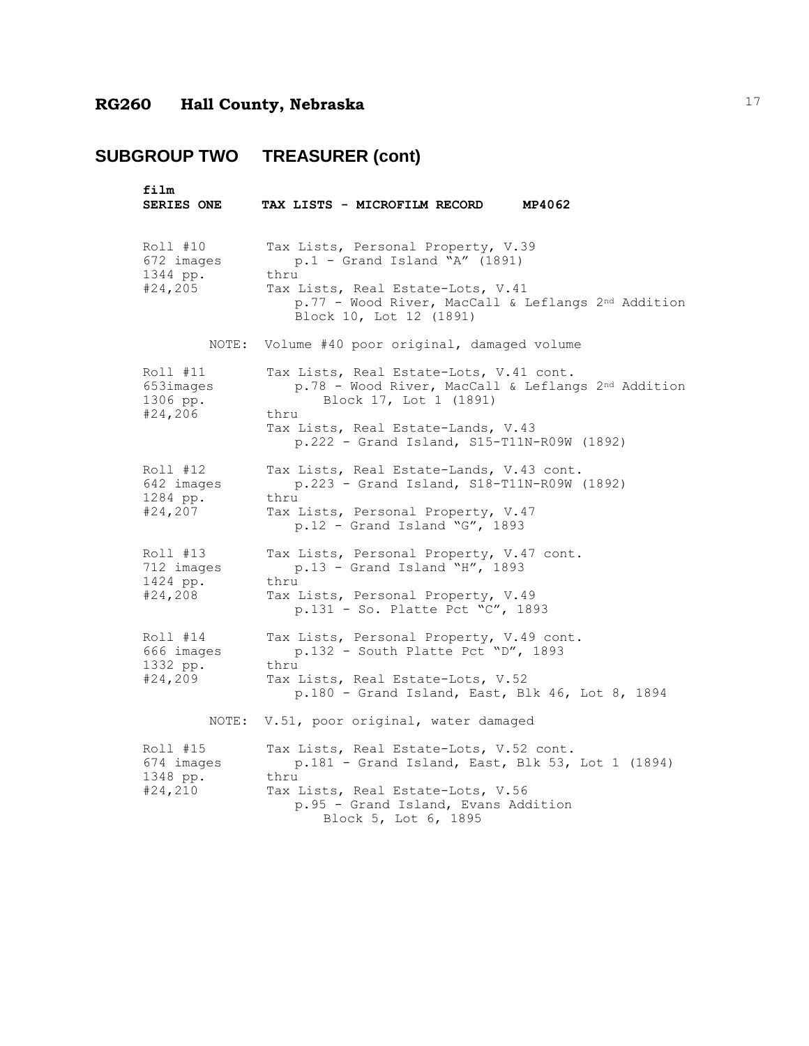# RG260 Hall County, Nebraska

## SUBGROUP TWO TREASURER (cont)

**film**
**SERIES ONE** **TAX LISTS - MICROFILM RECORD** **MP4062**

Roll #10
672 images
1344 pp.
#24,205

Tax Lists, Personal Property, V.39
p.1 - Grand Island "A" (1891)
thru
Tax Lists, Real Estate-Lots, V.41
p.77 - Wood River, MacCall & Leflangs 2nd Addition
Block 10, Lot 12 (1891)

NOTE: Volume #40 poor original, damaged volume

Roll #11
653images
1306 pp.
#24,206

Tax Lists, Real Estate-Lots, V.41 cont.
p.78 - Wood River, MacCall & Leflangs 2nd Addition
Block 17, Lot 1 (1891)
thru
Tax Lists, Real Estate-Lands, V.43
p.222 - Grand Island, S15-T11N-R09W (1892)

Roll #12
642 images
1284 pp.
#24,207

Tax Lists, Real Estate-Lands, V.43 cont.
p.223 - Grand Island, S18-T11N-R09W (1892)
thru
Tax Lists, Personal Property, V.47
p.12 - Grand Island "G", 1893

Roll #13
712 images
1424 pp.
#24,208

Tax Lists, Personal Property, V.47 cont.
p.13 - Grand Island "H", 1893
thru
Tax Lists, Personal Property, V.49
p.131 - So. Platte Pct "C", 1893

Roll #14
666 images
1332 pp.
#24,209

Tax Lists, Personal Property, V.49 cont.
p.132 - South Platte Pct "D", 1893
thru
Tax Lists, Real Estate-Lots, V.52
p.180 - Grand Island, East, Blk 46, Lot 8, 1894

NOTE: V.51, poor original, water damaged

Roll #15
674 images
1348 pp.
#24,210

Tax Lists, Real Estate-Lots, V.52 cont.
p.181 - Grand Island, East, Blk 53, Lot 1 (1894)
thru
Tax Lists, Real Estate-Lots, V.56
p.95 - Grand Island, Evans Addition
Block 5, Lot 6, 1895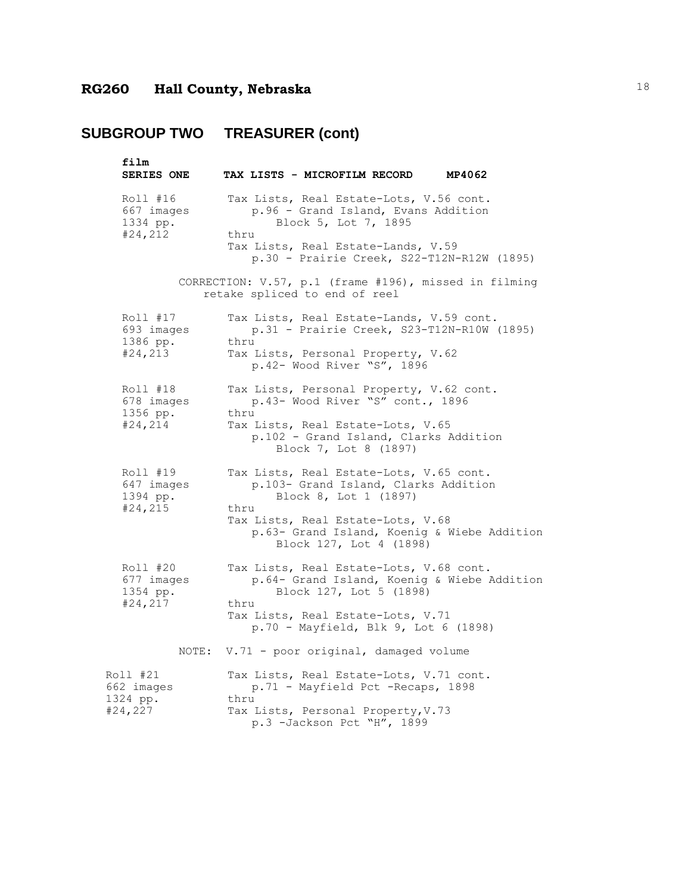# RG260 Hall County, Nebraska

## SUBGROUP TWO TREASURER (cont)

| film SERIES ONE | TAX LISTS - MICROFILM RECORD MP4062 |
|---|---|
| Roll #16<br>667 images<br>1334 pp.<br>#24,212 | Tax Lists, Real Estate-Lots, V.56 cont.<br>p.96 - Grand Island, Evans Addition<br>Block 5, Lot 7, 1895<br>thru<br>Tax Lists, Real Estate-Lands, V.59<br>p.30 - Prairie Creek, S22-T12N-R12W (1895) |
| | CORRECTION: V.57, p.1 (frame #196), missed in filming retake spliced to end of reel |
| Roll #17<br>693 images<br>1386 pp.<br>#24,213 | Tax Lists, Real Estate-Lands, V.59 cont.<br>p.31 - Prairie Creek, S23-T12N-R10W (1895)<br>thru<br>Tax Lists, Personal Property, V.62<br>p.42- Wood River "S", 1896 |
| Roll #18<br>678 images<br>1356 pp.<br>#24,214 | Tax Lists, Personal Property, V.62 cont.<br>p.43- Wood River "S" cont., 1896<br>thru<br>Tax Lists, Real Estate-Lots, V.65<br>p.102 - Grand Island, Clarks Addition<br>Block 7, Lot 8 (1897) |
| Roll #19<br>647 images<br>1394 pp.<br>#24,215 | Tax Lists, Real Estate-Lots, V.65 cont.<br>p.103- Grand Island, Clarks Addition<br>Block 8, Lot 1 (1897)<br>thru<br>Tax Lists, Real Estate-Lots, V.68<br>p.63- Grand Island, Koenig & Wiebe Addition<br>Block 127, Lot 4 (1898) |
| Roll #20<br>677 images<br>1354 pp.<br>#24,217 | Tax Lists, Real Estate-Lots, V.68 cont.<br>p.64- Grand Island, Koenig & Wiebe Addition<br>Block 127, Lot 5 (1898)<br>thru<br>Tax Lists, Real Estate-Lots, V.71<br>p.70 - Mayfield, Blk 9, Lot 6 (1898) |
| NOTE: | V.71 - poor original, damaged volume |
| Roll #21<br>662 images<br>1324 pp.<br>#24,227 | Tax Lists, Real Estate-Lots, V.71 cont.<br>p.71 - Mayfield Pct -Recaps, 1898<br>thru<br>Tax Lists, Personal Property,V.73<br>p.3 -Jackson Pct "H", 1899 |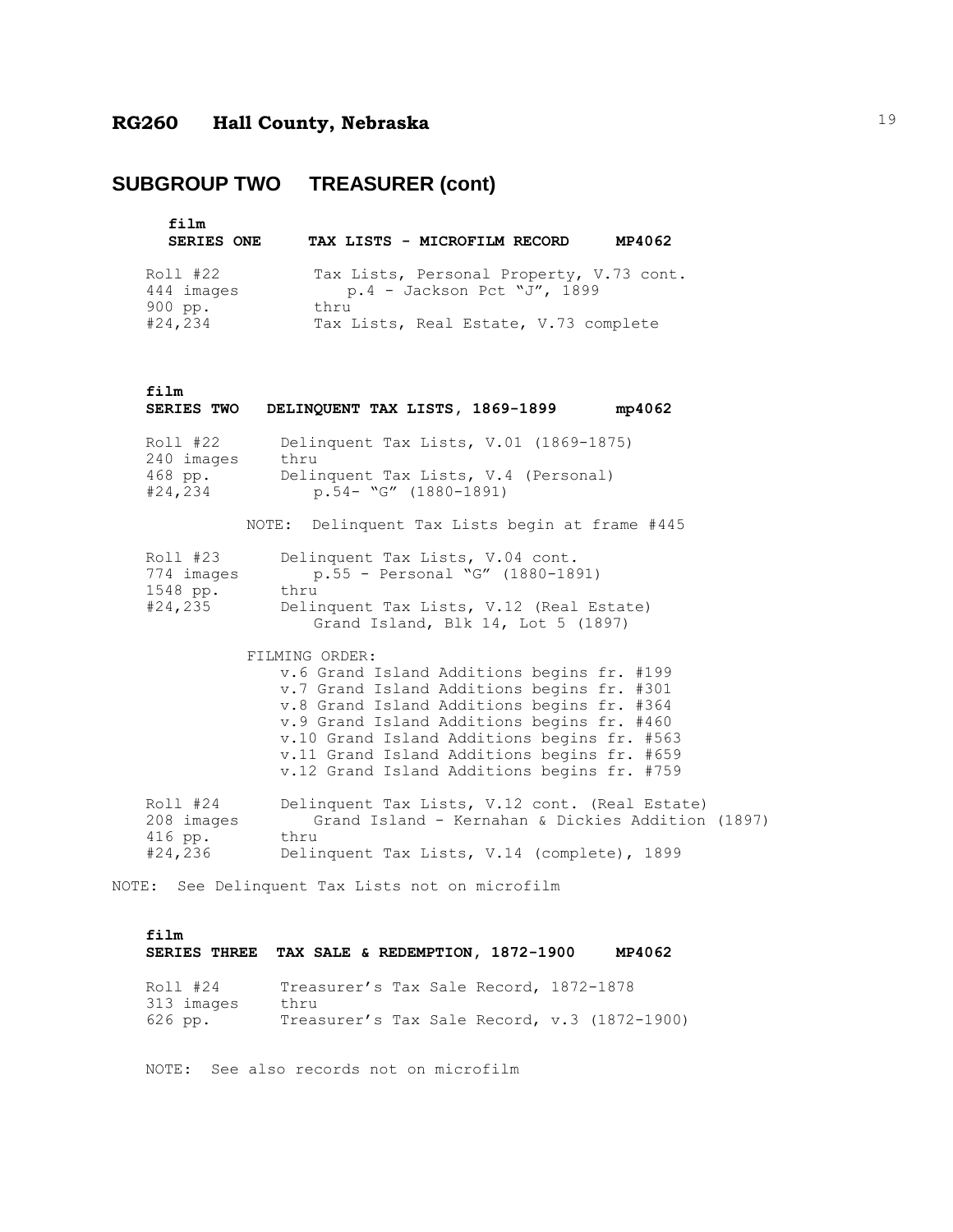# RG260 Hall County, Nebraska

## SUBGROUP TWO TREASURER (cont)

### film
### SERIES ONE TAX LISTS - MICROFILM RECORD MP4062

| | |
|---|---|
| Roll #22 | Tax Lists, Personal Property, V.73 cont. |
| 444 images | p.4 - Jackson Pct "J", 1899 |
| 900 pp. | thru |
| #24,234 | Tax Lists, Real Estate, V.73 complete |

### film
### SERIES TWO DELINQUENT TAX LISTS, 1869-1899 mp4062

| | |
|---|---|
| Roll #22 | Delinquent Tax Lists, V.01 (1869-1875) |
| 240 images | thru |
| 468 pp. | Delinquent Tax Lists, V.4 (Personal) |
| #24,234 | p.54- "G" (1880-1891) |

NOTE: Delinquent Tax Lists begin at frame #445

| | |
|---|---|
| Roll #23 | Delinquent Tax Lists, V.04 cont. |
| 774 images | p.55 - Personal "G" (1880-1891) |
| 1548 pp. | thru |
| #24,235 | Delinquent Tax Lists, V.12 (Real Estate) |
| | Grand Island, Blk 14, Lot 5 (1897) |

FILMING ORDER:
- v.6 Grand Island Additions begins fr. #199
- v.7 Grand Island Additions begins fr. #301
- v.8 Grand Island Additions begins fr. #364
- v.9 Grand Island Additions begins fr. #460
- v.10 Grand Island Additions begins fr. #563
- v.11 Grand Island Additions begins fr. #659
- v.12 Grand Island Additions begins fr. #759

| | |
|---|---|
| Roll #24 | Delinquent Tax Lists, V.12 cont. (Real Estate) |
| 208 images | Grand Island - Kernahan & Dickies Addition (1897) |
| 416 pp. | thru |
| #24,236 | Delinquent Tax Lists, V.14 (complete), 1899 |

NOTE: See Delinquent Tax Lists not on microfilm

### film
### SERIES THREE TAX SALE & REDEMPTION, 1872-1900 MP4062

| | |
|---|---|
| Roll #24 | Treasurer's Tax Sale Record, 1872-1878 |
| 313 images | thru |
| 626 pp. | Treasurer's Tax Sale Record, v.3 (1872-1900) |

NOTE: See also records not on microfilm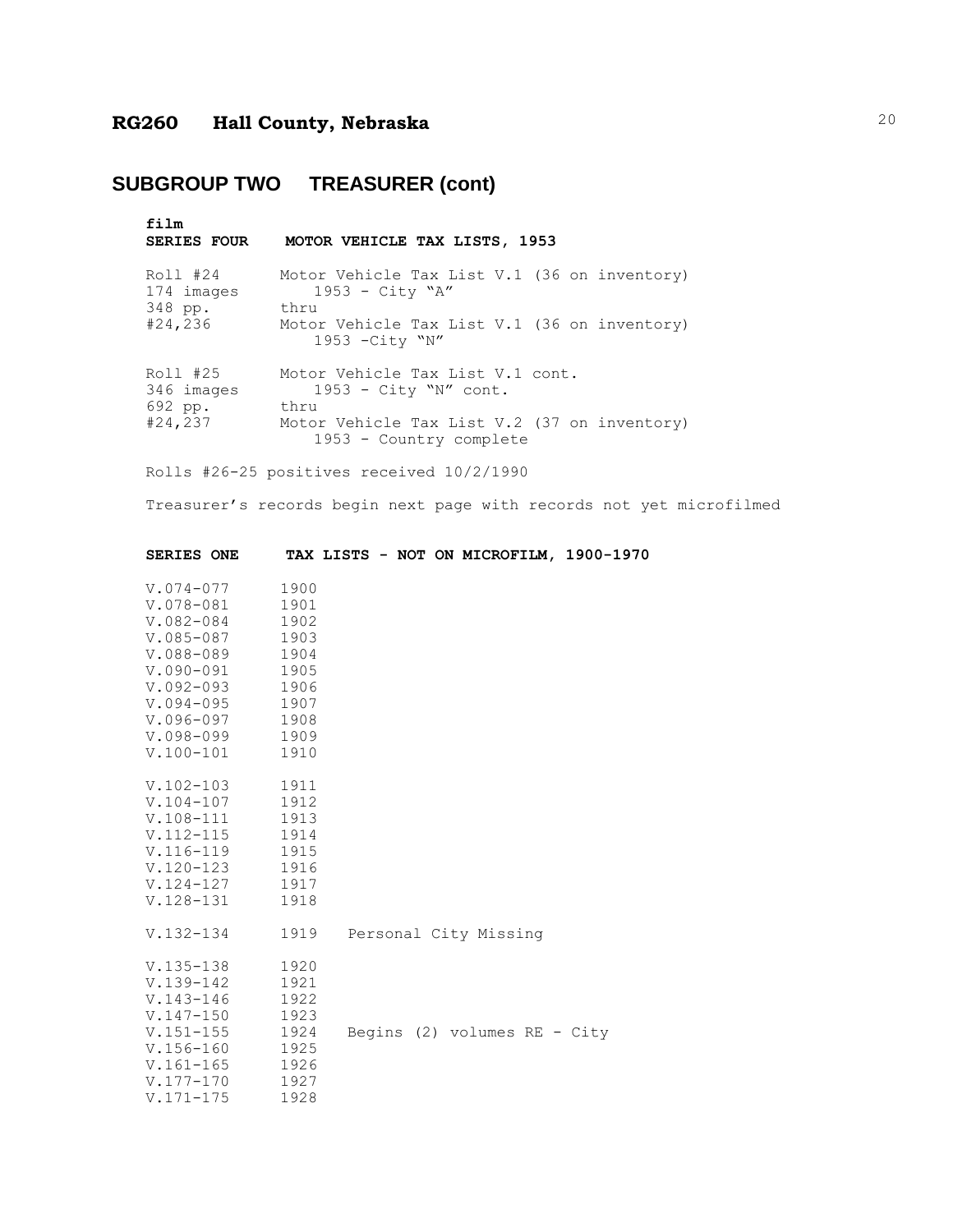# RG260 Hall County, Nebraska

## SUBGROUP TWO TREASURER (cont)

| film<br>**SERIES FOUR** | **MOTOR VEHICLE TAX LISTS, 1953** |
|---|---|
| Roll #24<br>174 images<br>348 pp.<br>#24,236 | Motor Vehicle Tax List V.1 (36 on inventory)<br>1953 - City "A"<br>thru<br>Motor Vehicle Tax List V.1 (36 on inventory)<br>1953 -City "N" |
| Roll #25<br>346 images<br>692 pp.<br>#24,237 | Motor Vehicle Tax List V.1 cont.<br>1953 - City "N" cont.<br>thru<br>Motor Vehicle Tax List V.2 (37 on inventory)<br>1953 - Country complete |

Rolls #26-25 positives received 10/2/1990

Treasurer's records begin next page with records not yet microfilmed

**SERIES ONE TAX LISTS - NOT ON MICROFILM, 1900-1970**

| Volumes | Year | Notes |
|---|---|---|
| V.074-077 | 1900 | |
| V.078-081 | 1901 | |
| V.082-084 | 1902 | |
| V.085-087 | 1903 | |
| V.088-089 | 1904 | |
| V.090-091 | 1905 | |
| V.092-093 | 1906 | |
| V.094-095 | 1907 | |
| V.096-097 | 1908 | |
| V.098-099 | 1909 | |
| V.100-101 | 1910 | |
| V.102-103 | 1911 | |
| V.104-107 | 1912 | |
| V.108-111 | 1913 | |
| V.112-115 | 1914 | |
| V.116-119 | 1915 | |
| V.120-123 | 1916 | |
| V.124-127 | 1917 | |
| V.128-131 | 1918 | |
| V.132-134 | 1919 | Personal City Missing |
| V.135-138 | 1920 | |
| V.139-142 | 1921 | |
| V.143-146 | 1922 | |
| V.147-150 | 1923 | |
| V.151-155 | 1924 | Begins (2) volumes RE - City |
| V.156-160 | 1925 | |
| V.161-165 | 1926 | |
| V.177-170 | 1927 | |
| V.171-175 | 1928 | |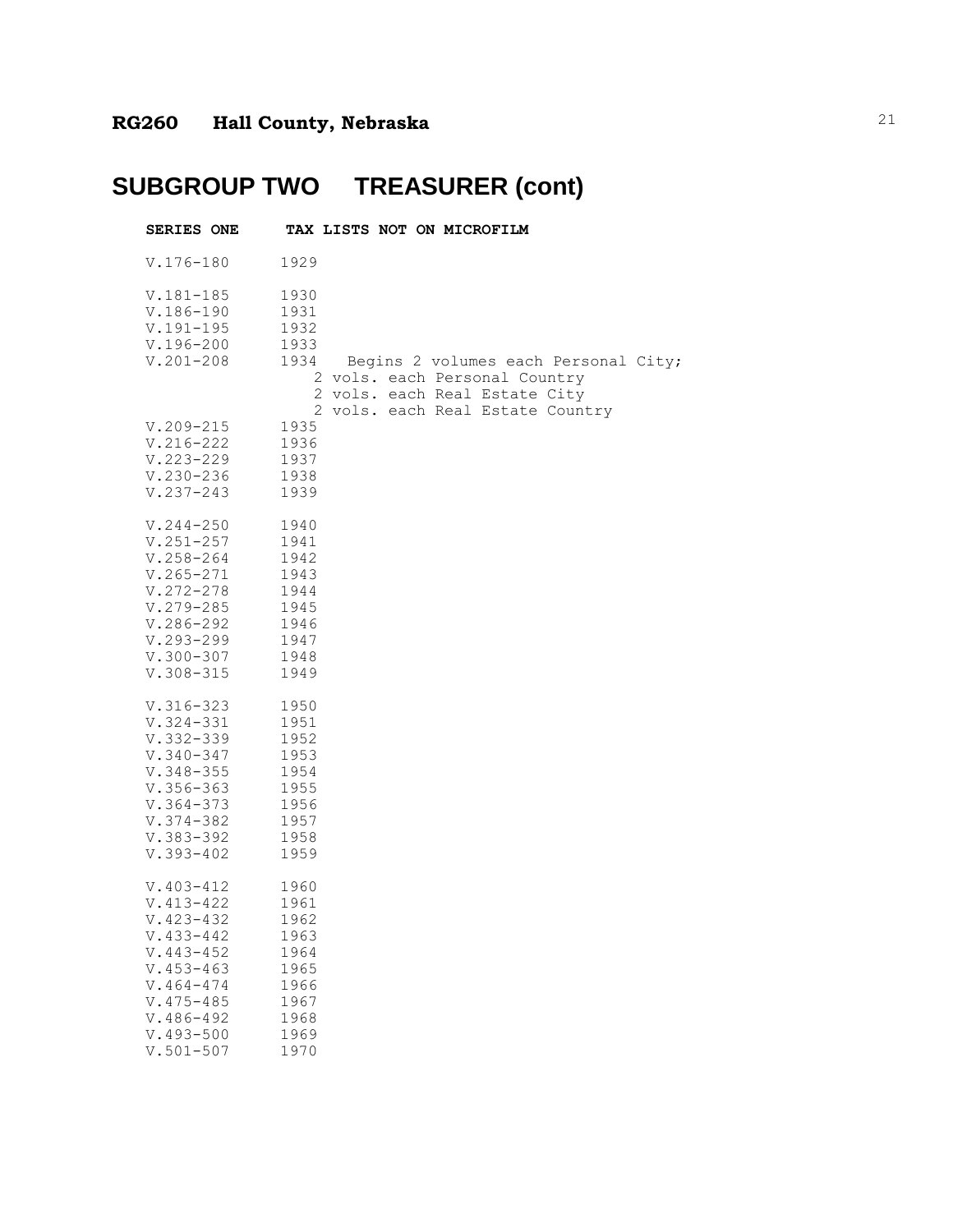**RG260 Hall County, Nebraska**

# SUBGROUP TWO TREASURER (cont)

**SERIES ONE TAX LISTS NOT ON MICROFILM**

```
V.176-180     1929

V.181-185     1930
V.186-190     1931
V.191-195     1932
V.196-200     1933
V.201-208     1934   Begins 2 volumes each Personal City;
                  2 vols. each Personal Country
                  2 vols. each Real Estate City
                  2 vols. each Real Estate Country
V.209-215     1935
V.216-222     1936
V.223-229     1937
V.230-236     1938
V.237-243     1939

V.244-250     1940
V.251-257     1941
V.258-264     1942
V.265-271     1943
V.272-278     1944
V.279-285     1945
V.286-292     1946
V.293-299     1947
V.300-307     1948
V.308-315     1949

V.316-323     1950
V.324-331     1951
V.332-339     1952
V.340-347     1953
V.348-355     1954
V.356-363     1955
V.364-373     1956
V.374-382     1957
V.383-392     1958
V.393-402     1959

V.403-412     1960
V.413-422     1961
V.423-432     1962
V.433-442     1963
V.443-452     1964
V.453-463     1965
V.464-474     1966
V.475-485     1967
V.486-492     1968
V.493-500     1969
V.501-507     1970
```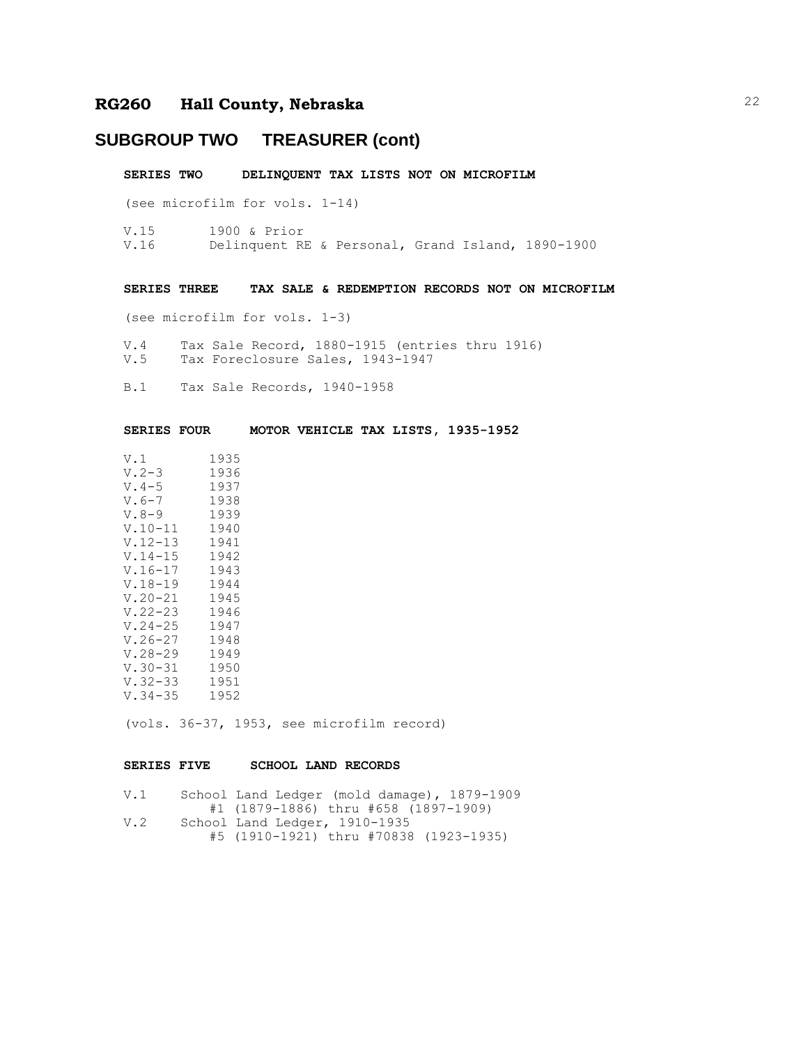## RG260 Hall County, Nebraska

## SUBGROUP TWO TREASURER (cont)

### SERIES TWO DELINQUENT TAX LISTS NOT ON MICROFILM

(see microfilm for vols. 1-14)

V.15 1900 & Prior
V.16 Delinquent RE & Personal, Grand Island, 1890-1900

### SERIES THREE TAX SALE & REDEMPTION RECORDS NOT ON MICROFILM

(see microfilm for vols. 1-3)

V.4 Tax Sale Record, 1880-1915 (entries thru 1916)
V.5 Tax Foreclosure Sales, 1943-1947

B.1 Tax Sale Records, 1940-1958

### SERIES FOUR MOTOR VEHICLE TAX LISTS, 1935-1952

| | |
|---|---|
| V.1 | 1935 |
| V.2-3 | 1936 |
| V.4-5 | 1937 |
| V.6-7 | 1938 |
| V.8-9 | 1939 |
| V.10-11 | 1940 |
| V.12-13 | 1941 |
| V.14-15 | 1942 |
| V.16-17 | 1943 |
| V.18-19 | 1944 |
| V.20-21 | 1945 |
| V.22-23 | 1946 |
| V.24-25 | 1947 |
| V.26-27 | 1948 |
| V.28-29 | 1949 |
| V.30-31 | 1950 |
| V.32-33 | 1951 |
| V.34-35 | 1952 |

(vols. 36-37, 1953, see microfilm record)

### SERIES FIVE SCHOOL LAND RECORDS

V.1 School Land Ledger (mold damage), 1879-1909
#1 (1879-1886) thru #658 (1897-1909)
V.2 School Land Ledger, 1910-1935
#5 (1910-1921) thru #70838 (1923-1935)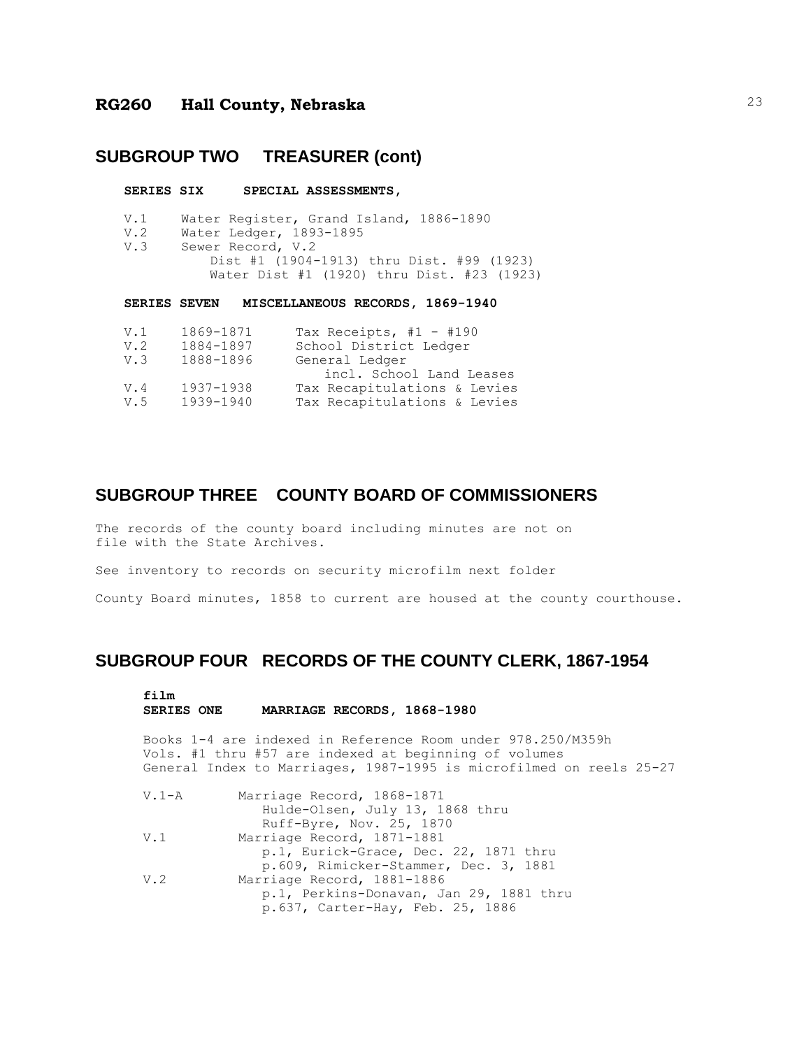## SUBGROUP TWO TREASURER (cont)

**SERIES SIX SPECIAL ASSESSMENTS,**

V.1 Water Register, Grand Island, 1886-1890
V.2 Water Ledger, 1893-1895
V.3 Sewer Record, V.2
 Dist #1 (1904-1913) thru Dist. #99 (1923)
 Water Dist #1 (1920) thru Dist. #23 (1923)

**SERIES SEVEN MISCELLANEOUS RECORDS, 1869-1940**

| | | |
|---|---|---|
| V.1 | 1869-1871 | Tax Receipts, #1 - #190 |
| V.2 | 1884-1897 | School District Ledger |
| V.3 | 1888-1896 | General Ledger incl. School Land Leases |
| V.4 | 1937-1938 | Tax Recapitulations & Levies |
| V.5 | 1939-1940 | Tax Recapitulations & Levies |

## SUBGROUP THREE COUNTY BOARD OF COMMISSIONERS

The records of the county board including minutes are not on file with the State Archives.

See inventory to records on security microfilm next folder

County Board minutes, 1858 to current are housed at the county courthouse.

## SUBGROUP FOUR RECORDS OF THE COUNTY CLERK, 1867-1954

**film**
**SERIES ONE MARRIAGE RECORDS, 1868-1980**

Books 1-4 are indexed in Reference Room under 978.250/M359h
Vols. #1 thru #57 are indexed at beginning of volumes
General Index to Marriages, 1987-1995 is microfilmed on reels 25-27

V.1-A Marriage Record, 1868-1871
 Hulde-Olsen, July 13, 1868 thru
 Ruff-Byre, Nov. 25, 1870
V.1 Marriage Record, 1871-1881
 p.1, Eurick-Grace, Dec. 22, 1871 thru
 p.609, Rimicker-Stammer, Dec. 3, 1881
V.2 Marriage Record, 1881-1886
 p.1, Perkins-Donavan, Jan 29, 1881 thru
 p.637, Carter-Hay, Feb. 25, 1886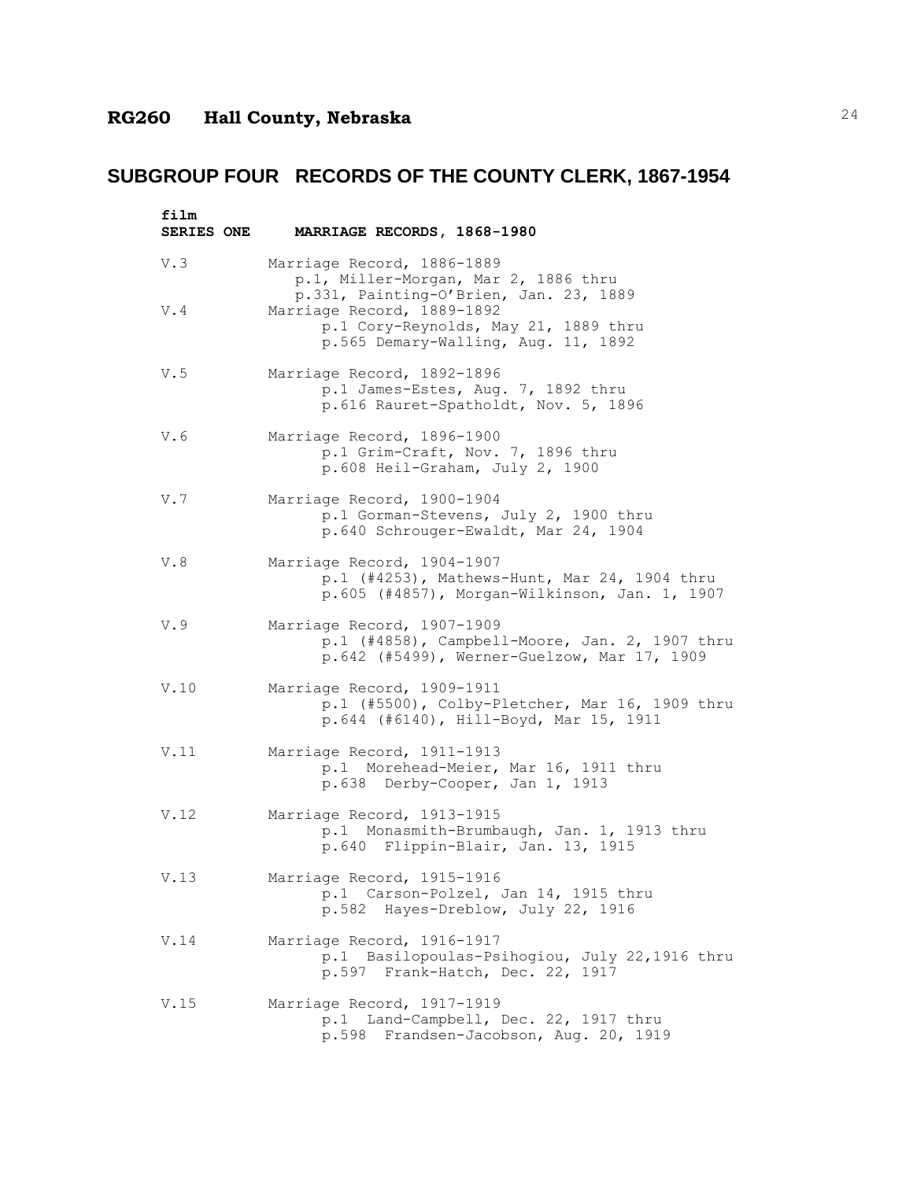# RG260 Hall County, Nebraska

## SUBGROUP FOUR RECORDS OF THE COUNTY CLERK, 1867-1954

| film SERIES ONE | MARRIAGE RECORDS, 1868-1980 |
|---|---|
| V.3 | Marriage Record, 1886-1889<br>p.1, Miller-Morgan, Mar 2, 1886 thru<br>p.331, Painting-O'Brien, Jan. 23, 1889 |
| V.4 | Marriage Record, 1889-1892<br>p.1 Cory-Reynolds, May 21, 1889 thru<br>p.565 Demary-Walling, Aug. 11, 1892 |
| V.5 | Marriage Record, 1892-1896<br>p.1 James-Estes, Aug. 7, 1892 thru<br>p.616 Rauret-Spatholdt, Nov. 5, 1896 |
| V.6 | Marriage Record, 1896-1900<br>p.1 Grim-Craft, Nov. 7, 1896 thru<br>p.608 Heil-Graham, July 2, 1900 |
| V.7 | Marriage Record, 1900-1904<br>p.1 Gorman-Stevens, July 2, 1900 thru<br>p.640 Schrouger-Ewaldt, Mar 24, 1904 |
| V.8 | Marriage Record, 1904-1907<br>p.1 (#4253), Mathews-Hunt, Mar 24, 1904 thru<br>p.605 (#4857), Morgan-Wilkinson, Jan. 1, 1907 |
| V.9 | Marriage Record, 1907-1909<br>p.1 (#4858), Campbell-Moore, Jan. 2, 1907 thru<br>p.642 (#5499), Werner-Guelzow, Mar 17, 1909 |
| V.10 | Marriage Record, 1909-1911<br>p.1 (#5500), Colby-Pletcher, Mar 16, 1909 thru<br>p.644 (#6140), Hill-Boyd, Mar 15, 1911 |
| V.11 | Marriage Record, 1911-1913<br>p.1 Morehead-Meier, Mar 16, 1911 thru<br>p.638 Derby-Cooper, Jan 1, 1913 |
| V.12 | Marriage Record, 1913-1915<br>p.1 Monasmith-Brumbaugh, Jan. 1, 1913 thru<br>p.640 Flippin-Blair, Jan. 13, 1915 |
| V.13 | Marriage Record, 1915-1916<br>p.1 Carson-Polzel, Jan 14, 1915 thru<br>p.582 Hayes-Dreblow, July 22, 1916 |
| V.14 | Marriage Record, 1916-1917<br>p.1 Basilopoulas-Psihogiou, July 22,1916 thru<br>p.597 Frank-Hatch, Dec. 22, 1917 |
| V.15 | Marriage Record, 1917-1919<br>p.1 Land-Campbell, Dec. 22, 1917 thru<br>p.598 Frandsen-Jacobson, Aug. 20, 1919 |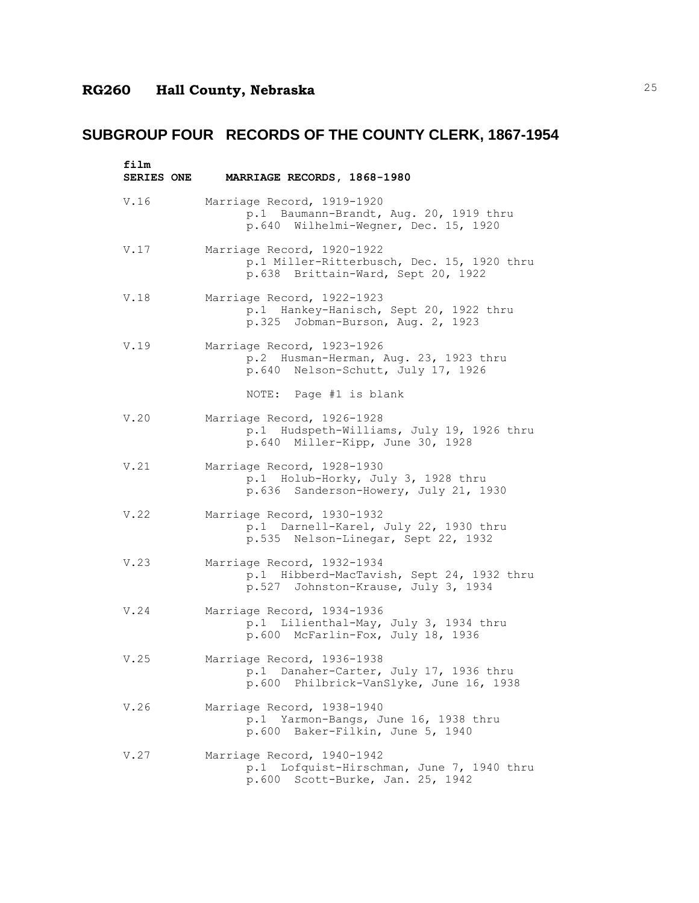## RG260 Hall County, Nebraska

# SUBGROUP FOUR RECORDS OF THE COUNTY CLERK, 1867-1954

**film**
**SERIES ONE MARRIAGE RECORDS, 1868-1980**

V.16 Marriage Record, 1919-1920
p.1 Baumann-Brandt, Aug. 20, 1919 thru
p.640 Wilhelmi-Wegner, Dec. 15, 1920

V.17 Marriage Record, 1920-1922
p.1 Miller-Ritterbusch, Dec. 15, 1920 thru
p.638 Brittain-Ward, Sept 20, 1922

V.18 Marriage Record, 1922-1923
p.1 Hankey-Hanisch, Sept 20, 1922 thru
p.325 Jobman-Burson, Aug. 2, 1923

V.19 Marriage Record, 1923-1926
p.2 Husman-Herman, Aug. 23, 1923 thru
p.640 Nelson-Schutt, July 17, 1926

NOTE: Page #1 is blank

V.20 Marriage Record, 1926-1928
p.1 Hudspeth-Williams, July 19, 1926 thru
p.640 Miller-Kipp, June 30, 1928

V.21 Marriage Record, 1928-1930
p.1 Holub-Horky, July 3, 1928 thru
p.636 Sanderson-Howery, July 21, 1930

V.22 Marriage Record, 1930-1932
p.1 Darnell-Karel, July 22, 1930 thru
p.535 Nelson-Linegar, Sept 22, 1932

V.23 Marriage Record, 1932-1934
p.1 Hibberd-MacTavish, Sept 24, 1932 thru
p.527 Johnston-Krause, July 3, 1934

V.24 Marriage Record, 1934-1936
p.1 Lilienthal-May, July 3, 1934 thru
p.600 McFarlin-Fox, July 18, 1936

V.25 Marriage Record, 1936-1938
p.1 Danaher-Carter, July 17, 1936 thru
p.600 Philbrick-VanSlyke, June 16, 1938

V.26 Marriage Record, 1938-1940
p.1 Yarmon-Bangs, June 16, 1938 thru
p.600 Baker-Filkin, June 5, 1940

V.27 Marriage Record, 1940-1942
p.1 Lofquist-Hirschman, June 7, 1940 thru
p.600 Scott-Burke, Jan. 25, 1942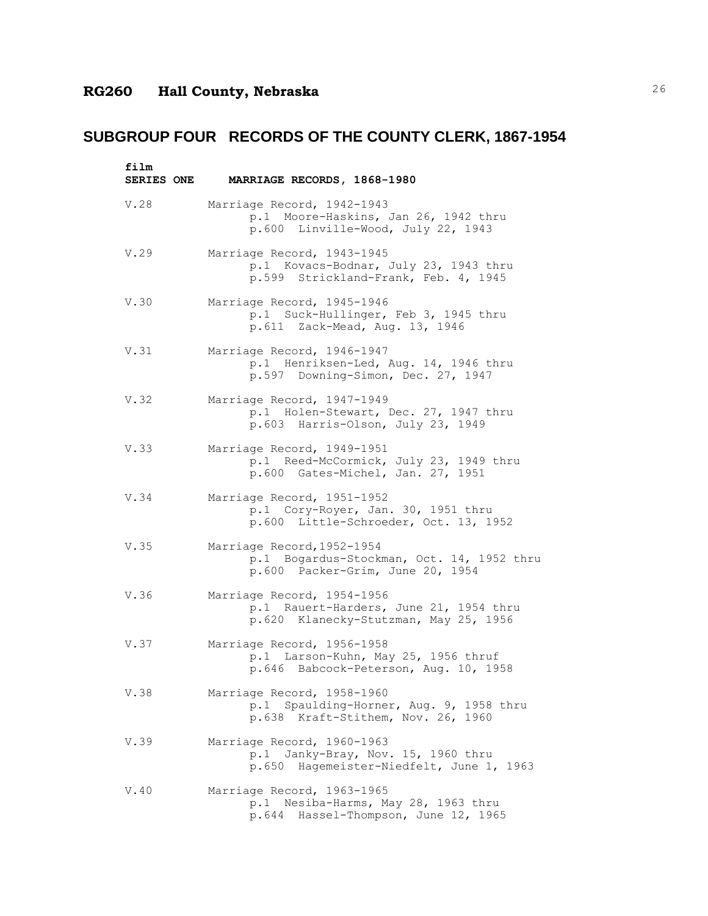## RG260 Hall County, Nebraska

# SUBGROUP FOUR RECORDS OF THE COUNTY CLERK, 1867-1954

**film**
**SERIES ONE MARRIAGE RECORDS, 1868-1980**

V.28 Marriage Record, 1942-1943
p.1 Moore-Haskins, Jan 26, 1942 thru
p.600 Linville-Wood, July 22, 1943

V.29 Marriage Record, 1943-1945
p.1 Kovacs-Bodnar, July 23, 1943 thru
p.599 Strickland-Frank, Feb. 4, 1945

V.30 Marriage Record, 1945-1946
p.1 Suck-Hullinger, Feb 3, 1945 thru
p.611 Zack-Mead, Aug. 13, 1946

V.31 Marriage Record, 1946-1947
p.1 Henriksen-Led, Aug. 14, 1946 thru
p.597 Downing-Simon, Dec. 27, 1947

V.32 Marriage Record, 1947-1949
p.1 Holen-Stewart, Dec. 27, 1947 thru
p.603 Harris-Olson, July 23, 1949

V.33 Marriage Record, 1949-1951
p.1 Reed-McCormick, July 23, 1949 thru
p.600 Gates-Michel, Jan. 27, 1951

V.34 Marriage Record, 1951-1952
p.1 Cory-Royer, Jan. 30, 1951 thru
p.600 Little-Schroeder, Oct. 13, 1952

V.35 Marriage Record,1952-1954
p.1 Bogardus-Stockman, Oct. 14, 1952 thru
p.600 Packer-Grim, June 20, 1954

V.36 Marriage Record, 1954-1956
p.1 Rauert-Harders, June 21, 1954 thru
p.620 Klanecky-Stutzman, May 25, 1956

V.37 Marriage Record, 1956-1958
p.1 Larson-Kuhn, May 25, 1956 thruf
p.646 Babcock-Peterson, Aug. 10, 1958

V.38 Marriage Record, 1958-1960
p.1 Spaulding-Horner, Aug. 9, 1958 thru
p.638 Kraft-Stithem, Nov. 26, 1960

V.39 Marriage Record, 1960-1963
p.1 Janky-Bray, Nov. 15, 1960 thru
p.650 Hagemeister-Niedfelt, June 1, 1963

V.40 Marriage Record, 1963-1965
p.1 Nesiba-Harms, May 28, 1963 thru
p.644 Hassel-Thompson, June 12, 1965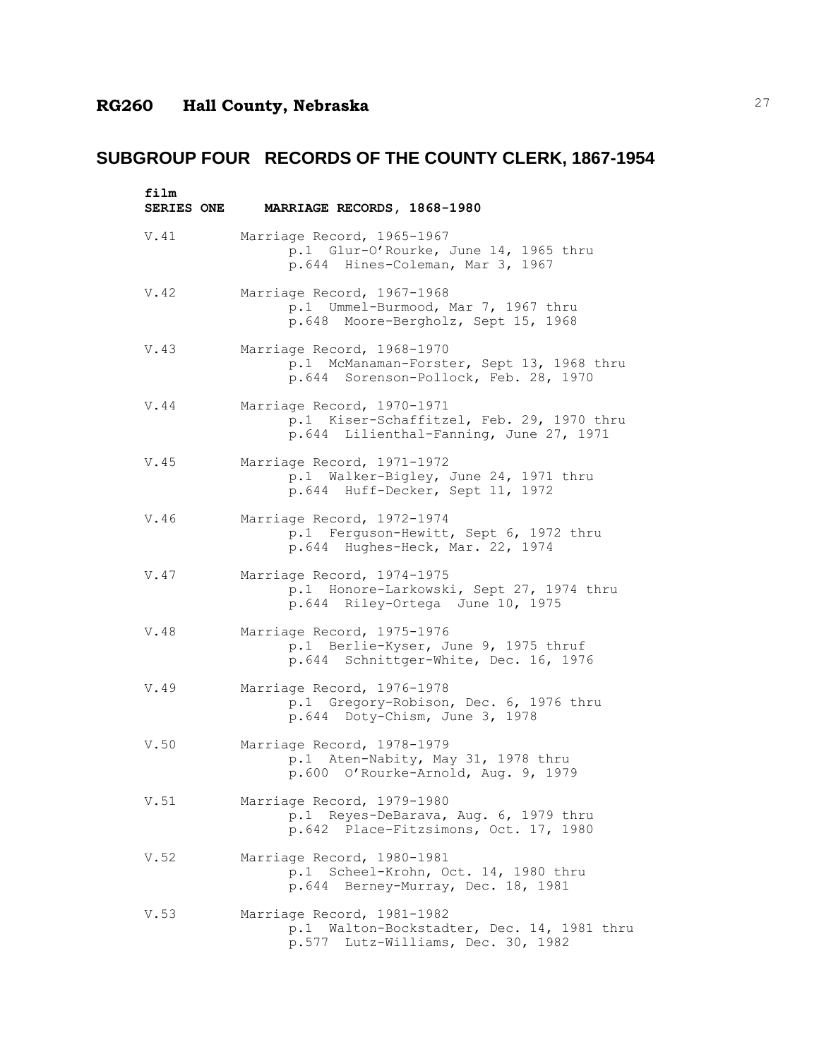## RG260 Hall County, Nebraska

# SUBGROUP FOUR RECORDS OF THE COUNTY CLERK, 1867-1954

**film**
**SERIES ONE MARRIAGE RECORDS, 1868-1980**

V.41 Marriage Record, 1965-1967
p.1 Glur-O'Rourke, June 14, 1965 thru
p.644 Hines-Coleman, Mar 3, 1967

V.42 Marriage Record, 1967-1968
p.1 Ummel-Burmood, Mar 7, 1967 thru
p.648 Moore-Bergholz, Sept 15, 1968

V.43 Marriage Record, 1968-1970
p.1 McManaman-Forster, Sept 13, 1968 thru
p.644 Sorenson-Pollock, Feb. 28, 1970

V.44 Marriage Record, 1970-1971
p.1 Kiser-Schaffitzel, Feb. 29, 1970 thru
p.644 Lilienthal-Fanning, June 27, 1971

V.45 Marriage Record, 1971-1972
p.1 Walker-Bigley, June 24, 1971 thru
p.644 Huff-Decker, Sept 11, 1972

V.46 Marriage Record, 1972-1974
p.1 Ferguson-Hewitt, Sept 6, 1972 thru
p.644 Hughes-Heck, Mar. 22, 1974

V.47 Marriage Record, 1974-1975
p.1 Honore-Larkowski, Sept 27, 1974 thru
p.644 Riley-Ortega June 10, 1975

V.48 Marriage Record, 1975-1976
p.1 Berlie-Kyser, June 9, 1975 thruf
p.644 Schnittger-White, Dec. 16, 1976

V.49 Marriage Record, 1976-1978
p.1 Gregory-Robison, Dec. 6, 1976 thru
p.644 Doty-Chism, June 3, 1978

V.50 Marriage Record, 1978-1979
p.1 Aten-Nabity, May 31, 1978 thru
p.600 O'Rourke-Arnold, Aug. 9, 1979

V.51 Marriage Record, 1979-1980
p.1 Reyes-DeBarava, Aug. 6, 1979 thru
p.642 Place-Fitzsimons, Oct. 17, 1980

V.52 Marriage Record, 1980-1981
p.1 Scheel-Krohn, Oct. 14, 1980 thru
p.644 Berney-Murray, Dec. 18, 1981

V.53 Marriage Record, 1981-1982
p.1 Walton-Bockstadter, Dec. 14, 1981 thru
p.577 Lutz-Williams, Dec. 30, 1982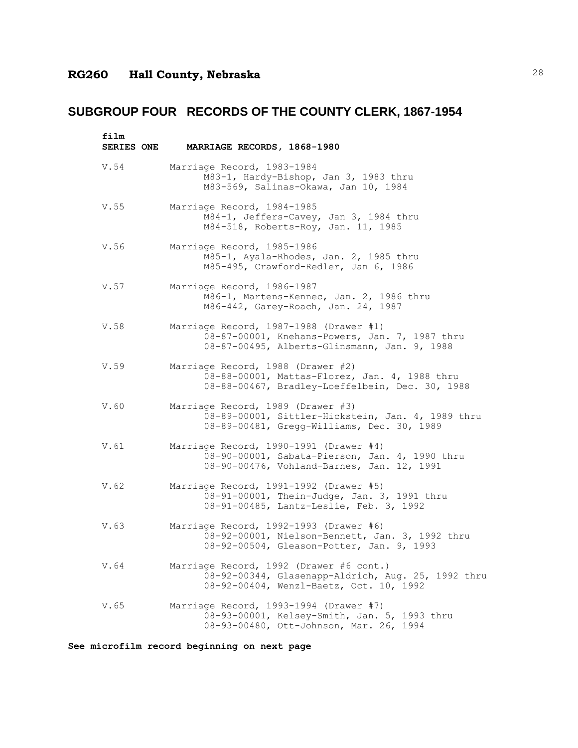# RG260 Hall County, Nebraska

## SUBGROUP FOUR RECORDS OF THE COUNTY CLERK, 1867-1954

| film SERIES ONE | MARRIAGE RECORDS, 1868-1980 |
|---|---|
| V.54 | Marriage Record, 1983-1984<br>M83-1, Hardy-Bishop, Jan 3, 1983 thru<br>M83-569, Salinas-Okawa, Jan 10, 1984 |
| V.55 | Marriage Record, 1984-1985<br>M84-1, Jeffers-Cavey, Jan 3, 1984 thru<br>M84-518, Roberts-Roy, Jan. 11, 1985 |
| V.56 | Marriage Record, 1985-1986<br>M85-1, Ayala-Rhodes, Jan. 2, 1985 thru<br>M85-495, Crawford-Redler, Jan 6, 1986 |
| V.57 | Marriage Record, 1986-1987<br>M86-1, Martens-Kennec, Jan. 2, 1986 thru<br>M86-442, Garey-Roach, Jan. 24, 1987 |
| V.58 | Marriage Record, 1987-1988 (Drawer #1)<br>08-87-00001, Knehans-Powers, Jan. 7, 1987 thru<br>08-87-00495, Alberts-Glinsmann, Jan. 9, 1988 |
| V.59 | Marriage Record, 1988 (Drawer #2)<br>08-88-00001, Mattas-Florez, Jan. 4, 1988 thru<br>08-88-00467, Bradley-Loeffelbein, Dec. 30, 1988 |
| V.60 | Marriage Record, 1989 (Drawer #3)<br>08-89-00001, Sittler-Hickstein, Jan. 4, 1989 thru<br>08-89-00481, Gregg-Williams, Dec. 30, 1989 |
| V.61 | Marriage Record, 1990-1991 (Drawer #4)<br>08-90-00001, Sabata-Pierson, Jan. 4, 1990 thru<br>08-90-00476, Vohland-Barnes, Jan. 12, 1991 |
| V.62 | Marriage Record, 1991-1992 (Drawer #5)<br>08-91-00001, Thein-Judge, Jan. 3, 1991 thru<br>08-91-00485, Lantz-Leslie, Feb. 3, 1992 |
| V.63 | Marriage Record, 1992-1993 (Drawer #6)<br>08-92-00001, Nielson-Bennett, Jan. 3, 1992 thru<br>08-92-00504, Gleason-Potter, Jan. 9, 1993 |
| V.64 | Marriage Record, 1992 (Drawer #6 cont.)<br>08-92-00344, Glasenapp-Aldrich, Aug. 25, 1992 thru<br>08-92-00404, Wenzl-Baetz, Oct. 10, 1992 |
| V.65 | Marriage Record, 1993-1994 (Drawer #7)<br>08-93-00001, Kelsey-Smith, Jan. 5, 1993 thru<br>08-93-00480, Ott-Johnson, Mar. 26, 1994 |

**See microfilm record beginning on next page**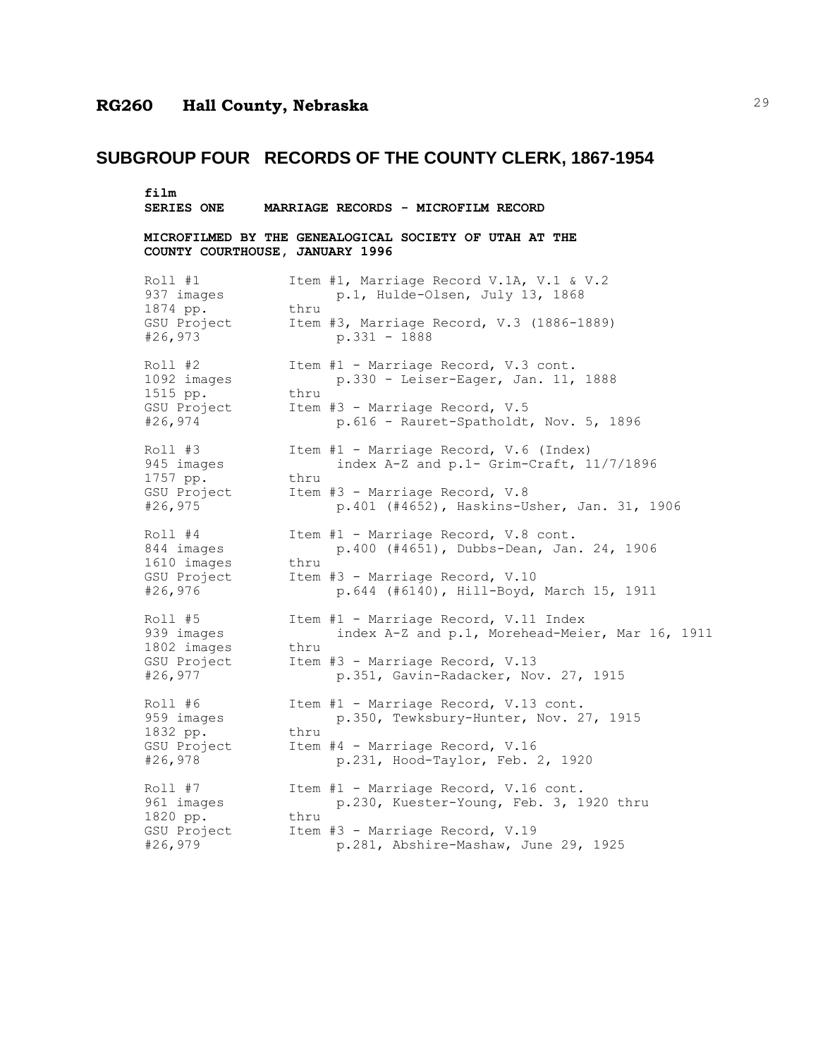# SUBGROUP FOUR RECORDS OF THE COUNTY CLERK, 1867-1954

**film**
**SERIES ONE MARRIAGE RECORDS - MICROFILM RECORD**

**MICROFILMED BY THE GENEALOGICAL SOCIETY OF UTAH AT THE COUNTY COURTHOUSE, JANUARY 1996**

| | |
|---|---|
| Roll #1<br>937 images<br>1874 pp.<br>GSU Project<br>#26,973 | Item #1, Marriage Record V.1A, V.1 & V.2<br>p.1, Hulde-Olsen, July 13, 1868<br>thru<br>Item #3, Marriage Record, V.3 (1886-1889)<br>p.331 - 1888 |
| Roll #2<br>1092 images<br>1515 pp.<br>GSU Project<br>#26,974 | Item #1 - Marriage Record, V.3 cont.<br>p.330 - Leiser-Eager, Jan. 11, 1888<br>thru<br>Item #3 - Marriage Record, V.5<br>p.616 - Rauret-Spatholdt, Nov. 5, 1896 |
| Roll #3<br>945 images<br>1757 pp.<br>GSU Project<br>#26,975 | Item #1 - Marriage Record, V.6 (Index)<br>index A-Z and p.1- Grim-Craft, 11/7/1896<br>thru<br>Item #3 - Marriage Record, V.8<br>p.401 (#4652), Haskins-Usher, Jan. 31, 1906 |
| Roll #4<br>844 images<br>1610 images<br>GSU Project<br>#26,976 | Item #1 - Marriage Record, V.8 cont.<br>p.400 (#4651), Dubbs-Dean, Jan. 24, 1906<br>thru<br>Item #3 - Marriage Record, V.10<br>p.644 (#6140), Hill-Boyd, March 15, 1911 |
| Roll #5<br>939 images<br>1802 images<br>GSU Project<br>#26,977 | Item #1 - Marriage Record, V.11 Index<br>index A-Z and p.1, Morehead-Meier, Mar 16, 1911<br>thru<br>Item #3 - Marriage Record, V.13<br>p.351, Gavin-Radacker, Nov. 27, 1915 |
| Roll #6<br>959 images<br>1832 pp.<br>GSU Project<br>#26,978 | Item #1 - Marriage Record, V.13 cont.<br>p.350, Tewksbury-Hunter, Nov. 27, 1915<br>thru<br>Item #4 - Marriage Record, V.16<br>p.231, Hood-Taylor, Feb. 2, 1920 |
| Roll #7<br>961 images<br>1820 pp.<br>GSU Project<br>#26,979 | Item #1 - Marriage Record, V.16 cont.<br>p.230, Kuester-Young, Feb. 3, 1920 thru<br>thru<br>Item #3 - Marriage Record, V.19<br>p.281, Abshire-Mashaw, June 29, 1925 |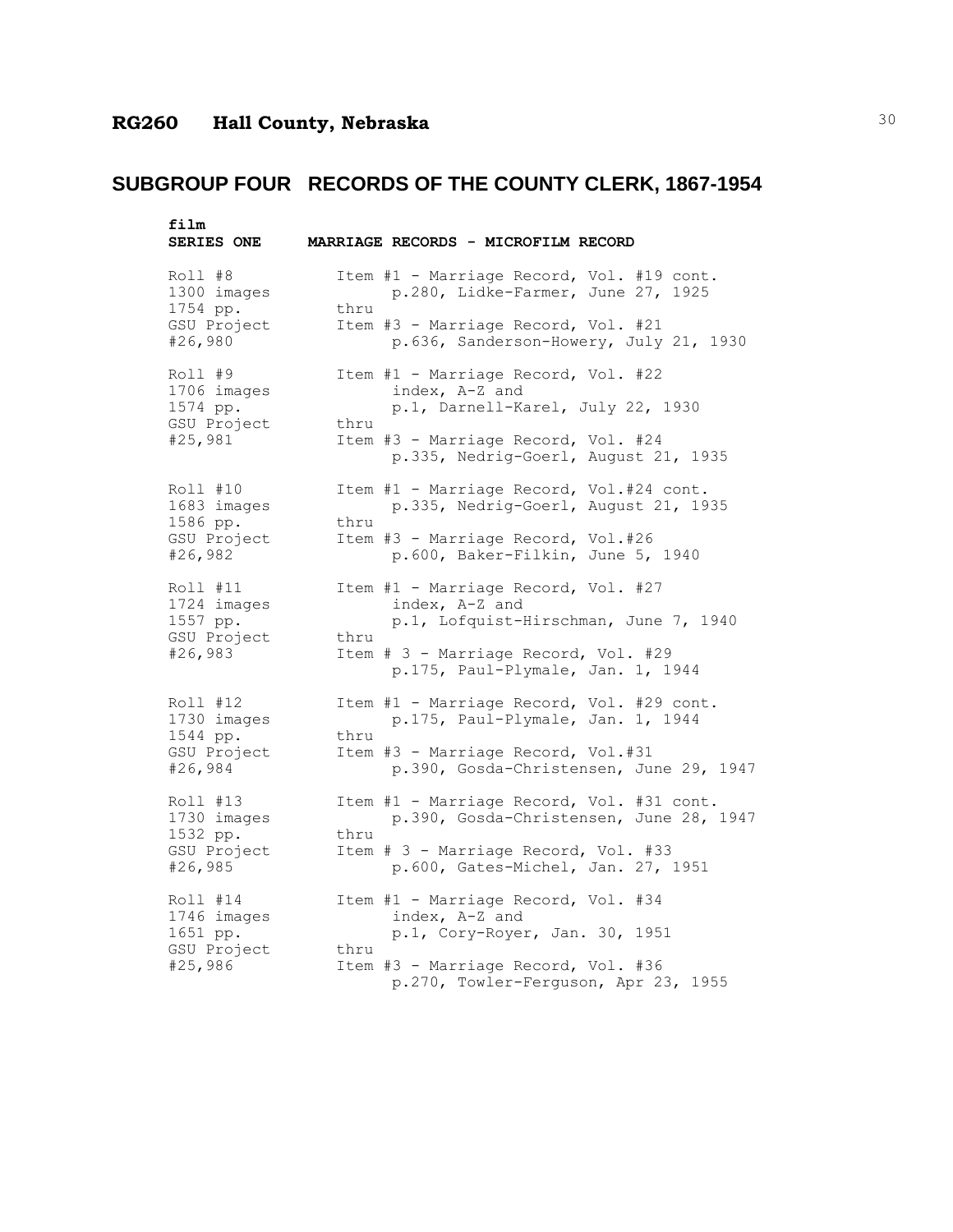## RG260 Hall County, Nebraska

# SUBGROUP FOUR RECORDS OF THE COUNTY CLERK, 1867-1954

**film**

**SERIES ONE MARRIAGE RECORDS - MICROFILM RECORD**

| | |
|---|---|
| Roll #8<br>1300 images<br>1754 pp.<br>GSU Project<br>#26,980 | Item #1 - Marriage Record, Vol. #19 cont.<br>p.280, Lidke-Farmer, June 27, 1925<br>thru<br>Item #3 - Marriage Record, Vol. #21<br>p.636, Sanderson-Howery, July 21, 1930 |
| Roll #9<br>1706 images<br>1574 pp.<br>GSU Project<br>#25,981 | Item #1 - Marriage Record, Vol. #22<br>index, A-Z and<br>p.1, Darnell-Karel, July 22, 1930<br>thru<br>Item #3 - Marriage Record, Vol. #24<br>p.335, Nedrig-Goerl, August 21, 1935 |
| Roll #10<br>1683 images<br>1586 pp.<br>GSU Project<br>#26,982 | Item #1 - Marriage Record, Vol.#24 cont.<br>p.335, Nedrig-Goerl, August 21, 1935<br>thru<br>Item #3 - Marriage Record, Vol.#26<br>p.600, Baker-Filkin, June 5, 1940 |
| Roll #11<br>1724 images<br>1557 pp.<br>GSU Project<br>#26,983 | Item #1 - Marriage Record, Vol. #27<br>index, A-Z and<br>p.1, Lofquist-Hirschman, June 7, 1940<br>thru<br>Item # 3 - Marriage Record, Vol. #29<br>p.175, Paul-Plymale, Jan. 1, 1944 |
| Roll #12<br>1730 images<br>1544 pp.<br>GSU Project<br>#26,984 | Item #1 - Marriage Record, Vol. #29 cont.<br>p.175, Paul-Plymale, Jan. 1, 1944<br>thru<br>Item #3 - Marriage Record, Vol.#31<br>p.390, Gosda-Christensen, June 29, 1947 |
| Roll #13<br>1730 images<br>1532 pp.<br>GSU Project<br>#26,985 | Item #1 - Marriage Record, Vol. #31 cont.<br>p.390, Gosda-Christensen, June 28, 1947<br>thru<br>Item # 3 - Marriage Record, Vol. #33<br>p.600, Gates-Michel, Jan. 27, 1951 |
| Roll #14<br>1746 images<br>1651 pp.<br>GSU Project<br>#25,986 | Item #1 - Marriage Record, Vol. #34<br>index, A-Z and<br>p.1, Cory-Royer, Jan. 30, 1951<br>thru<br>Item #3 - Marriage Record, Vol. #36<br>p.270, Towler-Ferguson, Apr 23, 1955 |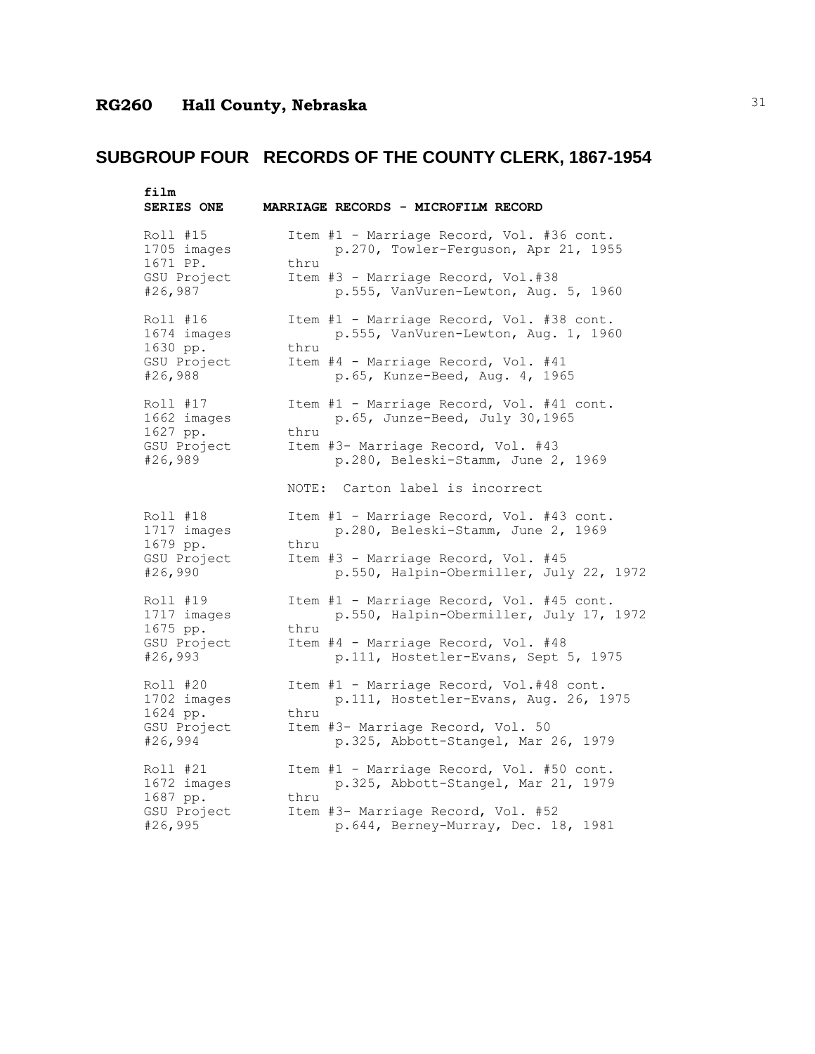## RG260 Hall County, Nebraska

# SUBGROUP FOUR RECORDS OF THE COUNTY CLERK, 1867-1954

| **film SERIES ONE** | **MARRIAGE RECORDS - MICROFILM RECORD** |
|---|---|
| Roll #15<br>1705 images<br>1671 PP.<br>GSU Project<br>#26,987 | Item #1 - Marriage Record, Vol. #36 cont.<br>p.270, Towler-Ferguson, Apr 21, 1955<br>thru<br>Item #3 - Marriage Record, Vol.#38<br>p.555, VanVuren-Lewton, Aug. 5, 1960 |
| Roll #16<br>1674 images<br>1630 pp.<br>GSU Project<br>#26,988 | Item #1 - Marriage Record, Vol. #38 cont.<br>p.555, VanVuren-Lewton, Aug. 1, 1960<br>thru<br>Item #4 - Marriage Record, Vol. #41<br>p.65, Kunze-Beed, Aug. 4, 1965 |
| Roll #17<br>1662 images<br>1627 pp.<br>GSU Project<br>#26,989 | Item #1 - Marriage Record, Vol. #41 cont.<br>p.65, Junze-Beed, July 30,1965<br>thru<br>Item #3- Marriage Record, Vol. #43<br>p.280, Beleski-Stamm, June 2, 1969<br><br>NOTE: Carton label is incorrect |
| Roll #18<br>1717 images<br>1679 pp.<br>GSU Project<br>#26,990 | Item #1 - Marriage Record, Vol. #43 cont.<br>p.280, Beleski-Stamm, June 2, 1969<br>thru<br>Item #3 - Marriage Record, Vol. #45<br>p.550, Halpin-Obermiller, July 22, 1972 |
| Roll #19<br>1717 images<br>1675 pp.<br>GSU Project<br>#26,993 | Item #1 - Marriage Record, Vol. #45 cont.<br>p.550, Halpin-Obermiller, July 17, 1972<br>thru<br>Item #4 - Marriage Record, Vol. #48<br>p.111, Hostetler-Evans, Sept 5, 1975 |
| Roll #20<br>1702 images<br>1624 pp.<br>GSU Project<br>#26,994 | Item #1 - Marriage Record, Vol.#48 cont.<br>p.111, Hostetler-Evans, Aug. 26, 1975<br>thru<br>Item #3- Marriage Record, Vol. 50<br>p.325, Abbott-Stangel, Mar 26, 1979 |
| Roll #21<br>1672 images<br>1687 pp.<br>GSU Project<br>#26,995 | Item #1 - Marriage Record, Vol. #50 cont.<br>p.325, Abbott-Stangel, Mar 21, 1979<br>thru<br>Item #3- Marriage Record, Vol. #52<br>p.644, Berney-Murray, Dec. 18, 1981 |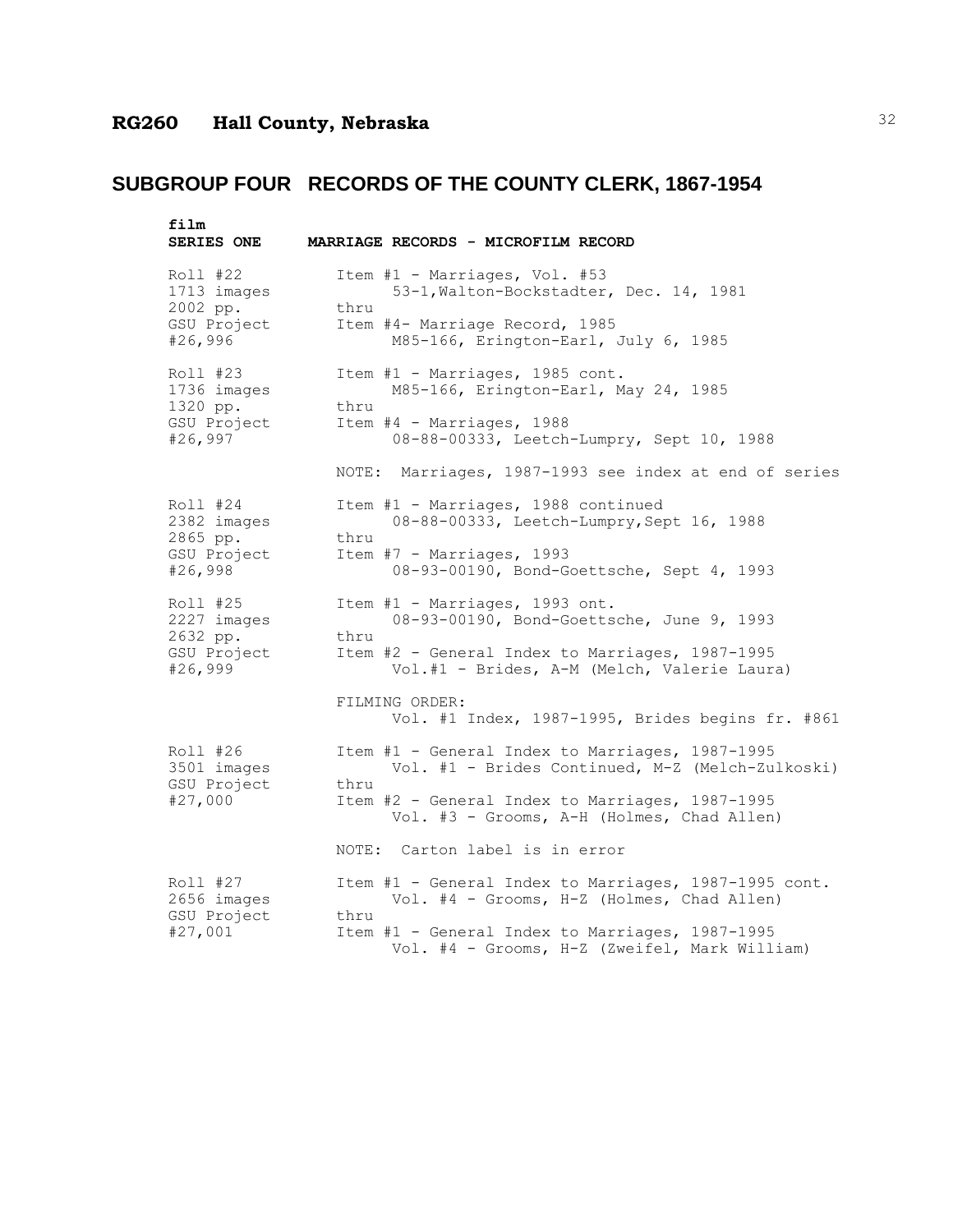# RG260 Hall County, Nebraska

## SUBGROUP FOUR RECORDS OF THE COUNTY CLERK, 1867-1954

| film<br>SERIES ONE | MARRIAGE RECORDS - MICROFILM RECORD |
|---|---|
| Roll #22<br>1713 images<br>2002 pp.<br>GSU Project<br>#26,996 | Item #1 - Marriages, Vol. #53<br>53-1,Walton-Bockstadter, Dec. 14, 1981<br>thru<br>Item #4- Marriage Record, 1985<br>M85-166, Erington-Earl, July 6, 1985 |
| Roll #23<br>1736 images<br>1320 pp.<br>GSU Project<br>#26,997 | Item #1 - Marriages, 1985 cont.<br>M85-166, Erington-Earl, May 24, 1985<br>thru<br>Item #4 - Marriages, 1988<br>08-88-00333, Leetch-Lumpry, Sept 10, 1988 |
| | NOTE: Marriages, 1987-1993 see index at end of series |
| Roll #24<br>2382 images<br>2865 pp.<br>GSU Project<br>#26,998 | Item #1 - Marriages, 1988 continued<br>08-88-00333, Leetch-Lumpry,Sept 16, 1988<br>thru<br>Item #7 - Marriages, 1993<br>08-93-00190, Bond-Goettsche, Sept 4, 1993 |
| Roll #25<br>2227 images<br>2632 pp.<br>GSU Project<br>#26,999 | Item #1 - Marriages, 1993 ont.<br>08-93-00190, Bond-Goettsche, June 9, 1993<br>thru<br>Item #2 - General Index to Marriages, 1987-1995<br>Vol.#1 - Brides, A-M (Melch, Valerie Laura) |
| | FILMING ORDER:<br>Vol. #1 Index, 1987-1995, Brides begins fr. #861 |
| Roll #26<br>3501 images<br>GSU Project<br>#27,000 | Item #1 - General Index to Marriages, 1987-1995<br>Vol. #1 - Brides Continued, M-Z (Melch-Zulkoski)<br>thru<br>Item #2 - General Index to Marriages, 1987-1995<br>Vol. #3 - Grooms, A-H (Holmes, Chad Allen) |
| | NOTE: Carton label is in error |
| Roll #27<br>2656 images<br>GSU Project<br>#27,001 | Item #1 - General Index to Marriages, 1987-1995 cont.<br>Vol. #4 - Grooms, H-Z (Holmes, Chad Allen)<br>thru<br>Item #1 - General Index to Marriages, 1987-1995<br>Vol. #4 - Grooms, H-Z (Zweifel, Mark William) |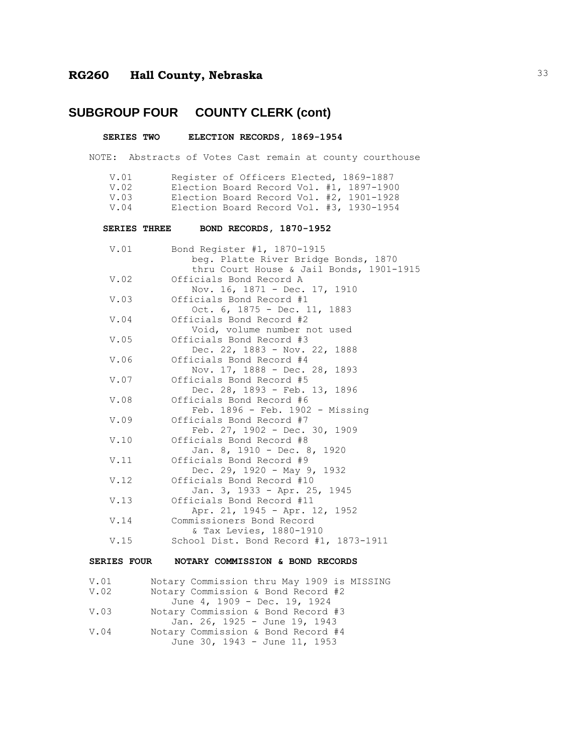## RG260 Hall County, Nebraska

# SUBGROUP FOUR COUNTY CLERK (cont)

### SERIES TWO ELECTION RECORDS, 1869-1954

NOTE: Abstracts of Votes Cast remain at county courthouse

| | |
|---|---|
| V.01 | Register of Officers Elected, 1869-1887 |
| V.02 | Election Board Record Vol. #1, 1897-1900 |
| V.03 | Election Board Record Vol. #2, 1901-1928 |
| V.04 | Election Board Record Vol. #3, 1930-1954 |

### SERIES THREE BOND RECORDS, 1870-1952

| | |
|---|---|
| V.01 | Bond Register #1, 1870-1915<br>beg. Platte River Bridge Bonds, 1870<br>thru Court House & Jail Bonds, 1901-1915 |
| V.02 | Officials Bond Record A<br>Nov. 16, 1871 - Dec. 17, 1910 |
| V.03 | Officials Bond Record #1<br>Oct. 6, 1875 - Dec. 11, 1883 |
| V.04 | Officials Bond Record #2<br>Void, volume number not used |
| V.05 | Officials Bond Record #3<br>Dec. 22, 1883 - Nov. 22, 1888 |
| V.06 | Officials Bond Record #4<br>Nov. 17, 1888 - Dec. 28, 1893 |
| V.07 | Officials Bond Record #5<br>Dec. 28, 1893 - Feb. 13, 1896 |
| V.08 | Officials Bond Record #6<br>Feb. 1896 - Feb. 1902 - Missing |
| V.09 | Officials Bond Record #7<br>Feb. 27, 1902 - Dec. 30, 1909 |
| V.10 | Officials Bond Record #8<br>Jan. 8, 1910 - Dec. 8, 1920 |
| V.11 | Officials Bond Record #9<br>Dec. 29, 1920 - May 9, 1932 |
| V.12 | Officials Bond Record #10<br>Jan. 3, 1933 - Apr. 25, 1945 |
| V.13 | Officials Bond Record #11<br>Apr. 21, 1945 - Apr. 12, 1952 |
| V.14 | Commissioners Bond Record<br>& Tax Levies, 1880-1910 |
| V.15 | School Dist. Bond Record #1, 1873-1911 |

### SERIES FOUR NOTARY COMMISSION & BOND RECORDS

| | |
|---|---|
| V.01 | Notary Commission thru May 1909 is MISSING |
| V.02 | Notary Commission & Bond Record #2<br>June 4, 1909 - Dec. 19, 1924 |
| V.03 | Notary Commission & Bond Record #3<br>Jan. 26, 1925 - June 19, 1943 |
| V.04 | Notary Commission & Bond Record #4<br>June 30, 1943 - June 11, 1953 |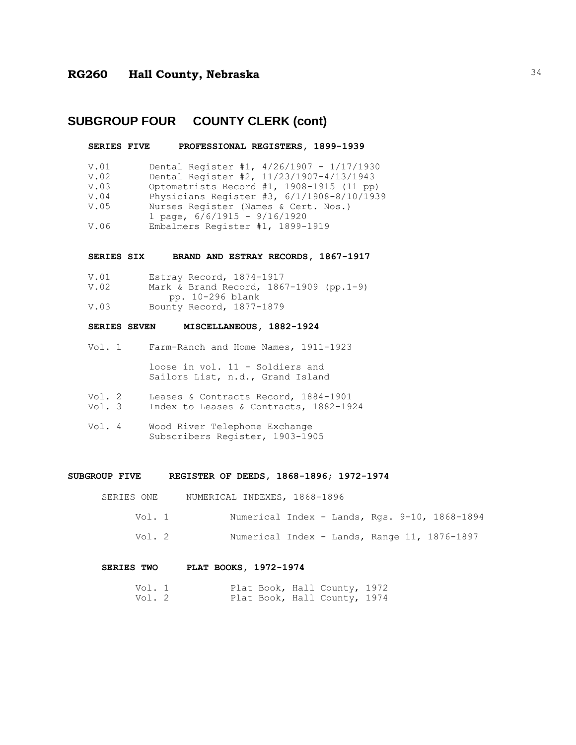# RG260 Hall County, Nebraska

## SUBGROUP FOUR COUNTY CLERK (cont)

### SERIES FIVE PROFESSIONAL REGISTERS, 1899-1939

| | |
|---|---|
| V.01 | Dental Register #1, 4/26/1907 - 1/17/1930 |
| V.02 | Dental Register #2, 11/23/1907-4/13/1943 |
| V.03 | Optometrists Record #1, 1908-1915 (11 pp) |
| V.04 | Physicians Register #3, 6/1/1908-8/10/1939 |
| V.05 | Nurses Register (Names & Cert. Nos.) 1 page, 6/6/1915 - 9/16/1920 |
| V.06 | Embalmers Register #1, 1899-1919 |

### SERIES SIX BRAND AND ESTRAY RECORDS, 1867-1917

| | |
|---|---|
| V.01 | Estray Record, 1874-1917 |
| V.02 | Mark & Brand Record, 1867-1909 (pp.1-9) pp. 10-296 blank |
| V.03 | Bounty Record, 1877-1879 |

### SERIES SEVEN MISCELLANEOUS, 1882-1924

Vol. 1 Farm-Ranch and Home Names, 1911-1923

loose in vol. 11 - Soldiers and Sailors List, n.d., Grand Island

Vol. 2 Leases & Contracts Record, 1884-1901

Vol. 3 Index to Leases & Contracts, 1882-1924

Vol. 4 Wood River Telephone Exchange Subscribers Register, 1903-1905

## SUBGROUP FIVE REGISTER OF DEEDS, 1868-1896; 1972-1974

### SERIES ONE NUMERICAL INDEXES, 1868-1896

Vol. 1 Numerical Index - Lands, Rgs. 9-10, 1868-1894

Vol. 2 Numerical Index - Lands, Range 11, 1876-1897

### SERIES TWO PLAT BOOKS, 1972-1974

Vol. 1 Plat Book, Hall County, 1972

Vol. 2 Plat Book, Hall County, 1974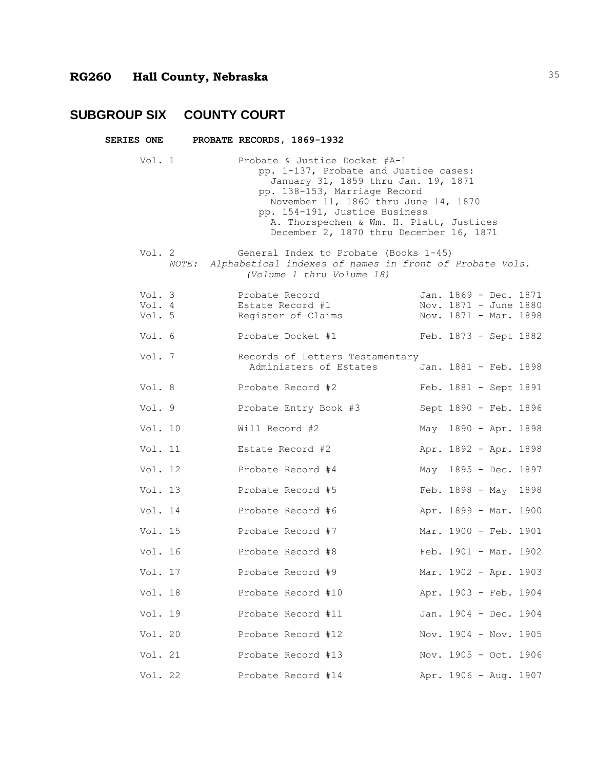## RG260 Hall County, Nebraska

# SUBGROUP SIX COUNTY COURT

### SERIES ONE PROBATE RECORDS, 1869-1932

Vol. 1 — Probate & Justice Docket #A-1
- pp. 1-137, Probate and Justice cases: January 31, 1859 thru Jan. 19, 1871
- pp. 138-153, Marriage Record November 11, 1860 thru June 14, 1870
- pp. 154-191, Justice Business A. Thorspechen & Wm. H. Platt, Justices December 2, 1870 thru December 16, 1871

Vol. 2 — General Index to Probate (Books 1-45)
*NOTE: Alphabetical indexes of names in front of Probate Vols. (Volume 1 thru Volume 18)*

| | | |
|---|---|---|
| Vol. 3 | Probate Record | Jan. 1869 - Dec. 1871 |
| Vol. 4 | Estate Record #1 | Nov. 1871 - June 1880 |
| Vol. 5 | Register of Claims | Nov. 1871 - Mar. 1898 |
| Vol. 6 | Probate Docket #1 | Feb. 1873 - Sept 1882 |
| Vol. 7 | Records of Letters Testamentary Administers of Estates | Jan. 1881 - Feb. 1898 |
| Vol. 8 | Probate Record #2 | Feb. 1881 - Sept 1891 |
| Vol. 9 | Probate Entry Book #3 | Sept 1890 - Feb. 1896 |
| Vol. 10 | Will Record #2 | May 1890 - Apr. 1898 |
| Vol. 11 | Estate Record #2 | Apr. 1892 - Apr. 1898 |
| Vol. 12 | Probate Record #4 | May 1895 - Dec. 1897 |
| Vol. 13 | Probate Record #5 | Feb. 1898 - May 1898 |
| Vol. 14 | Probate Record #6 | Apr. 1899 - Mar. 1900 |
| Vol. 15 | Probate Record #7 | Mar. 1900 - Feb. 1901 |
| Vol. 16 | Probate Record #8 | Feb. 1901 - Mar. 1902 |
| Vol. 17 | Probate Record #9 | Mar. 1902 - Apr. 1903 |
| Vol. 18 | Probate Record #10 | Apr. 1903 - Feb. 1904 |
| Vol. 19 | Probate Record #11 | Jan. 1904 - Dec. 1904 |
| Vol. 20 | Probate Record #12 | Nov. 1904 - Nov. 1905 |
| Vol. 21 | Probate Record #13 | Nov. 1905 - Oct. 1906 |
| Vol. 22 | Probate Record #14 | Apr. 1906 - Aug. 1907 |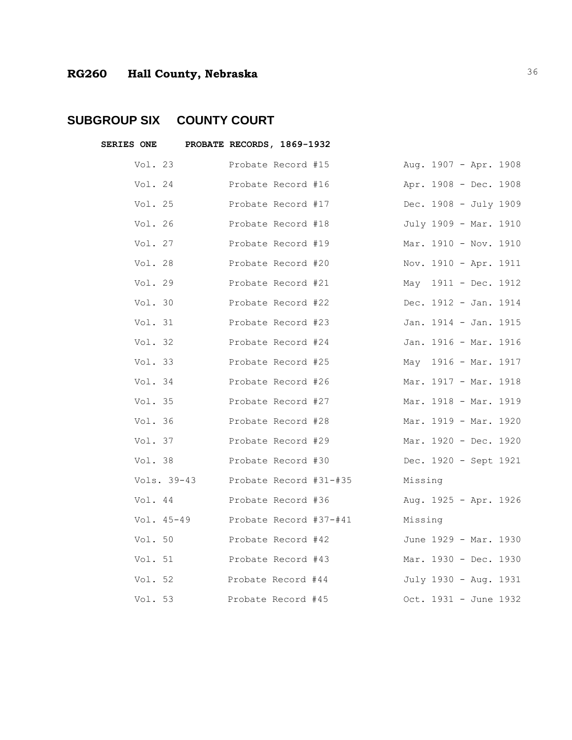## RG260 Hall County, Nebraska

## SUBGROUP SIX COUNTY COURT

### SERIES ONE PROBATE RECORDS, 1869-1932

| | | |
|---|---|---|
| Vol. 23 | Probate Record #15 | Aug. 1907 - Apr. 1908 |
| Vol. 24 | Probate Record #16 | Apr. 1908 - Dec. 1908 |
| Vol. 25 | Probate Record #17 | Dec. 1908 - July 1909 |
| Vol. 26 | Probate Record #18 | July 1909 - Mar. 1910 |
| Vol. 27 | Probate Record #19 | Mar. 1910 - Nov. 1910 |
| Vol. 28 | Probate Record #20 | Nov. 1910 - Apr. 1911 |
| Vol. 29 | Probate Record #21 | May 1911 - Dec. 1912 |
| Vol. 30 | Probate Record #22 | Dec. 1912 - Jan. 1914 |
| Vol. 31 | Probate Record #23 | Jan. 1914 - Jan. 1915 |
| Vol. 32 | Probate Record #24 | Jan. 1916 - Mar. 1916 |
| Vol. 33 | Probate Record #25 | May 1916 - Mar. 1917 |
| Vol. 34 | Probate Record #26 | Mar. 1917 - Mar. 1918 |
| Vol. 35 | Probate Record #27 | Mar. 1918 - Mar. 1919 |
| Vol. 36 | Probate Record #28 | Mar. 1919 - Mar. 1920 |
| Vol. 37 | Probate Record #29 | Mar. 1920 - Dec. 1920 |
| Vol. 38 | Probate Record #30 | Dec. 1920 - Sept 1921 |
| Vols. 39-43 | Probate Record #31-#35 | Missing |
| Vol. 44 | Probate Record #36 | Aug. 1925 - Apr. 1926 |
| Vol. 45-49 | Probate Record #37-#41 | Missing |
| Vol. 50 | Probate Record #42 | June 1929 - Mar. 1930 |
| Vol. 51 | Probate Record #43 | Mar. 1930 - Dec. 1930 |
| Vol. 52 | Probate Record #44 | July 1930 - Aug. 1931 |
| Vol. 53 | Probate Record #45 | Oct. 1931 - June 1932 |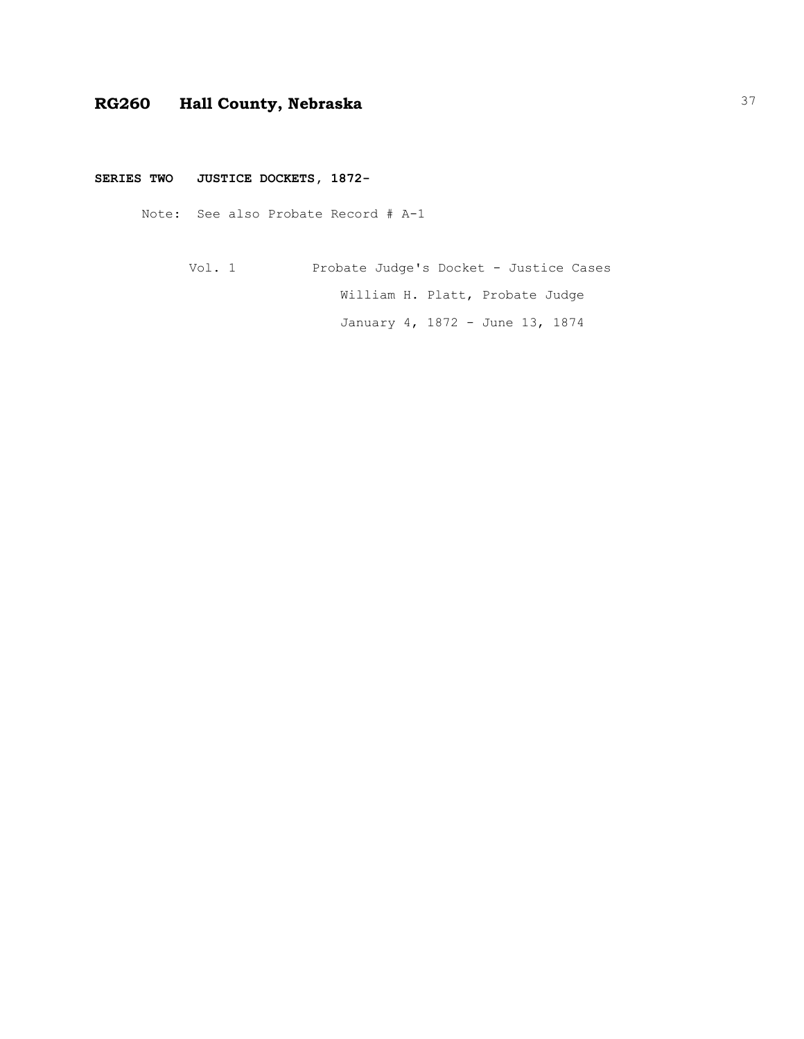## RG260 Hall County, Nebraska

**SERIES TWO JUSTICE DOCKETS, 1872-**

Note: See also Probate Record # A-1

Vol. 1 Probate Judge's Docket - Justice Cases

William H. Platt, Probate Judge

January 4, 1872 - June 13, 1874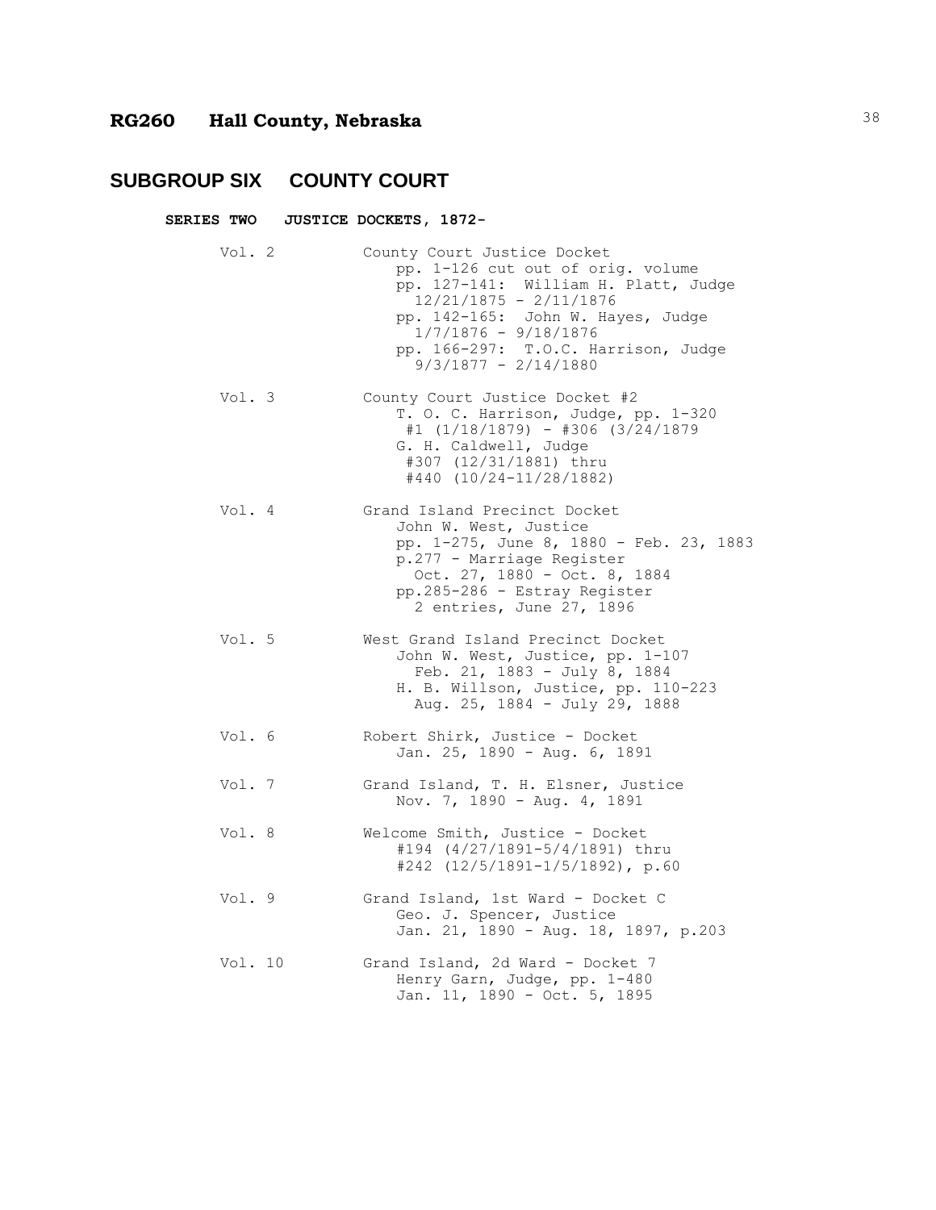# RG260 Hall County, Nebraska

## SUBGROUP SIX COUNTY COURT

### SERIES TWO JUSTICE DOCKETS, 1872-

| | |
|---|---|
| Vol. 2 | County Court Justice Docket<br>pp. 1-126 cut out of orig. volume<br>pp. 127-141: William H. Platt, Judge<br>12/21/1875 - 2/11/1876<br>pp. 142-165: John W. Hayes, Judge<br>1/7/1876 - 9/18/1876<br>pp. 166-297: T.O.C. Harrison, Judge<br>9/3/1877 - 2/14/1880 |
| Vol. 3 | County Court Justice Docket #2<br>T. O. C. Harrison, Judge, pp. 1-320<br>#1 (1/18/1879) - #306 (3/24/1879<br>G. H. Caldwell, Judge<br>#307 (12/31/1881) thru<br>#440 (10/24-11/28/1882) |
| Vol. 4 | Grand Island Precinct Docket<br>John W. West, Justice<br>pp. 1-275, June 8, 1880 - Feb. 23, 1883<br>p.277 - Marriage Register<br>Oct. 27, 1880 - Oct. 8, 1884<br>pp.285-286 - Estray Register<br>2 entries, June 27, 1896 |
| Vol. 5 | West Grand Island Precinct Docket<br>John W. West, Justice, pp. 1-107<br>Feb. 21, 1883 - July 8, 1884<br>H. B. Willson, Justice, pp. 110-223<br>Aug. 25, 1884 - July 29, 1888 |
| Vol. 6 | Robert Shirk, Justice - Docket<br>Jan. 25, 1890 - Aug. 6, 1891 |
| Vol. 7 | Grand Island, T. H. Elsner, Justice<br>Nov. 7, 1890 - Aug. 4, 1891 |
| Vol. 8 | Welcome Smith, Justice - Docket<br>#194 (4/27/1891-5/4/1891) thru<br>#242 (12/5/1891-1/5/1892), p.60 |
| Vol. 9 | Grand Island, 1st Ward - Docket C<br>Geo. J. Spencer, Justice<br>Jan. 21, 1890 - Aug. 18, 1897, p.203 |
| Vol. 10 | Grand Island, 2d Ward - Docket 7<br>Henry Garn, Judge, pp. 1-480<br>Jan. 11, 1890 - Oct. 5, 1895 |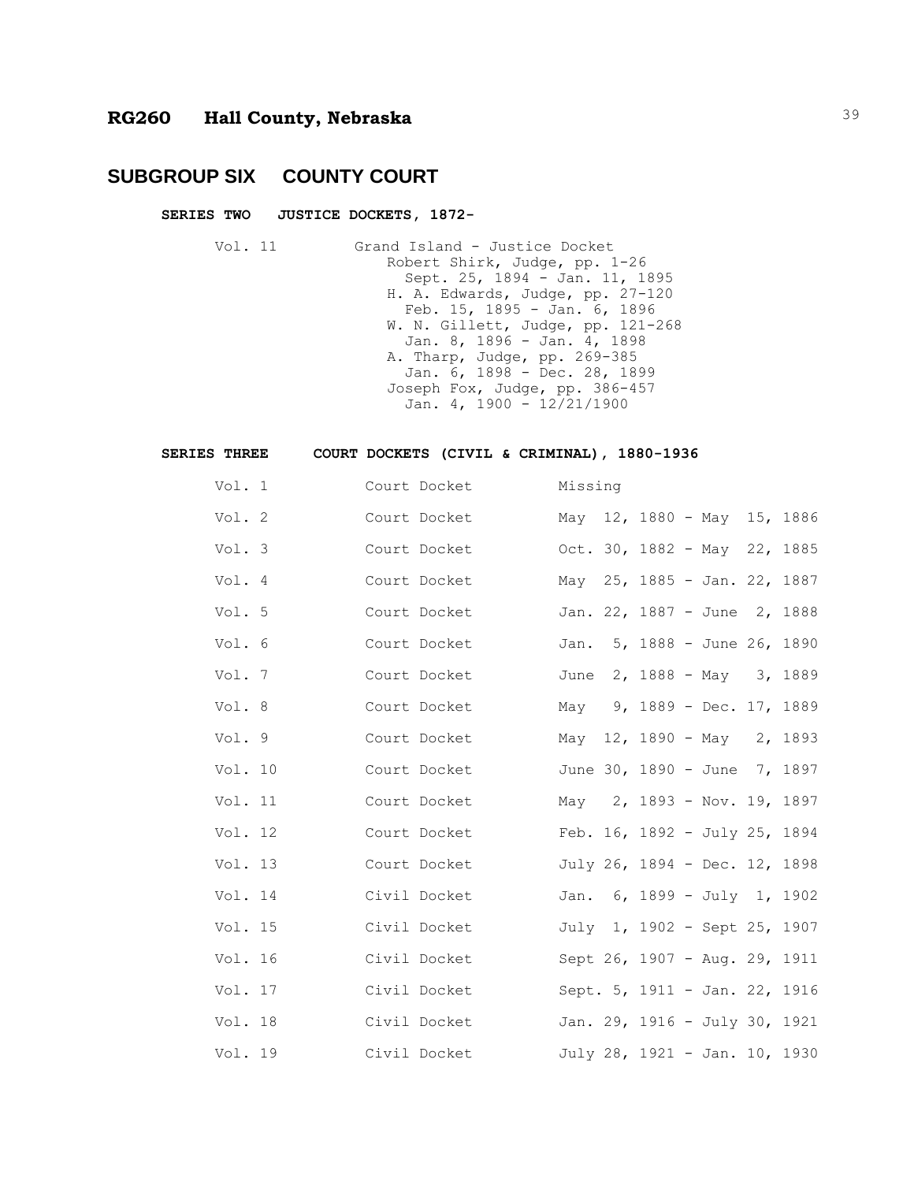# RG260 Hall County, Nebraska

## SUBGROUP SIX COUNTY COURT

### SERIES TWO JUSTICE DOCKETS, 1872-

Vol. 11 Grand Island - Justice Docket
- Robert Shirk, Judge, pp. 1-26
  - Sept. 25, 1894 - Jan. 11, 1895
- H. A. Edwards, Judge, pp. 27-120
  - Feb. 15, 1895 - Jan. 6, 1896
- W. N. Gillett, Judge, pp. 121-268
  - Jan. 8, 1896 - Jan. 4, 1898
- A. Tharp, Judge, pp. 269-385
  - Jan. 6, 1898 - Dec. 28, 1899
- Joseph Fox, Judge, pp. 386-457
  - Jan. 4, 1900 - 12/21/1900

### SERIES THREE COURT DOCKETS (CIVIL & CRIMINAL), 1880-1936

| Vol. | Title | Dates |
|---|---|---|
| Vol. 1 | Court Docket | Missing |
| Vol. 2 | Court Docket | May 12, 1880 - May 15, 1886 |
| Vol. 3 | Court Docket | Oct. 30, 1882 - May 22, 1885 |
| Vol. 4 | Court Docket | May 25, 1885 - Jan. 22, 1887 |
| Vol. 5 | Court Docket | Jan. 22, 1887 - June 2, 1888 |
| Vol. 6 | Court Docket | Jan. 5, 1888 - June 26, 1890 |
| Vol. 7 | Court Docket | June 2, 1888 - May 3, 1889 |
| Vol. 8 | Court Docket | May 9, 1889 - Dec. 17, 1889 |
| Vol. 9 | Court Docket | May 12, 1890 - May 2, 1893 |
| Vol. 10 | Court Docket | June 30, 1890 - June 7, 1897 |
| Vol. 11 | Court Docket | May 2, 1893 - Nov. 19, 1897 |
| Vol. 12 | Court Docket | Feb. 16, 1892 - July 25, 1894 |
| Vol. 13 | Court Docket | July 26, 1894 - Dec. 12, 1898 |
| Vol. 14 | Civil Docket | Jan. 6, 1899 - July 1, 1902 |
| Vol. 15 | Civil Docket | July 1, 1902 - Sept 25, 1907 |
| Vol. 16 | Civil Docket | Sept 26, 1907 - Aug. 29, 1911 |
| Vol. 17 | Civil Docket | Sept. 5, 1911 - Jan. 22, 1916 |
| Vol. 18 | Civil Docket | Jan. 29, 1916 - July 30, 1921 |
| Vol. 19 | Civil Docket | July 28, 1921 - Jan. 10, 1930 |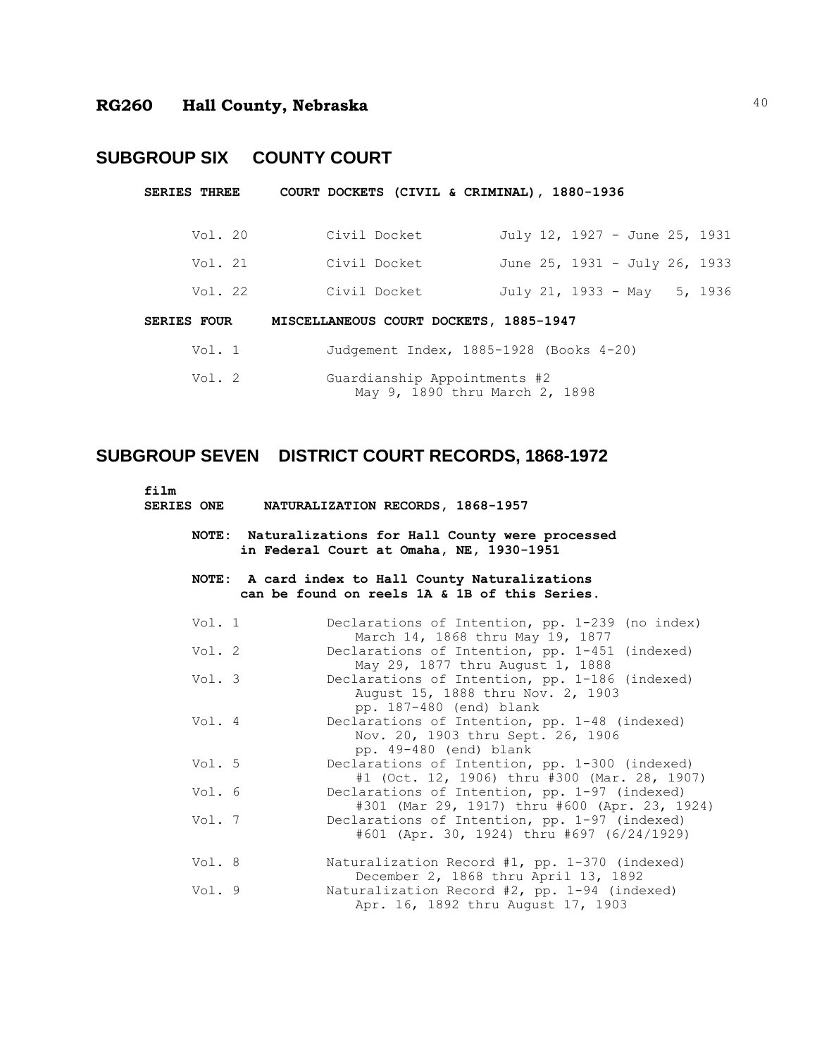## RG260 Hall County, Nebraska

## SUBGROUP SIX COUNTY COURT

**SERIES THREE COURT DOCKETS (CIVIL & CRIMINAL), 1880-1936**

| | | |
|---|---|---|
| Vol. 20 | Civil Docket | July 12, 1927 - June 25, 1931 |
| Vol. 21 | Civil Docket | June 25, 1931 - July 26, 1933 |
| Vol. 22 | Civil Docket | July 21, 1933 - May 5, 1936 |

**SERIES FOUR MISCELLANEOUS COURT DOCKETS, 1885-1947**

| | |
|---|---|
| Vol. 1 | Judgement Index, 1885-1928 (Books 4-20) |
| Vol. 2 | Guardianship Appointments #2<br>May 9, 1890 thru March 2, 1898 |

## SUBGROUP SEVEN DISTRICT COURT RECORDS, 1868-1972

**film**
**SERIES ONE NATURALIZATION RECORDS, 1868-1957**

**NOTE: Naturalizations for Hall County were processed in Federal Court at Omaha, NE, 1930-1951**

**NOTE: A card index to Hall County Naturalizations can be found on reels 1A & 1B of this Series.**

| | |
|---|---|
| Vol. 1 | Declarations of Intention, pp. 1-239 (no index)<br>March 14, 1868 thru May 19, 1877 |
| Vol. 2 | Declarations of Intention, pp. 1-451 (indexed)<br>May 29, 1877 thru August 1, 1888 |
| Vol. 3 | Declarations of Intention, pp. 1-186 (indexed)<br>August 15, 1888 thru Nov. 2, 1903<br>pp. 187-480 (end) blank |
| Vol. 4 | Declarations of Intention, pp. 1-48 (indexed)<br>Nov. 20, 1903 thru Sept. 26, 1906<br>pp. 49-480 (end) blank |
| Vol. 5 | Declarations of Intention, pp. 1-300 (indexed)<br>#1 (Oct. 12, 1906) thru #300 (Mar. 28, 1907) |
| Vol. 6 | Declarations of Intention, pp. 1-97 (indexed)<br>#301 (Mar 29, 1917) thru #600 (Apr. 23, 1924) |
| Vol. 7 | Declarations of Intention, pp. 1-97 (indexed)<br>#601 (Apr. 30, 1924) thru #697 (6/24/1929) |
| Vol. 8 | Naturalization Record #1, pp. 1-370 (indexed)<br>December 2, 1868 thru April 13, 1892 |
| Vol. 9 | Naturalization Record #2, pp. 1-94 (indexed)<br>Apr. 16, 1892 thru August 17, 1903 |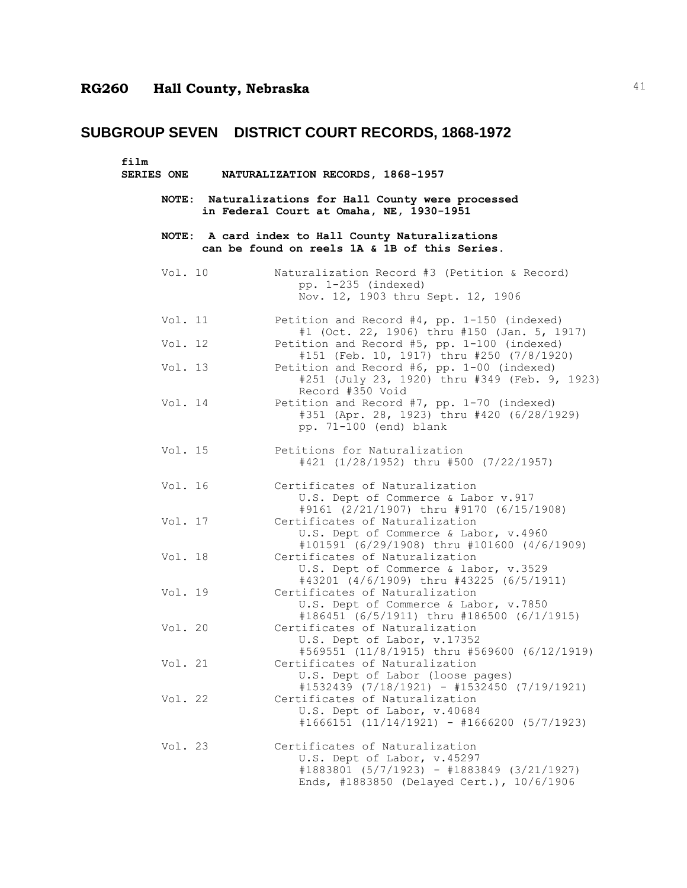# RG260 Hall County, Nebraska

## SUBGROUP SEVEN DISTRICT COURT RECORDS, 1868-1972

**film**
**SERIES ONE NATURALIZATION RECORDS, 1868-1957**

**NOTE: Naturalizations for Hall County were processed in Federal Court at Omaha, NE, 1930-1951**

**NOTE: A card index to Hall County Naturalizations can be found on reels 1A & 1B of this Series.**

Vol. 10 — Naturalization Record #3 (Petition & Record)
pp. 1-235 (indexed)
Nov. 12, 1903 thru Sept. 12, 1906

Vol. 11 — Petition and Record #4, pp. 1-150 (indexed)
#1 (Oct. 22, 1906) thru #150 (Jan. 5, 1917)

Vol. 12 — Petition and Record #5, pp. 1-100 (indexed)
#151 (Feb. 10, 1917) thru #250 (7/8/1920)

Vol. 13 — Petition and Record #6, pp. 1-00 (indexed)
#251 (July 23, 1920) thru #349 (Feb. 9, 1923)
Record #350 Void

Vol. 14 — Petition and Record #7, pp. 1-70 (indexed)
#351 (Apr. 28, 1923) thru #420 (6/28/1929)
pp. 71-100 (end) blank

Vol. 15 — Petitions for Naturalization
#421 (1/28/1952) thru #500 (7/22/1957)

Vol. 16 — Certificates of Naturalization
U.S. Dept of Commerce & Labor v.917
#9161 (2/21/1907) thru #9170 (6/15/1908)

Vol. 17 — Certificates of Naturalization
U.S. Dept of Commerce & Labor, v.4960
#101591 (6/29/1908) thru #101600 (4/6/1909)

Vol. 18 — Certificates of Naturalization
U.S. Dept of Commerce & labor, v.3529
#43201 (4/6/1909) thru #43225 (6/5/1911)

Vol. 19 — Certificates of Naturalization
U.S. Dept of Commerce & Labor, v.7850
#186451 (6/5/1911) thru #186500 (6/1/1915)

Vol. 20 — Certificates of Naturalization
U.S. Dept of Labor, v.17352
#569551 (11/8/1915) thru #569600 (6/12/1919)

Vol. 21 — Certificates of Naturalization
U.S. Dept of Labor (loose pages)
#1532439 (7/18/1921) - #1532450 (7/19/1921)

Vol. 22 — Certificates of Naturalization
U.S. Dept of Labor, v.40684
#1666151 (11/14/1921) - #1666200 (5/7/1923)

Vol. 23 — Certificates of Naturalization
U.S. Dept of Labor, v.45297
#1883801 (5/7/1923) - #1883849 (3/21/1927)
Ends, #1883850 (Delayed Cert.), 10/6/1906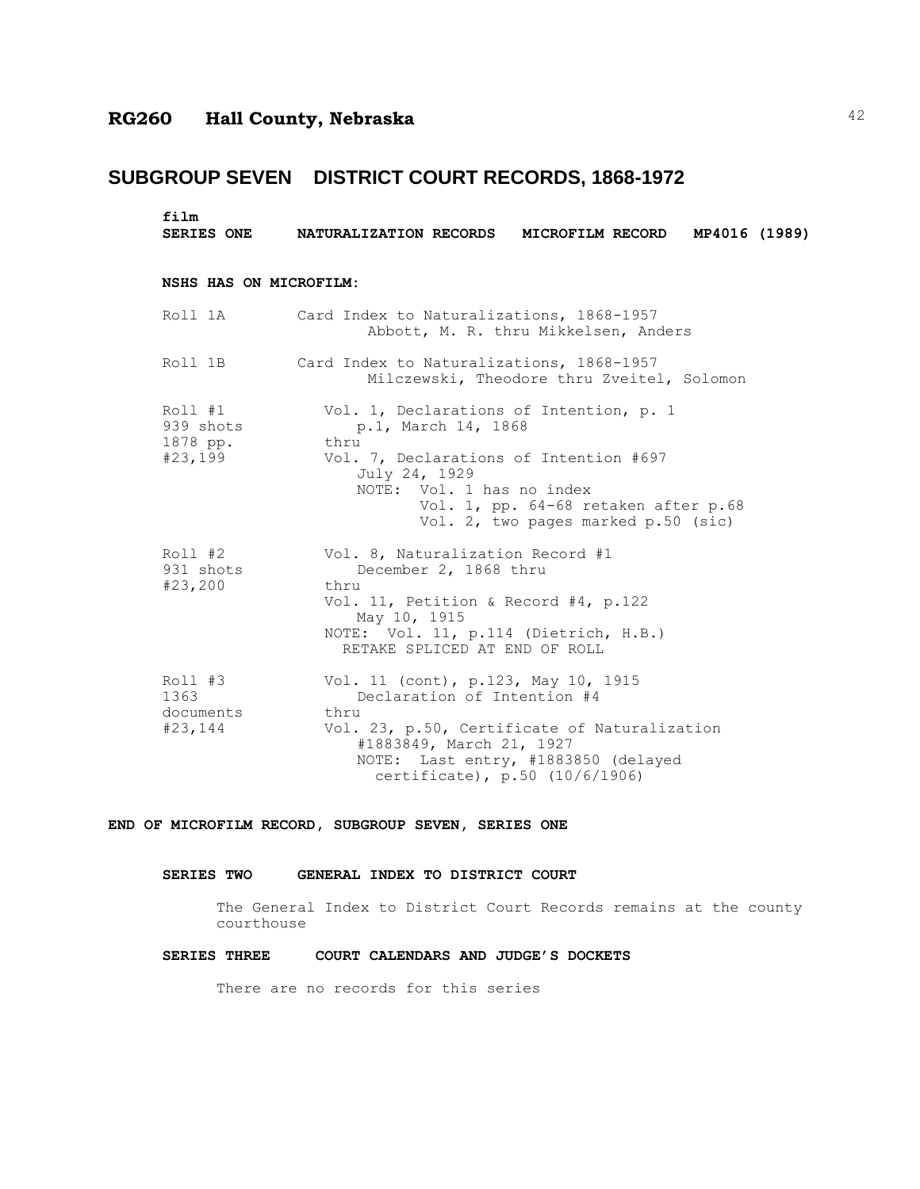# RG260 Hall County, Nebraska

## SUBGROUP SEVEN DISTRICT COURT RECORDS, 1868-1972

**film**
**SERIES ONE NATURALIZATION RECORDS MICROFILM RECORD MP4016 (1989)**

**NSHS HAS ON MICROFILM:**

| | |
|---|---|
| Roll 1A | Card Index to Naturalizations, 1868-1957<br>Abbott, M. R. thru Mikkelsen, Anders |
| Roll 1B | Card Index to Naturalizations, 1868-1957<br>Milczewski, Theodore thru Zveitel, Solomon |
| Roll #1<br>939 shots<br>1878 pp.<br>#23,199 | Vol. 1, Declarations of Intention, p. 1<br>p.1, March 14, 1868<br>thru<br>Vol. 7, Declarations of Intention #697<br>July 24, 1929<br>NOTE: Vol. 1 has no index<br>Vol. 1, pp. 64-68 retaken after p.68<br>Vol. 2, two pages marked p.50 (sic) |
| Roll #2<br>931 shots<br>#23,200 | Vol. 8, Naturalization Record #1<br>December 2, 1868 thru<br>thru<br>Vol. 11, Petition & Record #4, p.122<br>May 10, 1915<br>NOTE: Vol. 11, p.114 (Dietrich, H.B.)<br>RETAKE SPLICED AT END OF ROLL |
| Roll #3<br>1363<br>documents<br>#23,144 | Vol. 11 (cont), p.123, May 10, 1915<br>Declaration of Intention #4<br>thru<br>Vol. 23, p.50, Certificate of Naturalization<br>#1883849, March 21, 1927<br>NOTE: Last entry, #1883850 (delayed<br>certificate), p.50 (10/6/1906) |

**END OF MICROFILM RECORD, SUBGROUP SEVEN, SERIES ONE**

**SERIES TWO GENERAL INDEX TO DISTRICT COURT**

The General Index to District Court Records remains at the county courthouse

**SERIES THREE COURT CALENDARS AND JUDGE'S DOCKETS**

There are no records for this series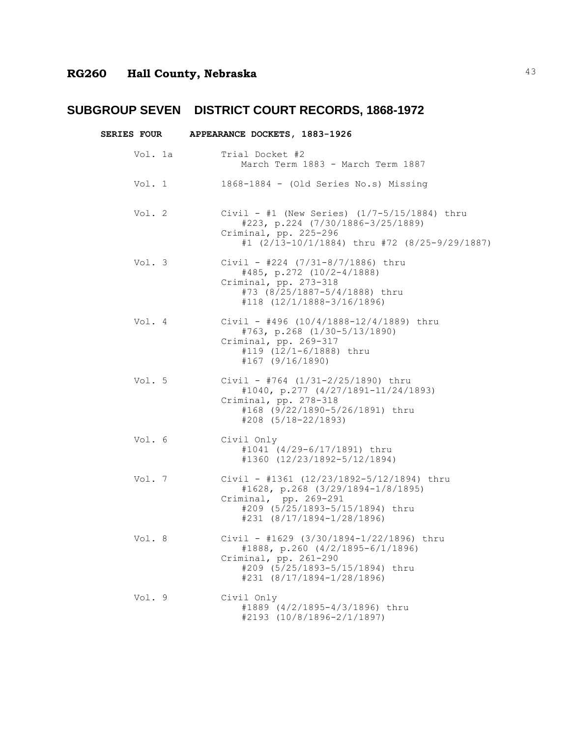## RG260 Hall County, Nebraska

# SUBGROUP SEVEN DISTRICT COURT RECORDS, 1868-1972

### SERIES FOUR APPEARANCE DOCKETS, 1883-1926

| | |
|---|---|
| Vol. 1a | Trial Docket #2<br>March Term 1883 - March Term 1887 |
| Vol. 1 | 1868-1884 - (Old Series No.s) Missing |
| Vol. 2 | Civil - #1 (New Series) (1/7-5/15/1884) thru<br>#223, p.224 (7/30/1886-3/25/1889)<br>Criminal, pp. 225-296<br>#1 (2/13-10/1/1884) thru #72 (8/25-9/29/1887) |
| Vol. 3 | Civil - #224 (7/31-8/7/1886) thru<br>#485, p.272 (10/2-4/1888)<br>Criminal, pp. 273-318<br>#73 (8/25/1887-5/4/1888) thru<br>#118 (12/1/1888-3/16/1896) |
| Vol. 4 | Civil - #496 (10/4/1888-12/4/1889) thru<br>#763, p.268 (1/30-5/13/1890)<br>Criminal, pp. 269-317<br>#119 (12/1-6/1888) thru<br>#167 (9/16/1890) |
| Vol. 5 | Civil - #764 (1/31-2/25/1890) thru<br>#1040, p.277 (4/27/1891-11/24/1893)<br>Criminal, pp. 278-318<br>#168 (9/22/1890-5/26/1891) thru<br>#208 (5/18-22/1893) |
| Vol. 6 | Civil Only<br>#1041 (4/29-6/17/1891) thru<br>#1360 (12/23/1892-5/12/1894) |
| Vol. 7 | Civil - #1361 (12/23/1892-5/12/1894) thru<br>#1628, p.268 (3/29/1894-1/8/1895)<br>Criminal, pp. 269-291<br>#209 (5/25/1893-5/15/1894) thru<br>#231 (8/17/1894-1/28/1896) |
| Vol. 8 | Civil - #1629 (3/30/1894-1/22/1896) thru<br>#1888, p.260 (4/2/1895-6/1/1896)<br>Criminal, pp. 261-290<br>#209 (5/25/1893-5/15/1894) thru<br>#231 (8/17/1894-1/28/1896) |
| Vol. 9 | Civil Only<br>#1889 (4/2/1895-4/3/1896) thru<br>#2193 (10/8/1896-2/1/1897) |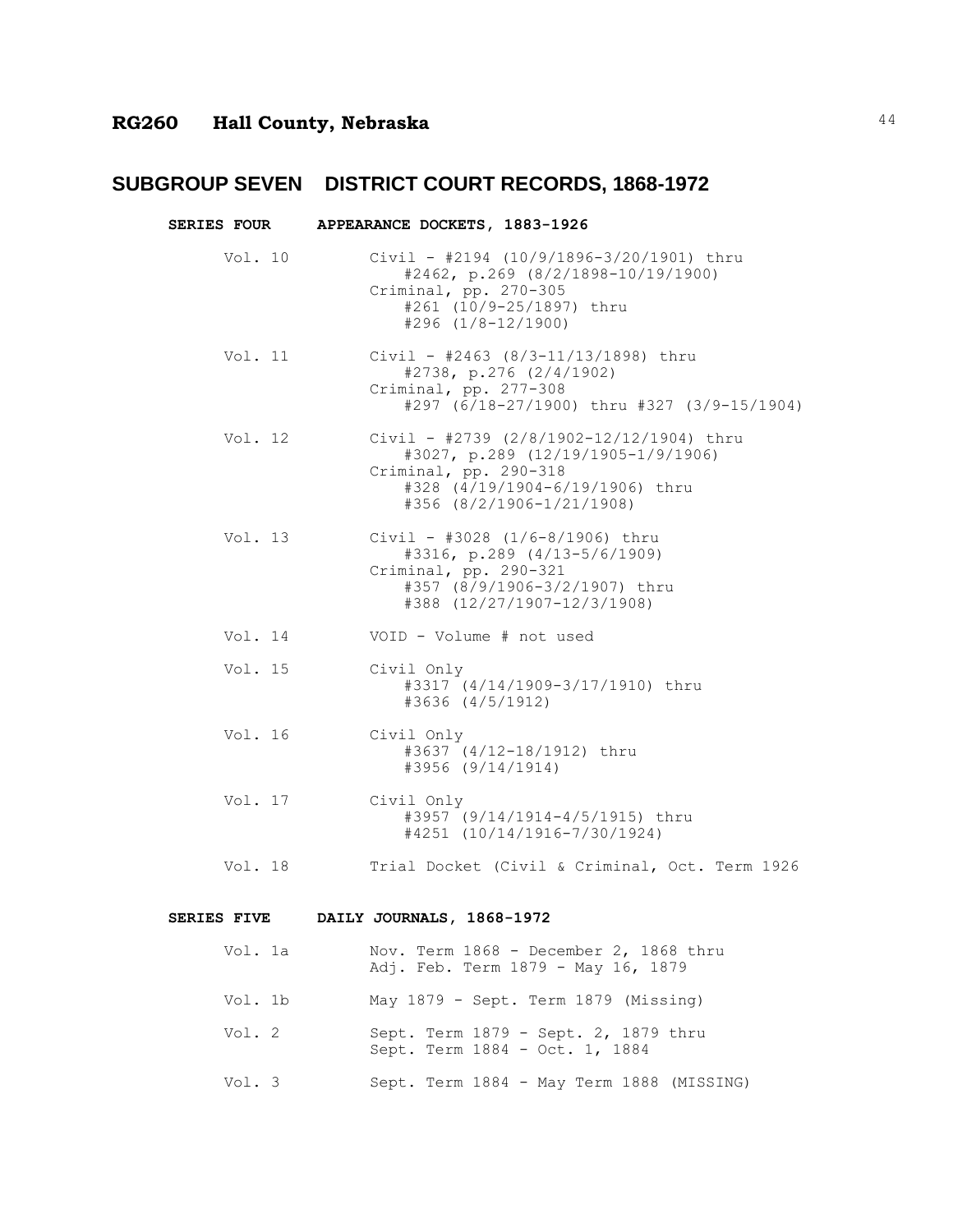# RG260 Hall County, Nebraska

## SUBGROUP SEVEN DISTRICT COURT RECORDS, 1868-1972

### SERIES FOUR APPEARANCE DOCKETS, 1883-1926

Vol. 10
: Civil - #2194 (10/9/1896-3/20/1901) thru #2462, p.269 (8/2/1898-10/19/1900)
: Criminal, pp. 270-305 #261 (10/9-25/1897) thru #296 (1/8-12/1900)

Vol. 11
: Civil - #2463 (8/3-11/13/1898) thru #2738, p.276 (2/4/1902)
: Criminal, pp. 277-308 #297 (6/18-27/1900) thru #327 (3/9-15/1904)

Vol. 12
: Civil - #2739 (2/8/1902-12/12/1904) thru #3027, p.289 (12/19/1905-1/9/1906)
: Criminal, pp. 290-318 #328 (4/19/1904-6/19/1906) thru #356 (8/2/1906-1/21/1908)

Vol. 13
: Civil - #3028 (1/6-8/1906) thru #3316, p.289 (4/13-5/6/1909)
: Criminal, pp. 290-321 #357 (8/9/1906-3/2/1907) thru #388 (12/27/1907-12/3/1908)

Vol. 14
: VOID - Volume # not used

Vol. 15
: Civil Only #3317 (4/14/1909-3/17/1910) thru #3636 (4/5/1912)

Vol. 16
: Civil Only #3637 (4/12-18/1912) thru #3956 (9/14/1914)

Vol. 17
: Civil Only #3957 (9/14/1914-4/5/1915) thru #4251 (10/14/1916-7/30/1924)

Vol. 18
: Trial Docket (Civil & Criminal, Oct. Term 1926

### SERIES FIVE DAILY JOURNALS, 1868-1972

Vol. 1a
: Nov. Term 1868 - December 2, 1868 thru Adj. Feb. Term 1879 - May 16, 1879

Vol. 1b
: May 1879 - Sept. Term 1879 (Missing)

Vol. 2
: Sept. Term 1879 - Sept. 2, 1879 thru Sept. Term 1884 - Oct. 1, 1884

Vol. 3
: Sept. Term 1884 - May Term 1888 (MISSING)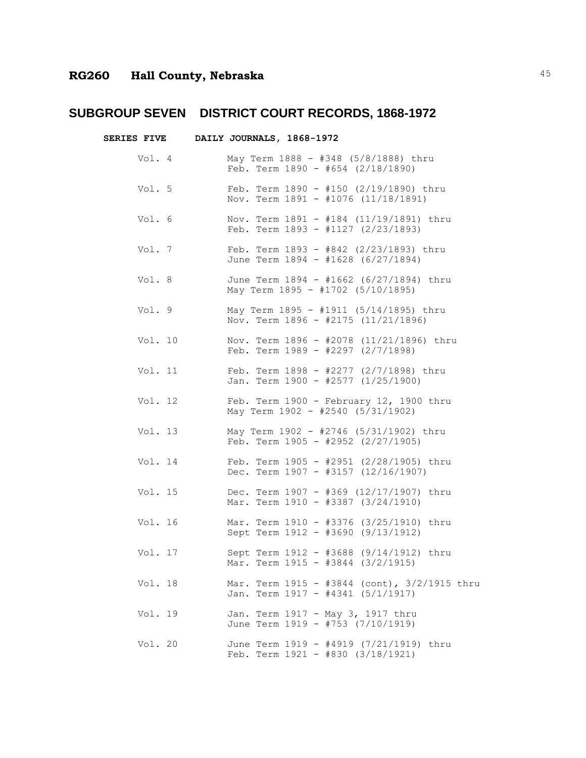# RG260 Hall County, Nebraska

## SUBGROUP SEVEN DISTRICT COURT RECORDS, 1868-1972

### SERIES FIVE DAILY JOURNALS, 1868-1972

| | |
|---|---|
| Vol. 4 | May Term 1888 - #348 (5/8/1888) thru<br>Feb. Term 1890 - #654 (2/18/1890) |
| Vol. 5 | Feb. Term 1890 - #150 (2/19/1890) thru<br>Nov. Term 1891 - #1076 (11/18/1891) |
| Vol. 6 | Nov. Term 1891 - #184 (11/19/1891) thru<br>Feb. Term 1893 - #1127 (2/23/1893) |
| Vol. 7 | Feb. Term 1893 - #842 (2/23/1893) thru<br>June Term 1894 - #1628 (6/27/1894) |
| Vol. 8 | June Term 1894 - #1662 (6/27/1894) thru<br>May Term 1895 - #1702 (5/10/1895) |
| Vol. 9 | May Term 1895 - #1911 (5/14/1895) thru<br>Nov. Term 1896 - #2175 (11/21/1896) |
| Vol. 10 | Nov. Term 1896 - #2078 (11/21/1896) thru<br>Feb. Term 1989 - #2297 (2/7/1898) |
| Vol. 11 | Feb. Term 1898 - #2277 (2/7/1898) thru<br>Jan. Term 1900 - #2577 (1/25/1900) |
| Vol. 12 | Feb. Term 1900 - February 12, 1900 thru<br>May Term 1902 - #2540 (5/31/1902) |
| Vol. 13 | May Term 1902 - #2746 (5/31/1902) thru<br>Feb. Term 1905 - #2952 (2/27/1905) |
| Vol. 14 | Feb. Term 1905 - #2951 (2/28/1905) thru<br>Dec. Term 1907 - #3157 (12/16/1907) |
| Vol. 15 | Dec. Term 1907 - #369 (12/17/1907) thru<br>Mar. Term 1910 - #3387 (3/24/1910) |
| Vol. 16 | Mar. Term 1910 - #3376 (3/25/1910) thru<br>Sept Term 1912 - #3690 (9/13/1912) |
| Vol. 17 | Sept Term 1912 - #3688 (9/14/1912) thru<br>Mar. Term 1915 - #3844 (3/2/1915) |
| Vol. 18 | Mar. Term 1915 - #3844 (cont), 3/2/1915 thru<br>Jan. Term 1917 - #4341 (5/1/1917) |
| Vol. 19 | Jan. Term 1917 - May 3, 1917 thru<br>June Term 1919 - #753 (7/10/1919) |
| Vol. 20 | June Term 1919 - #4919 (7/21/1919) thru<br>Feb. Term 1921 - #830 (3/18/1921) |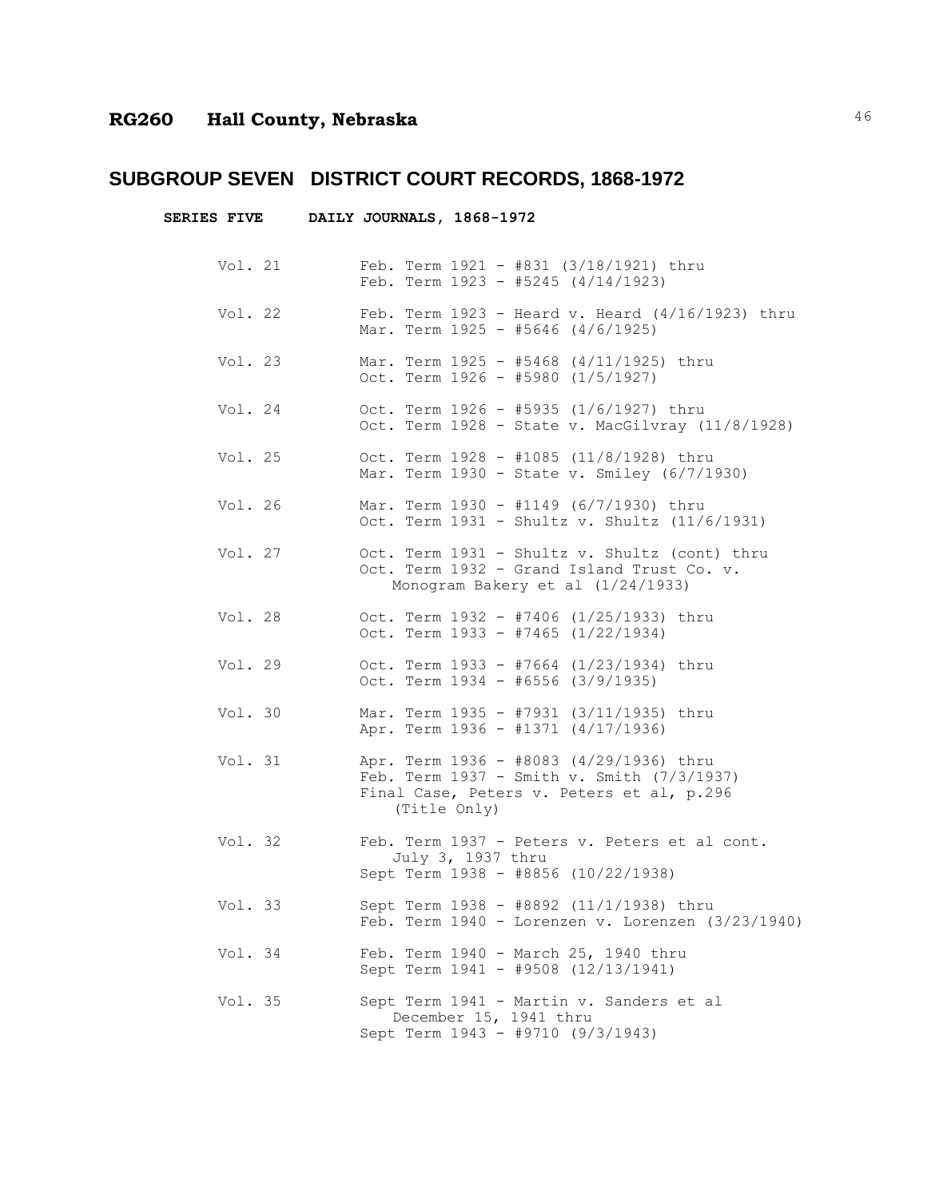# RG260 Hall County, Nebraska

## SUBGROUP SEVEN DISTRICT COURT RECORDS, 1868-1972

### SERIES FIVE DAILY JOURNALS, 1868-1972

| | |
|---|---|
| Vol. 21 | Feb. Term 1921 - #831 (3/18/1921) thru Feb. Term 1923 - #5245 (4/14/1923) |
| Vol. 22 | Feb. Term 1923 - Heard v. Heard (4/16/1923) thru Mar. Term 1925 - #5646 (4/6/1925) |
| Vol. 23 | Mar. Term 1925 - #5468 (4/11/1925) thru Oct. Term 1926 - #5980 (1/5/1927) |
| Vol. 24 | Oct. Term 1926 - #5935 (1/6/1927) thru Oct. Term 1928 - State v. MacGilvray (11/8/1928) |
| Vol. 25 | Oct. Term 1928 - #1085 (11/8/1928) thru Mar. Term 1930 - State v. Smiley (6/7/1930) |
| Vol. 26 | Mar. Term 1930 - #1149 (6/7/1930) thru Oct. Term 1931 - Shultz v. Shultz (11/6/1931) |
| Vol. 27 | Oct. Term 1931 - Shultz v. Shultz (cont) thru Oct. Term 1932 - Grand Island Trust Co. v. Monogram Bakery et al (1/24/1933) |
| Vol. 28 | Oct. Term 1932 - #7406 (1/25/1933) thru Oct. Term 1933 - #7465 (1/22/1934) |
| Vol. 29 | Oct. Term 1933 - #7664 (1/23/1934) thru Oct. Term 1934 - #6556 (3/9/1935) |
| Vol. 30 | Mar. Term 1935 - #7931 (3/11/1935) thru Apr. Term 1936 - #1371 (4/17/1936) |
| Vol. 31 | Apr. Term 1936 - #8083 (4/29/1936) thru Feb. Term 1937 - Smith v. Smith (7/3/1937) Final Case, Peters v. Peters et al, p.296 (Title Only) |
| Vol. 32 | Feb. Term 1937 - Peters v. Peters et al cont. July 3, 1937 thru Sept Term 1938 - #8856 (10/22/1938) |
| Vol. 33 | Sept Term 1938 - #8892 (11/1/1938) thru Feb. Term 1940 - Lorenzen v. Lorenzen (3/23/1940) |
| Vol. 34 | Feb. Term 1940 - March 25, 1940 thru Sept Term 1941 - #9508 (12/13/1941) |
| Vol. 35 | Sept Term 1941 - Martin v. Sanders et al December 15, 1941 thru Sept Term 1943 - #9710 (9/3/1943) |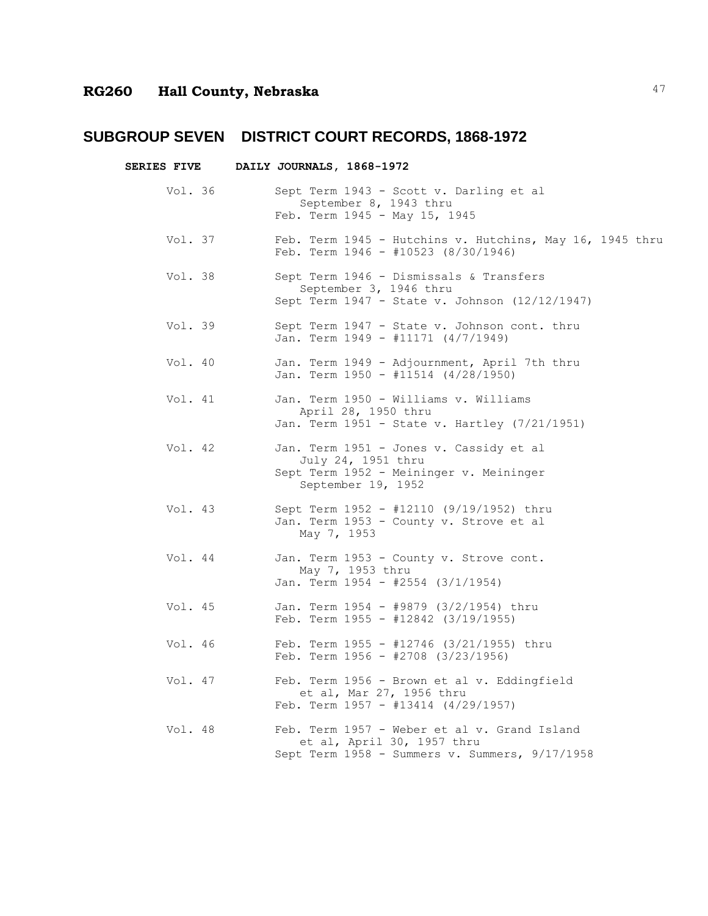## SUBGROUP SEVEN DISTRICT COURT RECORDS, 1868-1972

**SERIES FIVE DAILY JOURNALS, 1868-1972**

| | |
|---|---|
| Vol. 36 | Sept Term 1943 - Scott v. Darling et al September 8, 1943 thru Feb. Term 1945 - May 15, 1945 |
| Vol. 37 | Feb. Term 1945 - Hutchins v. Hutchins, May 16, 1945 thru Feb. Term 1946 - #10523 (8/30/1946) |
| Vol. 38 | Sept Term 1946 - Dismissals & Transfers September 3, 1946 thru Sept Term 1947 - State v. Johnson (12/12/1947) |
| Vol. 39 | Sept Term 1947 - State v. Johnson cont. thru Jan. Term 1949 - #11171 (4/7/1949) |
| Vol. 40 | Jan. Term 1949 - Adjournment, April 7th thru Jan. Term 1950 - #11514 (4/28/1950) |
| Vol. 41 | Jan. Term 1950 - Williams v. Williams April 28, 1950 thru Jan. Term 1951 - State v. Hartley (7/21/1951) |
| Vol. 42 | Jan. Term 1951 - Jones v. Cassidy et al July 24, 1951 thru Sept Term 1952 - Meininger v. Meininger September 19, 1952 |
| Vol. 43 | Sept Term 1952 - #12110 (9/19/1952) thru Jan. Term 1953 - County v. Strove et al May 7, 1953 |
| Vol. 44 | Jan. Term 1953 - County v. Strove cont. May 7, 1953 thru Jan. Term 1954 - #2554 (3/1/1954) |
| Vol. 45 | Jan. Term 1954 - #9879 (3/2/1954) thru Feb. Term 1955 - #12842 (3/19/1955) |
| Vol. 46 | Feb. Term 1955 - #12746 (3/21/1955) thru Feb. Term 1956 - #2708 (3/23/1956) |
| Vol. 47 | Feb. Term 1956 - Brown et al v. Eddingfield et al, Mar 27, 1956 thru Feb. Term 1957 - #13414 (4/29/1957) |
| Vol. 48 | Feb. Term 1957 - Weber et al v. Grand Island et al, April 30, 1957 thru Sept Term 1958 - Summers v. Summers, 9/17/1958 |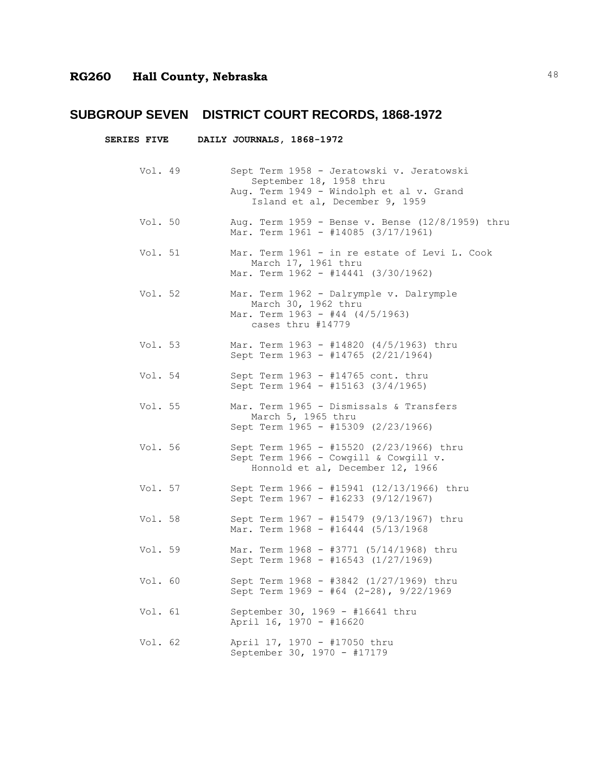# RG260 Hall County, Nebraska

## SUBGROUP SEVEN DISTRICT COURT RECORDS, 1868-1972

### SERIES FIVE DAILY JOURNALS, 1868-1972

| | |
|---|---|
| Vol. 49 | Sept Term 1958 - Jeratowski v. Jeratowski September 18, 1958 thru Aug. Term 1949 - Windolph et al v. Grand Island et al, December 9, 1959 |
| Vol. 50 | Aug. Term 1959 - Bense v. Bense (12/8/1959) thru Mar. Term 1961 - #14085 (3/17/1961) |
| Vol. 51 | Mar. Term 1961 - in re estate of Levi L. Cook March 17, 1961 thru Mar. Term 1962 - #14441 (3/30/1962) |
| Vol. 52 | Mar. Term 1962 - Dalrymple v. Dalrymple March 30, 1962 thru Mar. Term 1963 - #44 (4/5/1963) cases thru #14779 |
| Vol. 53 | Mar. Term 1963 - #14820 (4/5/1963) thru Sept Term 1963 - #14765 (2/21/1964) |
| Vol. 54 | Sept Term 1963 - #14765 cont. thru Sept Term 1964 - #15163 (3/4/1965) |
| Vol. 55 | Mar. Term 1965 - Dismissals & Transfers March 5, 1965 thru Sept Term 1965 - #15309 (2/23/1966) |
| Vol. 56 | Sept Term 1965 - #15520 (2/23/1966) thru Sept Term 1966 - Cowgill & Cowgill v. Honnold et al, December 12, 1966 |
| Vol. 57 | Sept Term 1966 - #15941 (12/13/1966) thru Sept Term 1967 - #16233 (9/12/1967) |
| Vol. 58 | Sept Term 1967 - #15479 (9/13/1967) thru Mar. Term 1968 - #16444 (5/13/1968 |
| Vol. 59 | Mar. Term 1968 - #3771 (5/14/1968) thru Sept Term 1968 - #16543 (1/27/1969) |
| Vol. 60 | Sept Term 1968 - #3842 (1/27/1969) thru Sept Term 1969 - #64 (2-28), 9/22/1969 |
| Vol. 61 | September 30, 1969 - #16641 thru April 16, 1970 - #16620 |
| Vol. 62 | April 17, 1970 - #17050 thru September 30, 1970 - #17179 |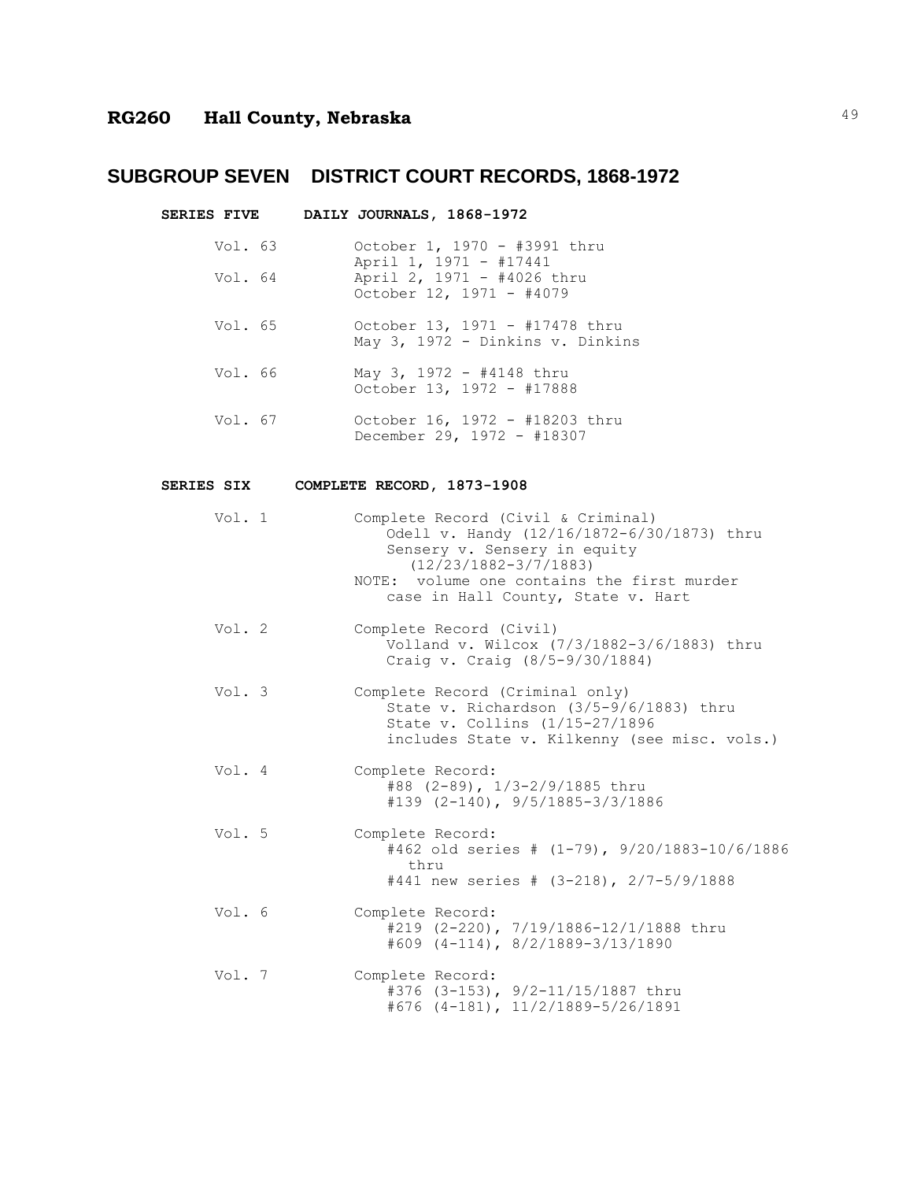# RG260 Hall County, Nebraska

## SUBGROUP SEVEN DISTRICT COURT RECORDS, 1868-1972

### SERIES FIVE DAILY JOURNALS, 1868-1972

| | |
|---|---|
| Vol. 63 | October 1, 1970 - #3991 thru April 1, 1971 - #17441 |
| Vol. 64 | April 2, 1971 - #4026 thru October 12, 1971 - #4079 |
| Vol. 65 | October 13, 1971 - #17478 thru May 3, 1972 - Dinkins v. Dinkins |
| Vol. 66 | May 3, 1972 - #4148 thru October 13, 1972 - #17888 |
| Vol. 67 | October 16, 1972 - #18203 thru December 29, 1972 - #18307 |

### SERIES SIX COMPLETE RECORD, 1873-1908

| | |
|---|---|
| Vol. 1 | Complete Record (Civil & Criminal) Odell v. Handy (12/16/1872-6/30/1873) thru Sensery v. Sensery in equity (12/23/1882-3/7/1883) NOTE: volume one contains the first murder case in Hall County, State v. Hart |
| Vol. 2 | Complete Record (Civil) Volland v. Wilcox (7/3/1882-3/6/1883) thru Craig v. Craig (8/5-9/30/1884) |
| Vol. 3 | Complete Record (Criminal only) State v. Richardson (3/5-9/6/1883) thru State v. Collins (1/15-27/1896 includes State v. Kilkenny (see misc. vols.) |
| Vol. 4 | Complete Record: #88 (2-89), 1/3-2/9/1885 thru #139 (2-140), 9/5/1885-3/3/1886 |
| Vol. 5 | Complete Record: #462 old series # (1-79), 9/20/1883-10/6/1886 thru #441 new series # (3-218), 2/7-5/9/1888 |
| Vol. 6 | Complete Record: #219 (2-220), 7/19/1886-12/1/1888 thru #609 (4-114), 8/2/1889-3/13/1890 |
| Vol. 7 | Complete Record: #376 (3-153), 9/2-11/15/1887 thru #676 (4-181), 11/2/1889-5/26/1891 |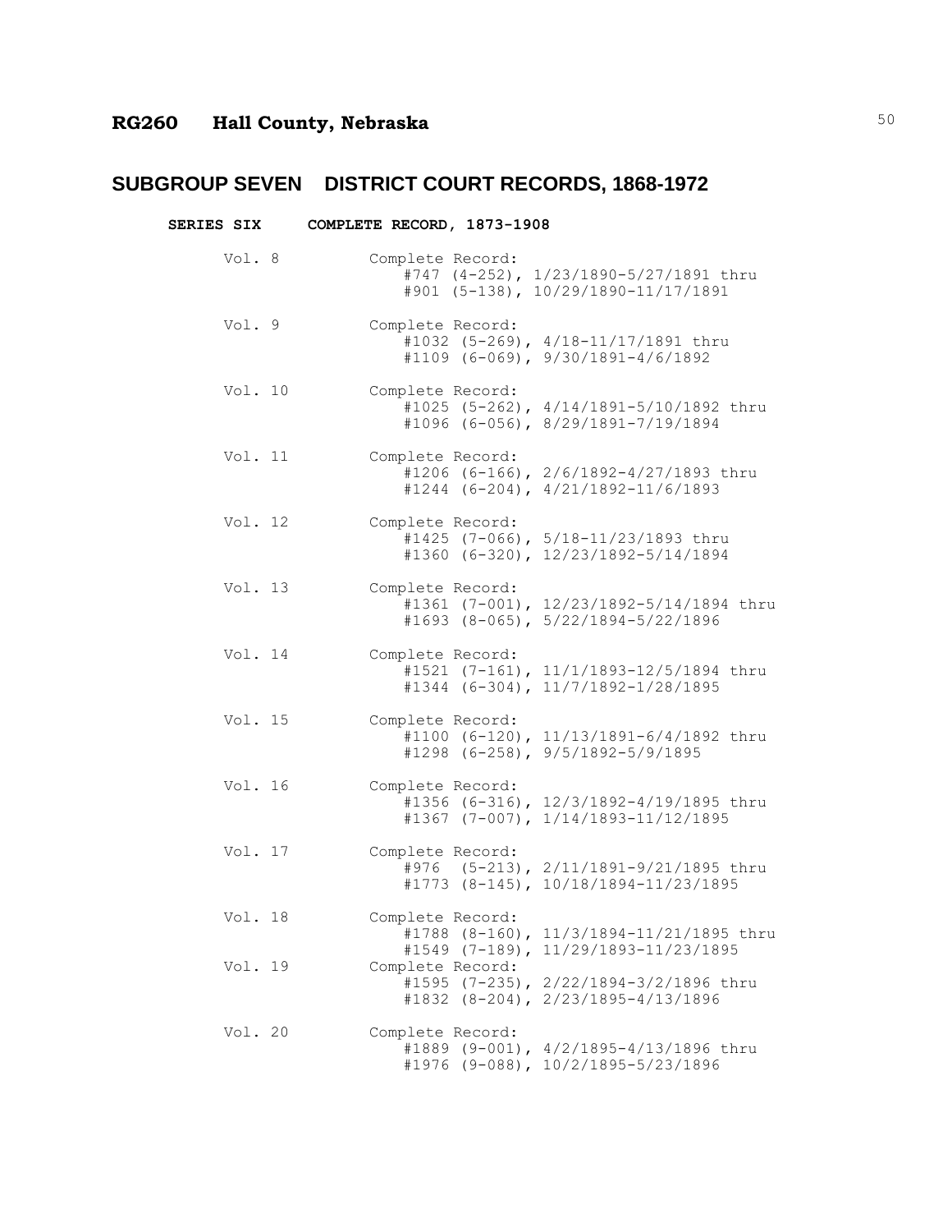## RG260 Hall County, Nebraska

# SUBGROUP SEVEN DISTRICT COURT RECORDS, 1868-1972

### SERIES SIX COMPLETE RECORD, 1873-1908

| | |
|---|---|
| Vol. 8 | Complete Record:<br>#747 (4-252), 1/23/1890-5/27/1891 thru<br>#901 (5-138), 10/29/1890-11/17/1891 |
| Vol. 9 | Complete Record:<br>#1032 (5-269), 4/18-11/17/1891 thru<br>#1109 (6-069), 9/30/1891-4/6/1892 |
| Vol. 10 | Complete Record:<br>#1025 (5-262), 4/14/1891-5/10/1892 thru<br>#1096 (6-056), 8/29/1891-7/19/1894 |
| Vol. 11 | Complete Record:<br>#1206 (6-166), 2/6/1892-4/27/1893 thru<br>#1244 (6-204), 4/21/1892-11/6/1893 |
| Vol. 12 | Complete Record:<br>#1425 (7-066), 5/18-11/23/1893 thru<br>#1360 (6-320), 12/23/1892-5/14/1894 |
| Vol. 13 | Complete Record:<br>#1361 (7-001), 12/23/1892-5/14/1894 thru<br>#1693 (8-065), 5/22/1894-5/22/1896 |
| Vol. 14 | Complete Record:<br>#1521 (7-161), 11/1/1893-12/5/1894 thru<br>#1344 (6-304), 11/7/1892-1/28/1895 |
| Vol. 15 | Complete Record:<br>#1100 (6-120), 11/13/1891-6/4/1892 thru<br>#1298 (6-258), 9/5/1892-5/9/1895 |
| Vol. 16 | Complete Record:<br>#1356 (6-316), 12/3/1892-4/19/1895 thru<br>#1367 (7-007), 1/14/1893-11/12/1895 |
| Vol. 17 | Complete Record:<br>#976 (5-213), 2/11/1891-9/21/1895 thru<br>#1773 (8-145), 10/18/1894-11/23/1895 |
| Vol. 18 | Complete Record:<br>#1788 (8-160), 11/3/1894-11/21/1895 thru<br>#1549 (7-189), 11/29/1893-11/23/1895 |
| Vol. 19 | Complete Record:<br>#1595 (7-235), 2/22/1894-3/2/1896 thru<br>#1832 (8-204), 2/23/1895-4/13/1896 |
| Vol. 20 | Complete Record:<br>#1889 (9-001), 4/2/1895-4/13/1896 thru<br>#1976 (9-088), 10/2/1895-5/23/1896 |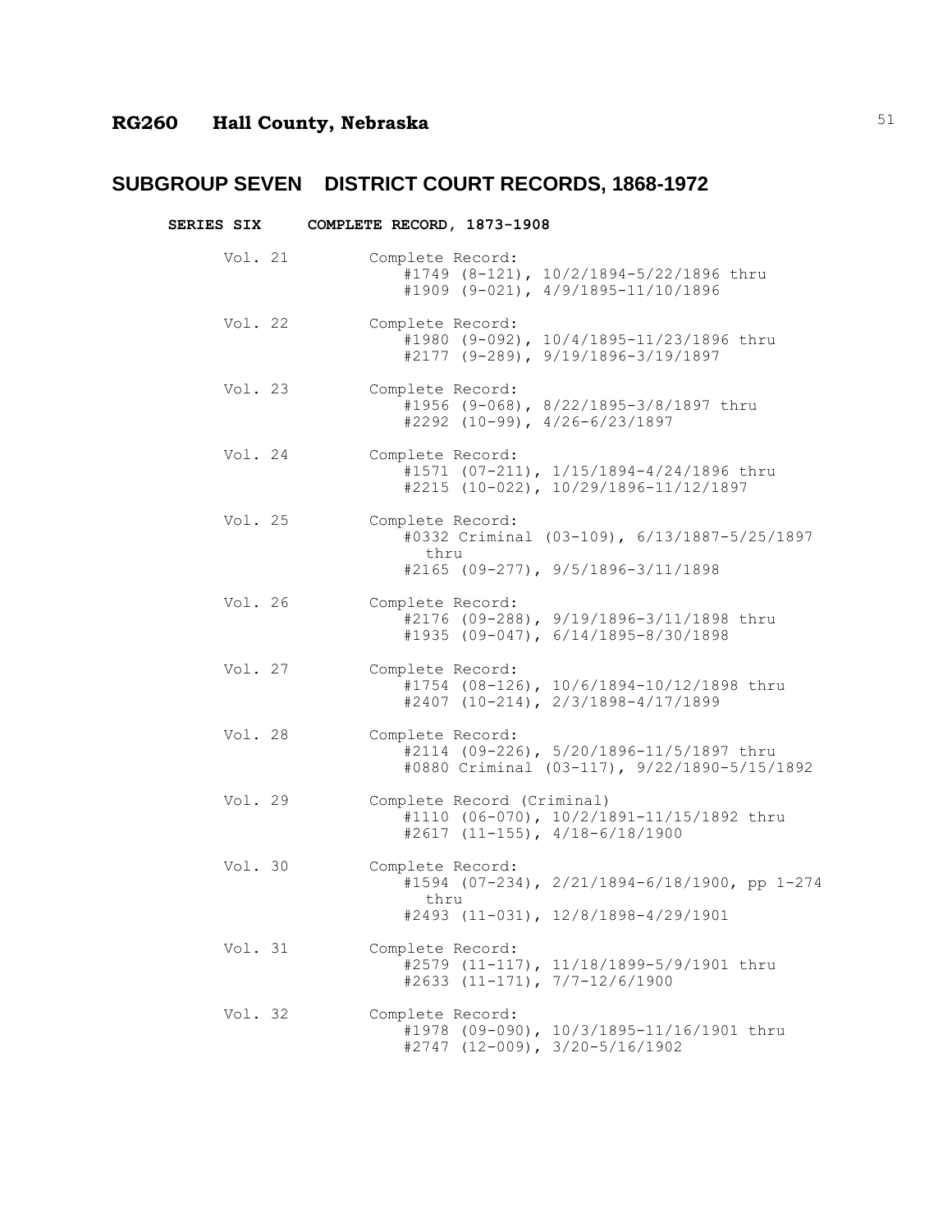# RG260 Hall County, Nebraska

## SUBGROUP SEVEN DISTRICT COURT RECORDS, 1868-1972

### SERIES SIX COMPLETE RECORD, 1873-1908

**Vol. 21** Complete Record:
#1749 (8-121), 10/2/1894-5/22/1896 thru
#1909 (9-021), 4/9/1895-11/10/1896

**Vol. 22** Complete Record:
#1980 (9-092), 10/4/1895-11/23/1896 thru
#2177 (9-289), 9/19/1896-3/19/1897

**Vol. 23** Complete Record:
#1956 (9-068), 8/22/1895-3/8/1897 thru
#2292 (10-99), 4/26-6/23/1897

**Vol. 24** Complete Record:
#1571 (07-211), 1/15/1894-4/24/1896 thru
#2215 (10-022), 10/29/1896-11/12/1897

**Vol. 25** Complete Record:
#0332 Criminal (03-109), 6/13/1887-5/25/1897 thru
#2165 (09-277), 9/5/1896-3/11/1898

**Vol. 26** Complete Record:
#2176 (09-288), 9/19/1896-3/11/1898 thru
#1935 (09-047), 6/14/1895-8/30/1898

**Vol. 27** Complete Record:
#1754 (08-126), 10/6/1894-10/12/1898 thru
#2407 (10-214), 2/3/1898-4/17/1899

**Vol. 28** Complete Record:
#2114 (09-226), 5/20/1896-11/5/1897 thru
#0880 Criminal (03-117), 9/22/1890-5/15/1892

**Vol. 29** Complete Record (Criminal)
#1110 (06-070), 10/2/1891-11/15/1892 thru
#2617 (11-155), 4/18-6/18/1900

**Vol. 30** Complete Record:
#1594 (07-234), 2/21/1894-6/18/1900, pp 1-274 thru
#2493 (11-031), 12/8/1898-4/29/1901

**Vol. 31** Complete Record:
#2579 (11-117), 11/18/1899-5/9/1901 thru
#2633 (11-171), 7/7-12/6/1900

**Vol. 32** Complete Record:
#1978 (09-090), 10/3/1895-11/16/1901 thru
#2747 (12-009), 3/20-5/16/1902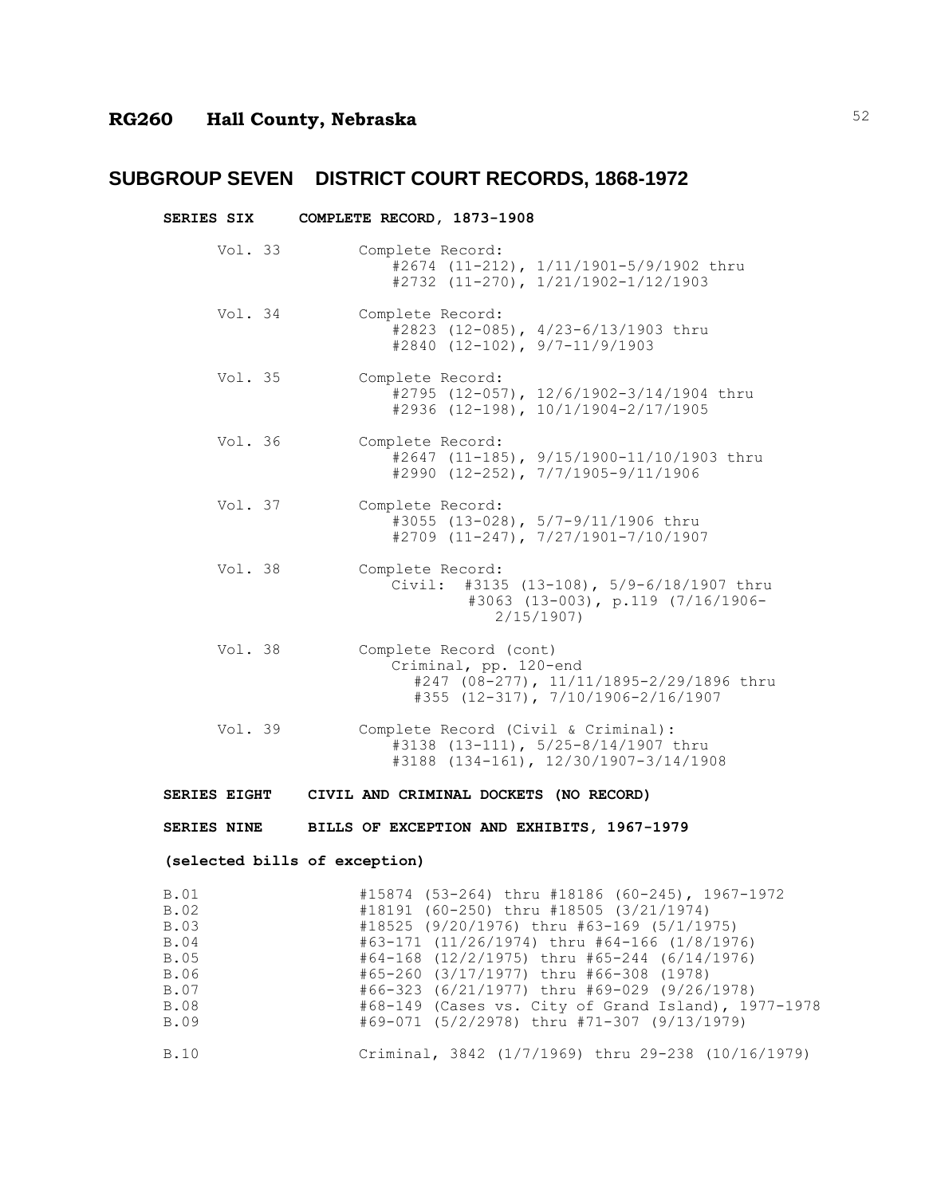# RG260 Hall County, Nebraska

## SUBGROUP SEVEN DISTRICT COURT RECORDS, 1868-1972

### SERIES SIX COMPLETE RECORD, 1873-1908

| | |
|---|---|
| Vol. 33 | Complete Record:<br>#2674 (11-212), 1/11/1901-5/9/1902 thru<br>#2732 (11-270), 1/21/1902-1/12/1903 |
| Vol. 34 | Complete Record:<br>#2823 (12-085), 4/23-6/13/1903 thru<br>#2840 (12-102), 9/7-11/9/1903 |
| Vol. 35 | Complete Record:<br>#2795 (12-057), 12/6/1902-3/14/1904 thru<br>#2936 (12-198), 10/1/1904-2/17/1905 |
| Vol. 36 | Complete Record:<br>#2647 (11-185), 9/15/1900-11/10/1903 thru<br>#2990 (12-252), 7/7/1905-9/11/1906 |
| Vol. 37 | Complete Record:<br>#3055 (13-028), 5/7-9/11/1906 thru<br>#2709 (11-247), 7/27/1901-7/10/1907 |
| Vol. 38 | Complete Record:<br>Civil: #3135 (13-108), 5/9-6/18/1907 thru<br>#3063 (13-003), p.119 (7/16/1906-2/15/1907) |
| Vol. 38 | Complete Record (cont)<br>Criminal, pp. 120-end<br>#247 (08-277), 11/11/1895-2/29/1896 thru<br>#355 (12-317), 7/10/1906-2/16/1907 |
| Vol. 39 | Complete Record (Civil & Criminal):<br>#3138 (13-111), 5/25-8/14/1907 thru<br>#3188 (134-161), 12/30/1907-3/14/1908 |

### SERIES EIGHT CIVIL AND CRIMINAL DOCKETS (NO RECORD)

### SERIES NINE BILLS OF EXCEPTION AND EXHIBITS, 1967-1979

**(selected bills of exception)**

| | |
|---|---|
| B.01 | #15874 (53-264) thru #18186 (60-245), 1967-1972 |
| B.02 | #18191 (60-250) thru #18505 (3/21/1974) |
| B.03 | #18525 (9/20/1976) thru #63-169 (5/1/1975) |
| B.04 | #63-171 (11/26/1974) thru #64-166 (1/8/1976) |
| B.05 | #64-168 (12/2/1975) thru #65-244 (6/14/1976) |
| B.06 | #65-260 (3/17/1977) thru #66-308 (1978) |
| B.07 | #66-323 (6/21/1977) thru #69-029 (9/26/1978) |
| B.08 | #68-149 (Cases vs. City of Grand Island), 1977-1978 |
| B.09 | #69-071 (5/2/2978) thru #71-307 (9/13/1979) |
| B.10 | Criminal, 3842 (1/7/1969) thru 29-238 (10/16/1979) |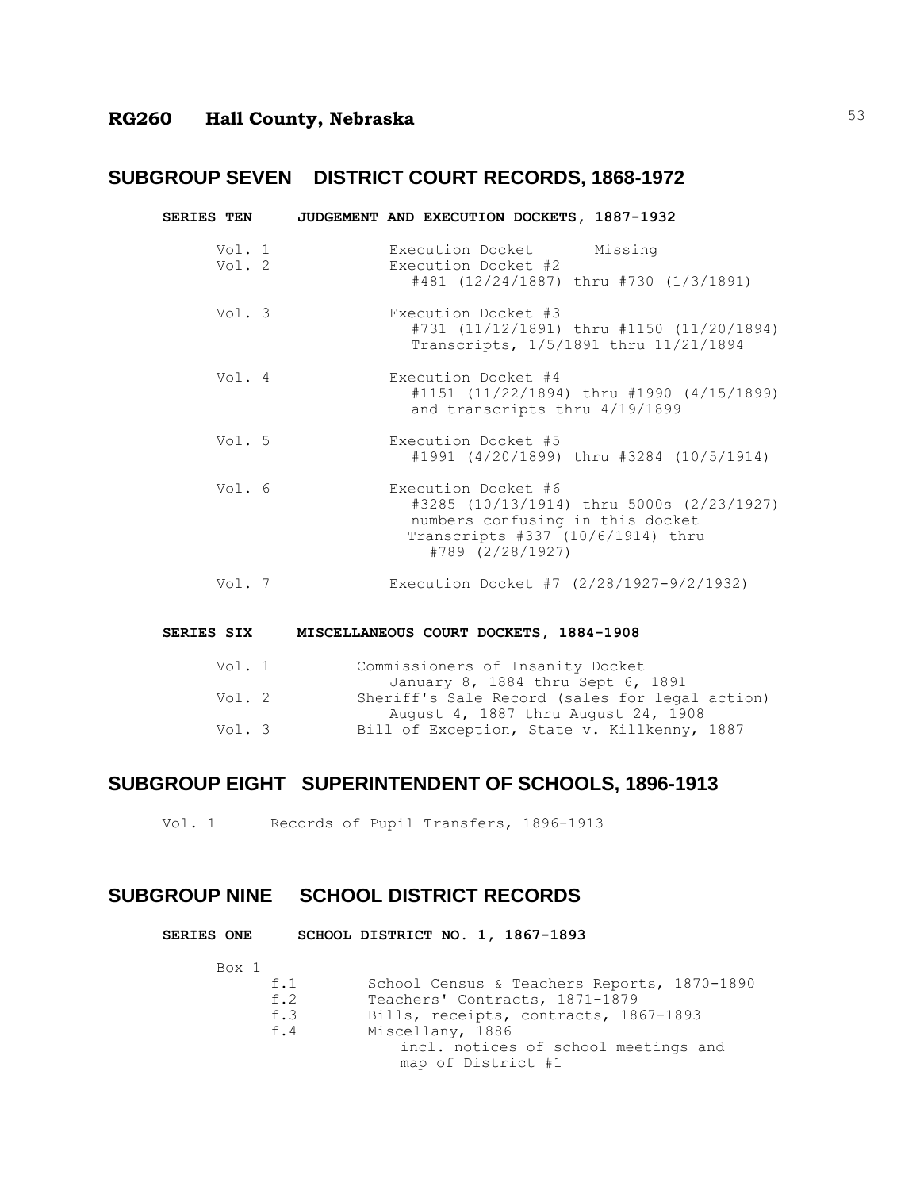## SUBGROUP SEVEN DISTRICT COURT RECORDS, 1868-1972

### SERIES TEN JUDGEMENT AND EXECUTION DOCKETS, 1887-1932

| Volume | Description |
|---|---|
| Vol. 1 | Execution Docket Missing |
| Vol. 2 | Execution Docket #2<br>#481 (12/24/1887) thru #730 (1/3/1891) |
| Vol. 3 | Execution Docket #3<br>#731 (11/12/1891) thru #1150 (11/20/1894)<br>Transcripts, 1/5/1891 thru 11/21/1894 |
| Vol. 4 | Execution Docket #4<br>#1151 (11/22/1894) thru #1990 (4/15/1899)<br>and transcripts thru 4/19/1899 |
| Vol. 5 | Execution Docket #5<br>#1991 (4/20/1899) thru #3284 (10/5/1914) |
| Vol. 6 | Execution Docket #6<br>#3285 (10/13/1914) thru 5000s (2/23/1927)<br>numbers confusing in this docket<br>Transcripts #337 (10/6/1914) thru #789 (2/28/1927) |
| Vol. 7 | Execution Docket #7 (2/28/1927-9/2/1932) |

### SERIES SIX MISCELLANEOUS COURT DOCKETS, 1884-1908

| Volume | Description |
|---|---|
| Vol. 1 | Commissioners of Insanity Docket<br>January 8, 1884 thru Sept 6, 1891 |
| Vol. 2 | Sheriff's Sale Record (sales for legal action)<br>August 4, 1887 thru August 24, 1908 |
| Vol. 3 | Bill of Exception, State v. Killkenny, 1887 |

## SUBGROUP EIGHT SUPERINTENDENT OF SCHOOLS, 1896-1913

Vol. 1 Records of Pupil Transfers, 1896-1913

## SUBGROUP NINE SCHOOL DISTRICT RECORDS

### SERIES ONE SCHOOL DISTRICT NO. 1, 1867-1893

Box 1

| Folder | Description |
|---|---|
| f.1 | School Census & Teachers Reports, 1870-1890 |
| f.2 | Teachers' Contracts, 1871-1879 |
| f.3 | Bills, receipts, contracts, 1867-1893 |
| f.4 | Miscellany, 1886<br>incl. notices of school meetings and map of District #1 |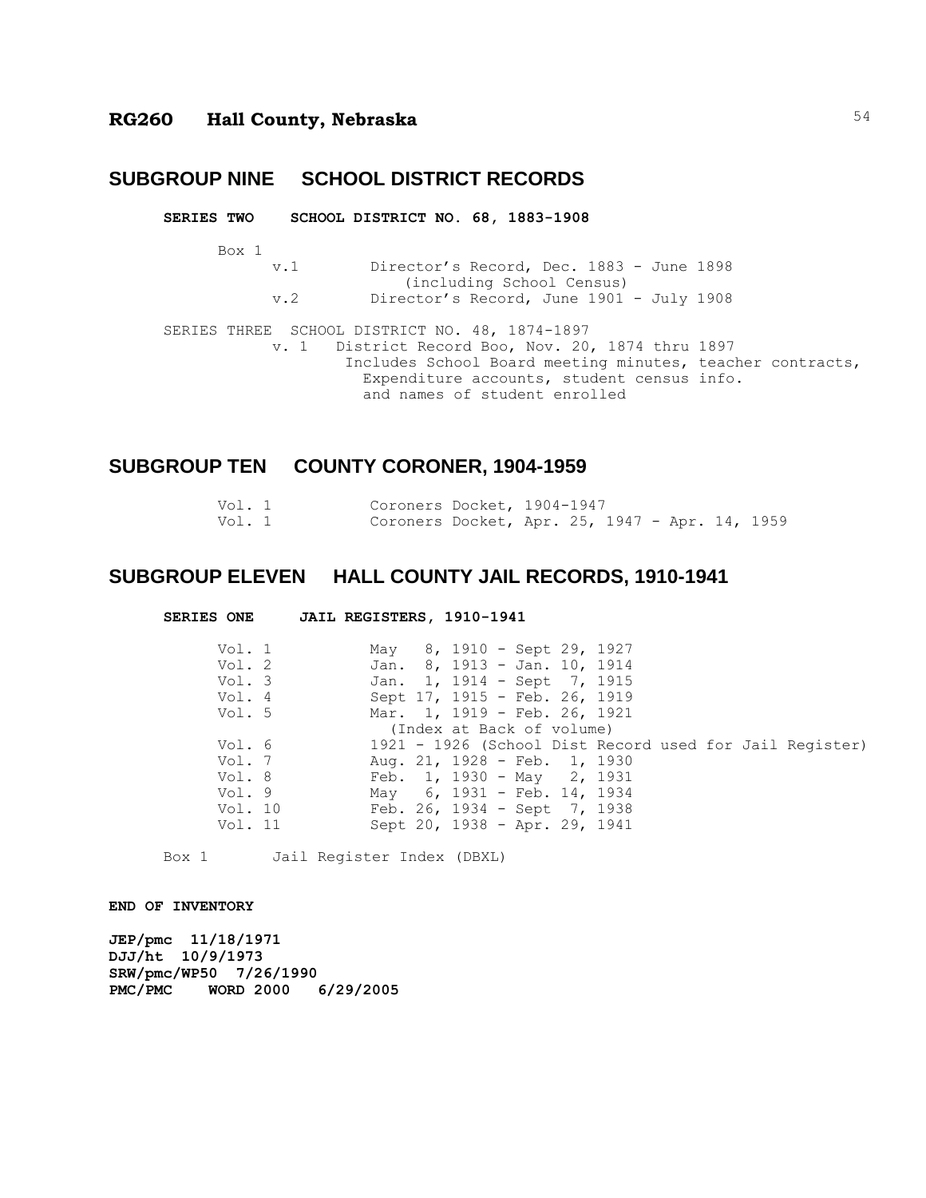## SUBGROUP NINE SCHOOL DISTRICT RECORDS

### SERIES TWO SCHOOL DISTRICT NO. 68, 1883-1908

Box 1

| | |
|---|---|
| v.1 | Director's Record, Dec. 1883 - June 1898 (including School Census) |
| v.2 | Director's Record, June 1901 - July 1908 |

SERIES THREE SCHOOL DISTRICT NO. 48, 1874-1897

v. 1 District Record Boo, Nov. 20, 1874 thru 1897
Includes School Board meeting minutes, teacher contracts, Expenditure accounts, student census info. and names of student enrolled

## SUBGROUP TEN COUNTY CORONER, 1904-1959

| | |
|---|---|
| Vol. 1 | Coroners Docket, 1904-1947 |
| Vol. 1 | Coroners Docket, Apr. 25, 1947 - Apr. 14, 1959 |

## SUBGROUP ELEVEN HALL COUNTY JAIL RECORDS, 1910-1941

### SERIES ONE JAIL REGISTERS, 1910-1941

| | |
|---|---|
| Vol. 1 | May 8, 1910 - Sept 29, 1927 |
| Vol. 2 | Jan. 8, 1913 - Jan. 10, 1914 |
| Vol. 3 | Jan. 1, 1914 - Sept 7, 1915 |
| Vol. 4 | Sept 17, 1915 - Feb. 26, 1919 |
| Vol. 5 | Mar. 1, 1919 - Feb. 26, 1921 (Index at Back of volume) |
| Vol. 6 | 1921 - 1926 (School Dist Record used for Jail Register) |
| Vol. 7 | Aug. 21, 1928 - Feb. 1, 1930 |
| Vol. 8 | Feb. 1, 1930 - May 2, 1931 |
| Vol. 9 | May 6, 1931 - Feb. 14, 1934 |
| Vol. 10 | Feb. 26, 1934 - Sept 7, 1938 |
| Vol. 11 | Sept 20, 1938 - Apr. 29, 1941 |

Box 1 Jail Register Index (DBXL)

**END OF INVENTORY**

**JEP/pmc 11/18/1971**
**DJJ/ht 10/9/1973**
**SRW/pmc/WP50 7/26/1990**
**PMC/PMC WORD 2000 6/29/2005**